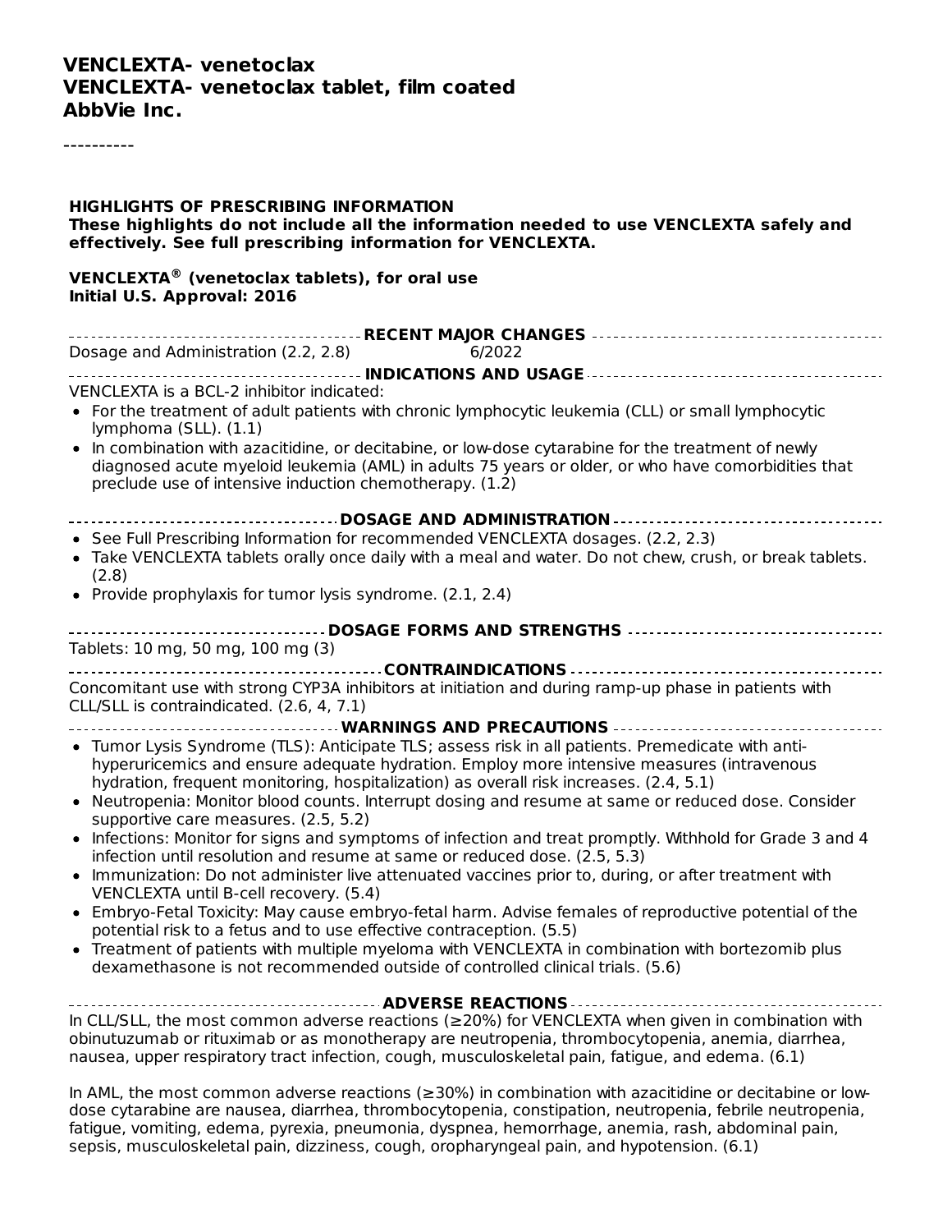# VENCLEXTA- venetoclax
# VENCLEXTA- venetoclax tablet, film coated
# AbbVie Inc.

----------

**HIGHLIGHTS OF PRESCRIBING INFORMATION**
**These highlights do not include all the information needed to use VENCLEXTA safely and effectively. See full prescribing information for VENCLEXTA.**

**VENCLEXTA® (venetoclax tablets), for oral use**
**Initial U.S. Approval: 2016**

## RECENT MAJOR CHANGES

Dosage and Administration (2.2, 2.8) 6/2022

## INDICATIONS AND USAGE

VENCLEXTA is a BCL-2 inhibitor indicated:

- For the treatment of adult patients with chronic lymphocytic leukemia (CLL) or small lymphocytic lymphoma (SLL). (1.1)
- In combination with azacitidine, or decitabine, or low-dose cytarabine for the treatment of newly diagnosed acute myeloid leukemia (AML) in adults 75 years or older, or who have comorbidities that preclude use of intensive induction chemotherapy. (1.2)

## DOSAGE AND ADMINISTRATION

- See Full Prescribing Information for recommended VENCLEXTA dosages. (2.2, 2.3)
- Take VENCLEXTA tablets orally once daily with a meal and water. Do not chew, crush, or break tablets. (2.8)
- Provide prophylaxis for tumor lysis syndrome. (2.1, 2.4)

## DOSAGE FORMS AND STRENGTHS

Tablets: 10 mg, 50 mg, 100 mg (3)

## CONTRAINDICATIONS

Concomitant use with strong CYP3A inhibitors at initiation and during ramp-up phase in patients with CLL/SLL is contraindicated. (2.6, 4, 7.1)

## WARNINGS AND PRECAUTIONS

- Tumor Lysis Syndrome (TLS): Anticipate TLS; assess risk in all patients. Premedicate with anti-hyperuricemics and ensure adequate hydration. Employ more intensive measures (intravenous hydration, frequent monitoring, hospitalization) as overall risk increases. (2.4, 5.1)
- Neutropenia: Monitor blood counts. Interrupt dosing and resume at same or reduced dose. Consider supportive care measures. (2.5, 5.2)
- Infections: Monitor for signs and symptoms of infection and treat promptly. Withhold for Grade 3 and 4 infection until resolution and resume at same or reduced dose. (2.5, 5.3)
- Immunization: Do not administer live attenuated vaccines prior to, during, or after treatment with VENCLEXTA until B-cell recovery. (5.4)
- Embryo-Fetal Toxicity: May cause embryo-fetal harm. Advise females of reproductive potential of the potential risk to a fetus and to use effective contraception. (5.5)
- Treatment of patients with multiple myeloma with VENCLEXTA in combination with bortezomib plus dexamethasone is not recommended outside of controlled clinical trials. (5.6)

## ADVERSE REACTIONS

In CLL/SLL, the most common adverse reactions (≥20%) for VENCLEXTA when given in combination with obinutuzumab or rituximab or as monotherapy are neutropenia, thrombocytopenia, anemia, diarrhea, nausea, upper respiratory tract infection, cough, musculoskeletal pain, fatigue, and edema. (6.1)

In AML, the most common adverse reactions (≥30%) in combination with azacitidine or decitabine or low-dose cytarabine are nausea, diarrhea, thrombocytopenia, constipation, neutropenia, febrile neutropenia, fatigue, vomiting, edema, pyrexia, pneumonia, dyspnea, hemorrhage, anemia, rash, abdominal pain, sepsis, musculoskeletal pain, dizziness, cough, oropharyngeal pain, and hypotension. (6.1)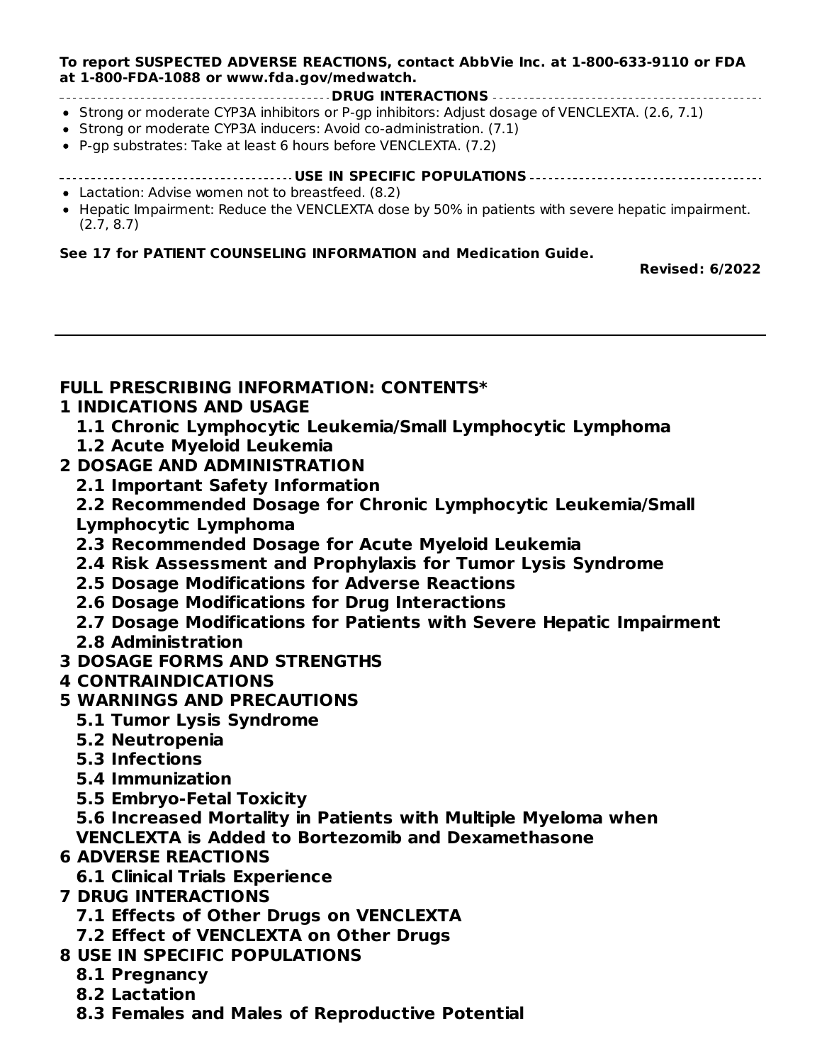**To report SUSPECTED ADVERSE REACTIONS, contact AbbVie Inc. at 1-800-633-9110 or FDA at 1-800-FDA-1088 or www.fda.gov/medwatch.**

**DRUG INTERACTIONS**

- Strong or moderate CYP3A inhibitors or P-gp inhibitors: Adjust dosage of VENCLEXTA. (2.6, 7.1)
- Strong or moderate CYP3A inducers: Avoid co-administration. (7.1)
- P-gp substrates: Take at least 6 hours before VENCLEXTA. (7.2)

**USE IN SPECIFIC POPULATIONS**

- Lactation: Advise women not to breastfeed. (8.2)
- Hepatic Impairment: Reduce the VENCLEXTA dose by 50% in patients with severe hepatic impairment. (2.7, 8.7)

**See 17 for PATIENT COUNSELING INFORMATION and Medication Guide.**

**Revised: 6/2022**

---

## FULL PRESCRIBING INFORMATION: CONTENTS*

**1 INDICATIONS AND USAGE**
- **1.1 Chronic Lymphocytic Leukemia/Small Lymphocytic Lymphoma**
- **1.2 Acute Myeloid Leukemia**

**2 DOSAGE AND ADMINISTRATION**
- **2.1 Important Safety Information**
- **2.2 Recommended Dosage for Chronic Lymphocytic Leukemia/Small Lymphocytic Lymphoma**
- **2.3 Recommended Dosage for Acute Myeloid Leukemia**
- **2.4 Risk Assessment and Prophylaxis for Tumor Lysis Syndrome**
- **2.5 Dosage Modifications for Adverse Reactions**
- **2.6 Dosage Modifications for Drug Interactions**
- **2.7 Dosage Modifications for Patients with Severe Hepatic Impairment**
- **2.8 Administration**

**3 DOSAGE FORMS AND STRENGTHS**

**4 CONTRAINDICATIONS**

**5 WARNINGS AND PRECAUTIONS**
- **5.1 Tumor Lysis Syndrome**
- **5.2 Neutropenia**
- **5.3 Infections**
- **5.4 Immunization**
- **5.5 Embryo-Fetal Toxicity**
- **5.6 Increased Mortality in Patients with Multiple Myeloma when VENCLEXTA is Added to Bortezomib and Dexamethasone**

**6 ADVERSE REACTIONS**
- **6.1 Clinical Trials Experience**

**7 DRUG INTERACTIONS**
- **7.1 Effects of Other Drugs on VENCLEXTA**
- **7.2 Effect of VENCLEXTA on Other Drugs**

**8 USE IN SPECIFIC POPULATIONS**
- **8.1 Pregnancy**
- **8.2 Lactation**
- **8.3 Females and Males of Reproductive Potential**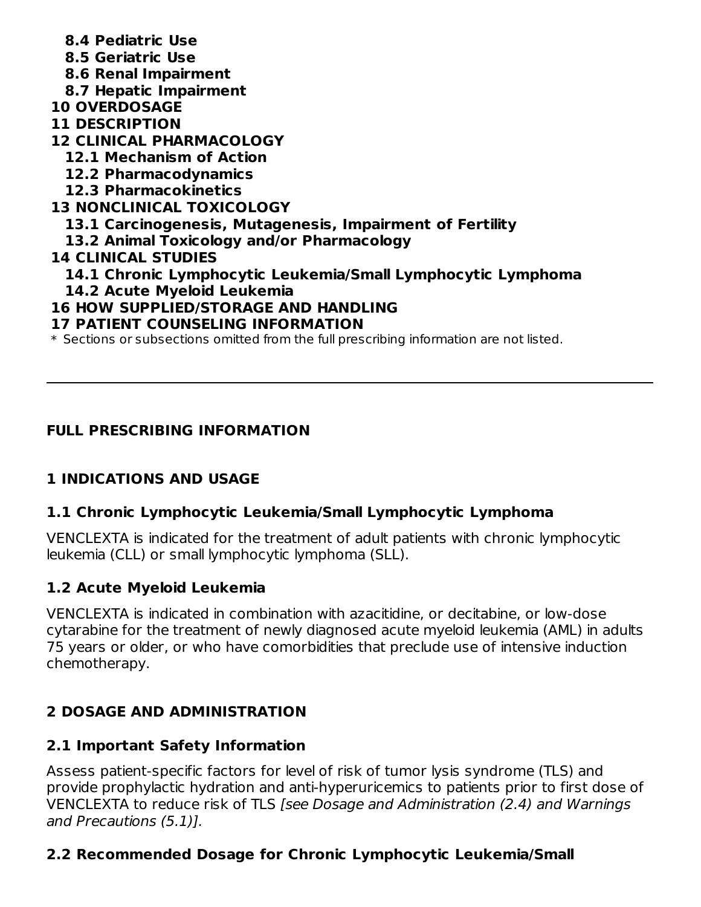**8.4 Pediatric Use**
**8.5 Geriatric Use**
**8.6 Renal Impairment**
**8.7 Hepatic Impairment**
**10 OVERDOSAGE**
**11 DESCRIPTION**
**12 CLINICAL PHARMACOLOGY**
**12.1 Mechanism of Action**
**12.2 Pharmacodynamics**
**12.3 Pharmacokinetics**
**13 NONCLINICAL TOXICOLOGY**
**13.1 Carcinogenesis, Mutagenesis, Impairment of Fertility**
**13.2 Animal Toxicology and/or Pharmacology**
**14 CLINICAL STUDIES**
**14.1 Chronic Lymphocytic Leukemia/Small Lymphocytic Lymphoma**
**14.2 Acute Myeloid Leukemia**
**16 HOW SUPPLIED/STORAGE AND HANDLING**
**17 PATIENT COUNSELING INFORMATION**

* Sections or subsections omitted from the full prescribing information are not listed.

---

# FULL PRESCRIBING INFORMATION

## 1 INDICATIONS AND USAGE

### 1.1 Chronic Lymphocytic Leukemia/Small Lymphocytic Lymphoma

VENCLEXTA is indicated for the treatment of adult patients with chronic lymphocytic leukemia (CLL) or small lymphocytic lymphoma (SLL).

### 1.2 Acute Myeloid Leukemia

VENCLEXTA is indicated in combination with azacitidine, or decitabine, or low-dose cytarabine for the treatment of newly diagnosed acute myeloid leukemia (AML) in adults 75 years or older, or who have comorbidities that preclude use of intensive induction chemotherapy.

## 2 DOSAGE AND ADMINISTRATION

### 2.1 Important Safety Information

Assess patient-specific factors for level of risk of tumor lysis syndrome (TLS) and provide prophylactic hydration and anti-hyperuricemics to patients prior to first dose of VENCLEXTA to reduce risk of TLS *[see Dosage and Administration (2.4) and Warnings and Precautions (5.1)].*

### 2.2 Recommended Dosage for Chronic Lymphocytic Leukemia/Small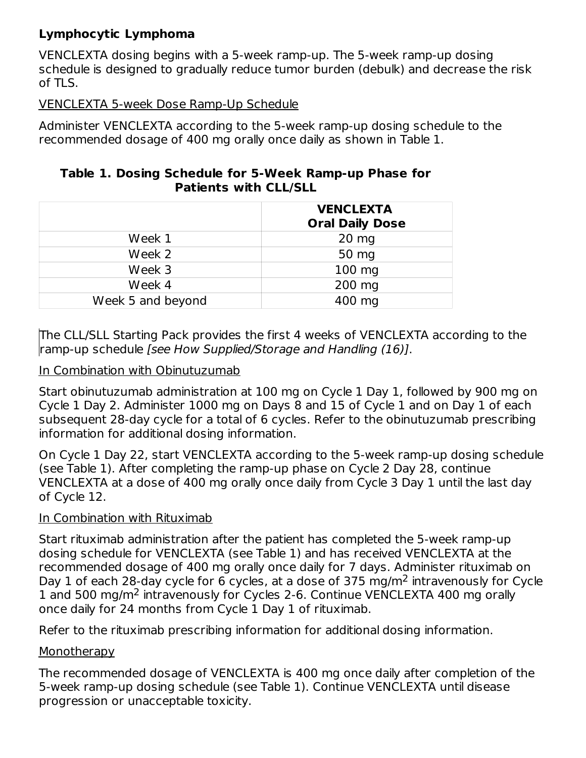**Lymphocytic Lymphoma**

VENCLEXTA dosing begins with a 5-week ramp-up. The 5-week ramp-up dosing schedule is designed to gradually reduce tumor burden (debulk) and decrease the risk of TLS.

VENCLEXTA 5-week Dose Ramp-Up Schedule

Administer VENCLEXTA according to the 5-week ramp-up dosing schedule to the recommended dosage of 400 mg orally once daily as shown in Table 1.

**Table 1. Dosing Schedule for 5-Week Ramp-up Phase for Patients with CLL/SLL**

| | **VENCLEXTA Oral Daily Dose** |
|---|---|
| Week 1 | 20 mg |
| Week 2 | 50 mg |
| Week 3 | 100 mg |
| Week 4 | 200 mg |
| Week 5 and beyond | 400 mg |

The CLL/SLL Starting Pack provides the first 4 weeks of VENCLEXTA according to the ramp-up schedule *[see How Supplied/Storage and Handling (16)]*.

In Combination with Obinutuzumab

Start obinutuzumab administration at 100 mg on Cycle 1 Day 1, followed by 900 mg on Cycle 1 Day 2. Administer 1000 mg on Days 8 and 15 of Cycle 1 and on Day 1 of each subsequent 28-day cycle for a total of 6 cycles. Refer to the obinutuzumab prescribing information for additional dosing information.

On Cycle 1 Day 22, start VENCLEXTA according to the 5-week ramp-up dosing schedule (see Table 1). After completing the ramp-up phase on Cycle 2 Day 28, continue VENCLEXTA at a dose of 400 mg orally once daily from Cycle 3 Day 1 until the last day of Cycle 12.

In Combination with Rituximab

Start rituximab administration after the patient has completed the 5-week ramp-up dosing schedule for VENCLEXTA (see Table 1) and has received VENCLEXTA at the recommended dosage of 400 mg orally once daily for 7 days. Administer rituximab on Day 1 of each 28-day cycle for 6 cycles, at a dose of 375 mg/m$^2$ intravenously for Cycle 1 and 500 mg/m$^2$ intravenously for Cycles 2-6. Continue VENCLEXTA 400 mg orally once daily for 24 months from Cycle 1 Day 1 of rituximab.

Refer to the rituximab prescribing information for additional dosing information.

Monotherapy

The recommended dosage of VENCLEXTA is 400 mg once daily after completion of the 5-week ramp-up dosing schedule (see Table 1). Continue VENCLEXTA until disease progression or unacceptable toxicity.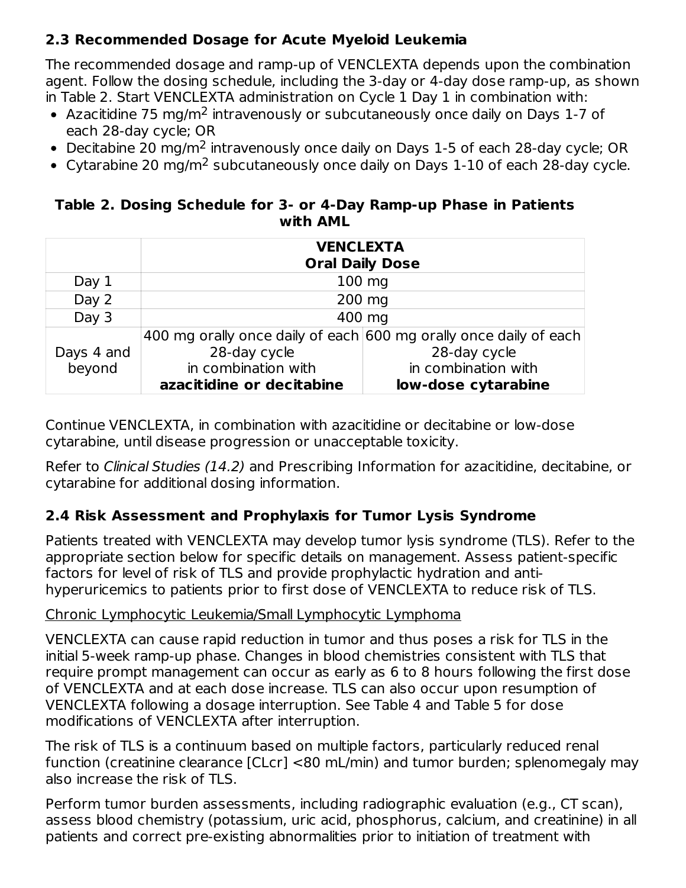## 2.3 Recommended Dosage for Acute Myeloid Leukemia

The recommended dosage and ramp-up of VENCLEXTA depends upon the combination agent. Follow the dosing schedule, including the 3-day or 4-day dose ramp-up, as shown in Table 2. Start VENCLEXTA administration on Cycle 1 Day 1 in combination with:

- Azacitidine 75 mg/m$^2$ intravenously or subcutaneously once daily on Days 1-7 of each 28-day cycle; OR
- Decitabine 20 mg/m$^2$ intravenously once daily on Days 1-5 of each 28-day cycle; OR
- Cytarabine 20 mg/m$^2$ subcutaneously once daily on Days 1-10 of each 28-day cycle.

**Table 2. Dosing Schedule for 3- or 4-Day Ramp-up Phase in Patients with AML**

| | **VENCLEXTA Oral Daily Dose** | |
|---|---|---|
| Day 1 | 100 mg | |
| Day 2 | 200 mg | |
| Day 3 | 400 mg | |
| Days 4 and beyond | 400 mg orally once daily of each 28-day cycle in combination with **azacitidine or decitabine** | 600 mg orally once daily of each 28-day cycle in combination with **low-dose cytarabine** |

Continue VENCLEXTA, in combination with azacitidine or decitabine or low-dose cytarabine, until disease progression or unacceptable toxicity.

Refer to *Clinical Studies (14.2)* and Prescribing Information for azacitidine, decitabine, or cytarabine for additional dosing information.

## 2.4 Risk Assessment and Prophylaxis for Tumor Lysis Syndrome

Patients treated with VENCLEXTA may develop tumor lysis syndrome (TLS). Refer to the appropriate section below for specific details on management. Assess patient-specific factors for level of risk of TLS and provide prophylactic hydration and anti-hyperuricemics to patients prior to first dose of VENCLEXTA to reduce risk of TLS.

Chronic Lymphocytic Leukemia/Small Lymphocytic Lymphoma

VENCLEXTA can cause rapid reduction in tumor and thus poses a risk for TLS in the initial 5-week ramp-up phase. Changes in blood chemistries consistent with TLS that require prompt management can occur as early as 6 to 8 hours following the first dose of VENCLEXTA and at each dose increase. TLS can also occur upon resumption of VENCLEXTA following a dosage interruption. See Table 4 and Table 5 for dose modifications of VENCLEXTA after interruption.

The risk of TLS is a continuum based on multiple factors, particularly reduced renal function (creatinine clearance [CLcr] <80 mL/min) and tumor burden; splenomegaly may also increase the risk of TLS.

Perform tumor burden assessments, including radiographic evaluation (e.g., CT scan), assess blood chemistry (potassium, uric acid, phosphorus, calcium, and creatinine) in all patients and correct pre-existing abnormalities prior to initiation of treatment with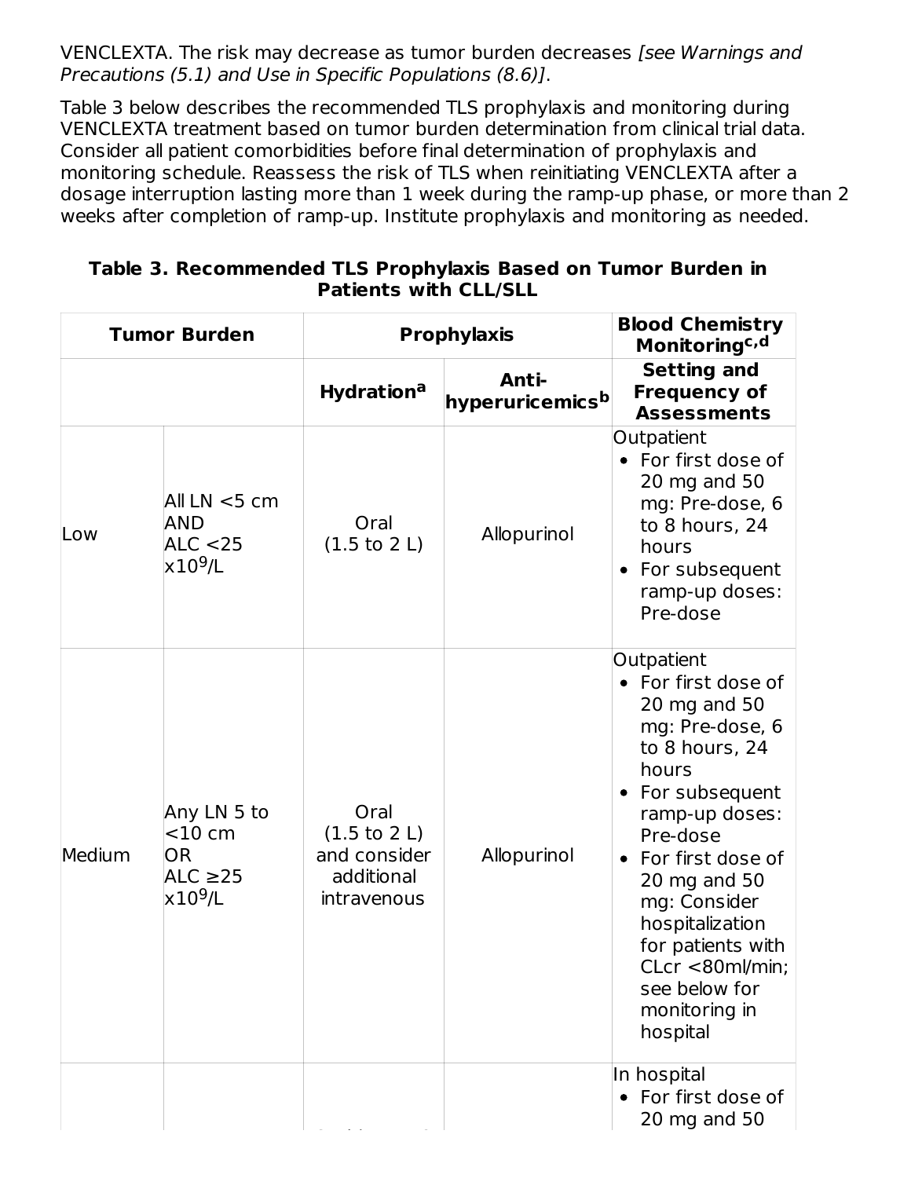VENCLEXTA. The risk may decrease as tumor burden decreases *[see Warnings and Precautions (5.1) and Use in Specific Populations (8.6)]*.

Table 3 below describes the recommended TLS prophylaxis and monitoring during VENCLEXTA treatment based on tumor burden determination from clinical trial data. Consider all patient comorbidities before final determination of prophylaxis and monitoring schedule. Reassess the risk of TLS when reinitiating VENCLEXTA after a dosage interruption lasting more than 1 week during the ramp-up phase, or more than 2 weeks after completion of ramp-up. Institute prophylaxis and monitoring as needed.

**Table 3. Recommended TLS Prophylaxis Based on Tumor Burden in Patients with CLL/SLL**

| Tumor Burden | | Prophylaxis | | Blood Chemistry Monitoring[c,d] |
|---|---|---|---|---|
| | | Hydration[a] | Anti-hyperuricemics[b] | Setting and Frequency of Assessments |
| Low | All LN <5 cm AND ALC <25 $\times10^9$/L | Oral (1.5 to 2 L) | Allopurinol | Outpatient<br>• For first dose of 20 mg and 50 mg: Pre-dose, 6 to 8 hours, 24 hours<br>• For subsequent ramp-up doses: Pre-dose |
| Medium | Any LN 5 to <10 cm OR ALC ≥25 $\times10^9$/L | Oral (1.5 to 2 L) and consider additional intravenous | Allopurinol | Outpatient<br>• For first dose of 20 mg and 50 mg: Pre-dose, 6 to 8 hours, 24 hours<br>• For subsequent ramp-up doses: Pre-dose<br>• For first dose of 20 mg and 50 mg: Consider hospitalization for patients with CLcr <80ml/min; see below for monitoring in hospital |
| | | | | In hospital<br>• For first dose of 20 mg and 50 |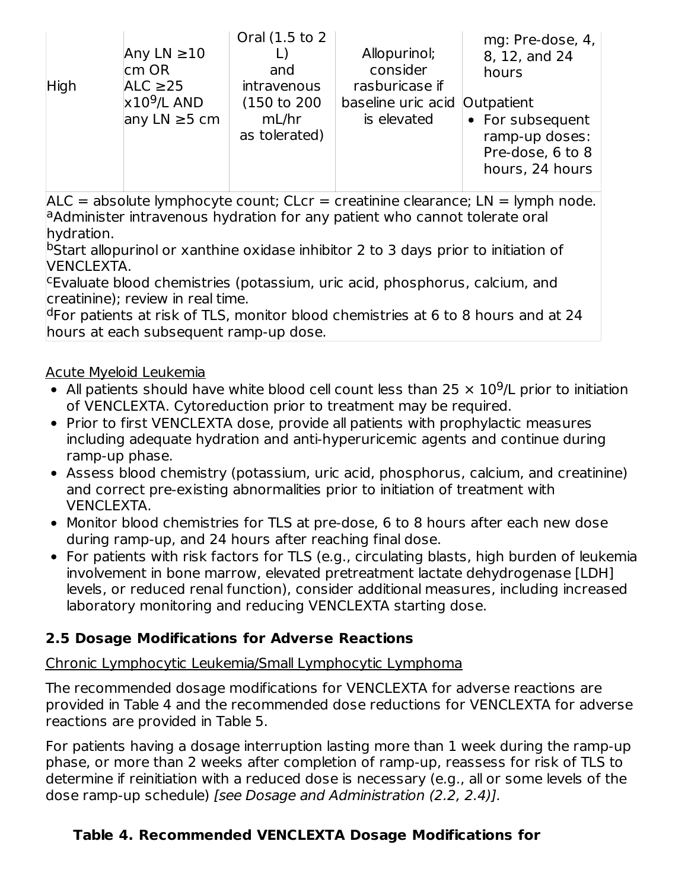| | | | | |
|---|---|---|---|---|
| High | Any LN ≥10 cm OR ALC ≥25 $x10^9$/L AND any LN ≥5 cm | Oral (1.5 to 2 L) and intravenous (150 to 200 mL/hr as tolerated) | Allopurinol; consider rasburicase if baseline uric acid is elevated | mg: Pre-dose, 4, 8, 12, and 24 hours<br>Outpatient<br>• For subsequent ramp-up doses: Pre-dose, 6 to 8 hours, 24 hours |

ALC = absolute lymphocyte count; CLcr = creatinine clearance; LN = lymph node.
[a]Administer intravenous hydration for any patient who cannot tolerate oral hydration.
[b]Start allopurinol or xanthine oxidase inhibitor 2 to 3 days prior to initiation of VENCLEXTA.
[c]Evaluate blood chemistries (potassium, uric acid, phosphorus, calcium, and creatinine); review in real time.
[d]For patients at risk of TLS, monitor blood chemistries at 6 to 8 hours and at 24 hours at each subsequent ramp-up dose.

Acute Myeloid Leukemia

- All patients should have white blood cell count less than 25 × $10^9$/L prior to initiation of VENCLEXTA. Cytoreduction prior to treatment may be required.
- Prior to first VENCLEXTA dose, provide all patients with prophylactic measures including adequate hydration and anti-hyperuricemic agents and continue during ramp-up phase.
- Assess blood chemistry (potassium, uric acid, phosphorus, calcium, and creatinine) and correct pre-existing abnormalities prior to initiation of treatment with VENCLEXTA.
- Monitor blood chemistries for TLS at pre-dose, 6 to 8 hours after each new dose during ramp-up, and 24 hours after reaching final dose.
- For patients with risk factors for TLS (e.g., circulating blasts, high burden of leukemia involvement in bone marrow, elevated pretreatment lactate dehydrogenase [LDH] levels, or reduced renal function), consider additional measures, including increased laboratory monitoring and reducing VENCLEXTA starting dose.

## 2.5 Dosage Modifications for Adverse Reactions

Chronic Lymphocytic Leukemia/Small Lymphocytic Lymphoma

The recommended dosage modifications for VENCLEXTA for adverse reactions are provided in Table 4 and the recommended dose reductions for VENCLEXTA for adverse reactions are provided in Table 5.

For patients having a dosage interruption lasting more than 1 week during the ramp-up phase, or more than 2 weeks after completion of ramp-up, reassess for risk of TLS to determine if reinitiation with a reduced dose is necessary (e.g., all or some levels of the dose ramp-up schedule) *[see Dosage and Administration (2.2, 2.4)].*

**Table 4. Recommended VENCLEXTA Dosage Modifications for**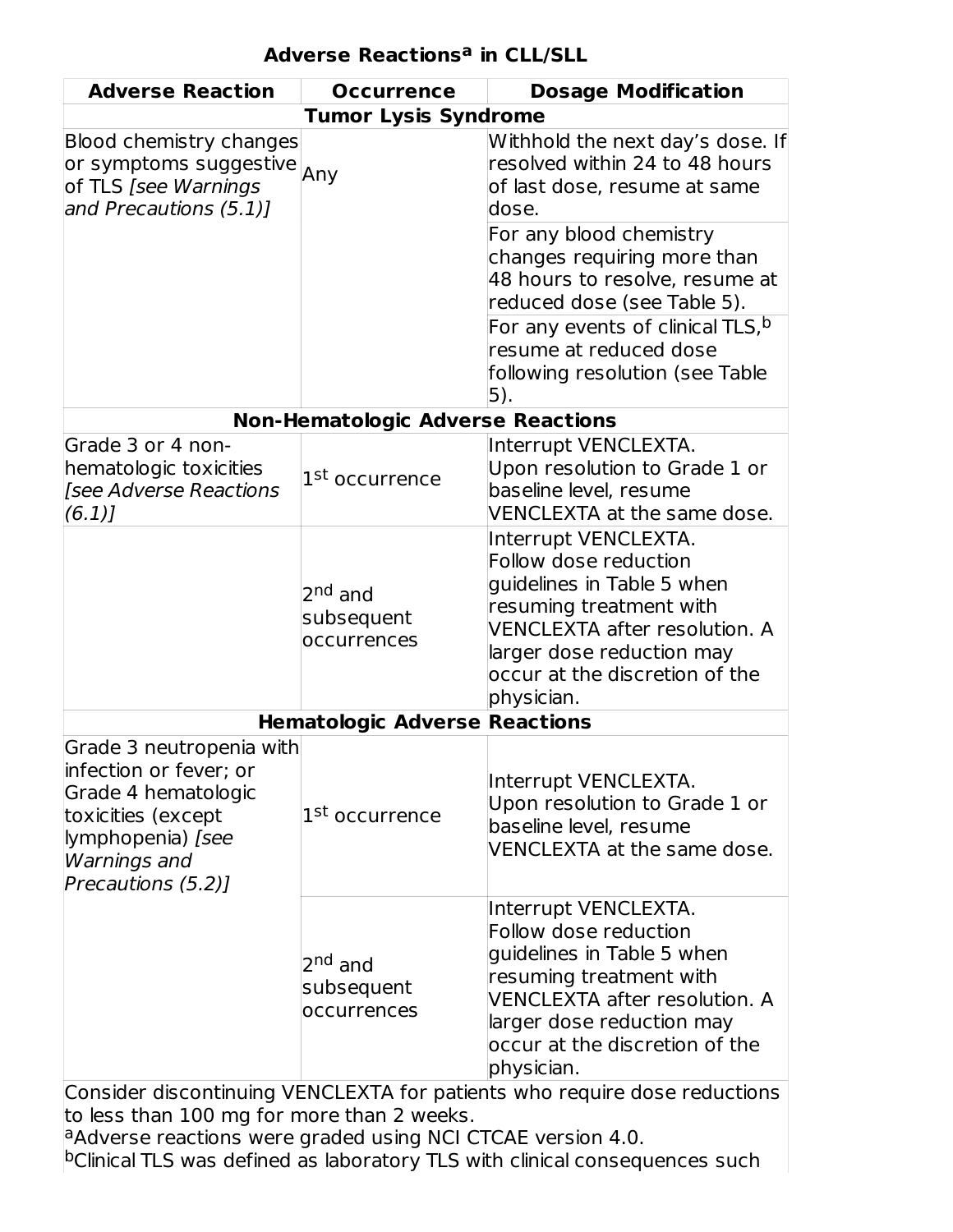**Adverse Reactions[a] in CLL/SLL**

| Adverse Reaction | Occurrence | Dosage Modification |
|---|---|---|
| **Tumor Lysis Syndrome** | | |
| Blood chemistry changes or symptoms suggestive of TLS *[see Warnings and Precautions (5.1)]* | Any | Withhold the next day's dose. If resolved within 24 to 48 hours of last dose, resume at same dose. |
| | | For any blood chemistry changes requiring more than 48 hours to resolve, resume at reduced dose (see Table 5). |
| | | For any events of clinical TLS,[b] resume at reduced dose following resolution (see Table 5). |
| **Non-Hematologic Adverse Reactions** | | |
| Grade 3 or 4 non-hematologic toxicities *[see Adverse Reactions (6.1)]* | 1st occurrence | Interrupt VENCLEXTA. Upon resolution to Grade 1 or baseline level, resume VENCLEXTA at the same dose. |
| | 2nd and subsequent occurrences | Interrupt VENCLEXTA. Follow dose reduction guidelines in Table 5 when resuming treatment with VENCLEXTA after resolution. A larger dose reduction may occur at the discretion of the physician. |
| **Hematologic Adverse Reactions** | | |
| Grade 3 neutropenia with infection or fever; or Grade 4 hematologic toxicities (except lymphopenia) *[see Warnings and Precautions (5.2)]* | 1st occurrence | Interrupt VENCLEXTA. Upon resolution to Grade 1 or baseline level, resume VENCLEXTA at the same dose. |
| | 2nd and subsequent occurrences | Interrupt VENCLEXTA. Follow dose reduction guidelines in Table 5 when resuming treatment with VENCLEXTA after resolution. A larger dose reduction may occur at the discretion of the physician. |

Consider discontinuing VENCLEXTA for patients who require dose reductions to less than 100 mg for more than 2 weeks.

[a]Adverse reactions were graded using NCI CTCAE version 4.0.

[b]Clinical TLS was defined as laboratory TLS with clinical consequences such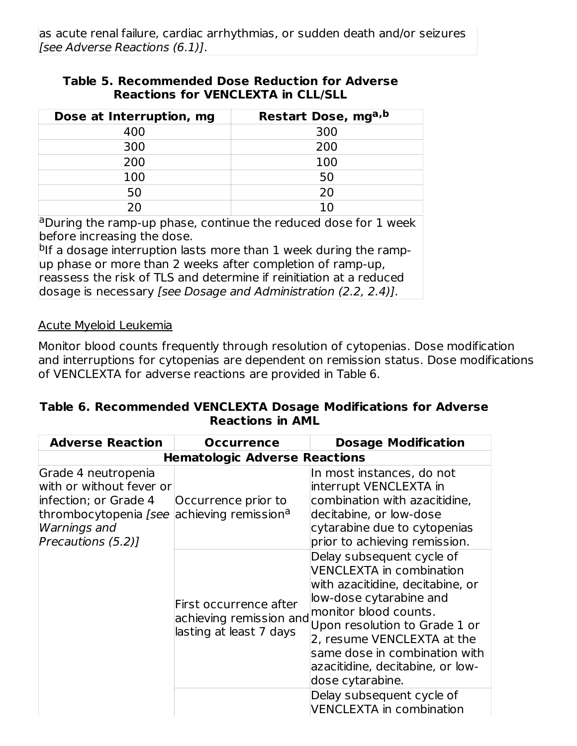as acute renal failure, cardiac arrhythmias, or sudden death and/or seizures *[see Adverse Reactions (6.1)]*.

**Table 5. Recommended Dose Reduction for Adverse Reactions for VENCLEXTA in CLL/SLL**

| Dose at Interruption, mg | Restart Dose, mg[a,b] |
|---|---|
| 400 | 300 |
| 300 | 200 |
| 200 | 100 |
| 100 | 50 |
| 50 | 20 |
| 20 | 10 |

[a]During the ramp-up phase, continue the reduced dose for 1 week before increasing the dose.
[b]If a dosage interruption lasts more than 1 week during the ramp-up phase or more than 2 weeks after completion of ramp-up, reassess the risk of TLS and determine if reinitiation at a reduced dosage is necessary *[see Dosage and Administration (2.2, 2.4)]*.

Acute Myeloid Leukemia

Monitor blood counts frequently through resolution of cytopenias. Dose modification and interruptions for cytopenias are dependent on remission status. Dose modifications of VENCLEXTA for adverse reactions are provided in Table 6.

**Table 6. Recommended VENCLEXTA Dosage Modifications for Adverse Reactions in AML**

| Adverse Reaction | Occurrence | Dosage Modification |
|---|---|---|
| **Hematologic Adverse Reactions** | | |
| Grade 4 neutropenia with or without fever or infection; or Grade 4 thrombocytopenia *[see Warnings and Precautions (5.2)]* | Occurrence prior to achieving remission[a] | In most instances, do not interrupt VENCLEXTA in combination with azacitidine, decitabine, or low-dose cytarabine due to cytopenias prior to achieving remission. |
| | First occurrence after achieving remission and lasting at least 7 days | Delay subsequent cycle of VENCLEXTA in combination with azacitidine, decitabine, or low-dose cytarabine and monitor blood counts. Upon resolution to Grade 1 or 2, resume VENCLEXTA at the same dose in combination with azacitidine, decitabine, or low-dose cytarabine. |
| | | Delay subsequent cycle of VENCLEXTA in combination |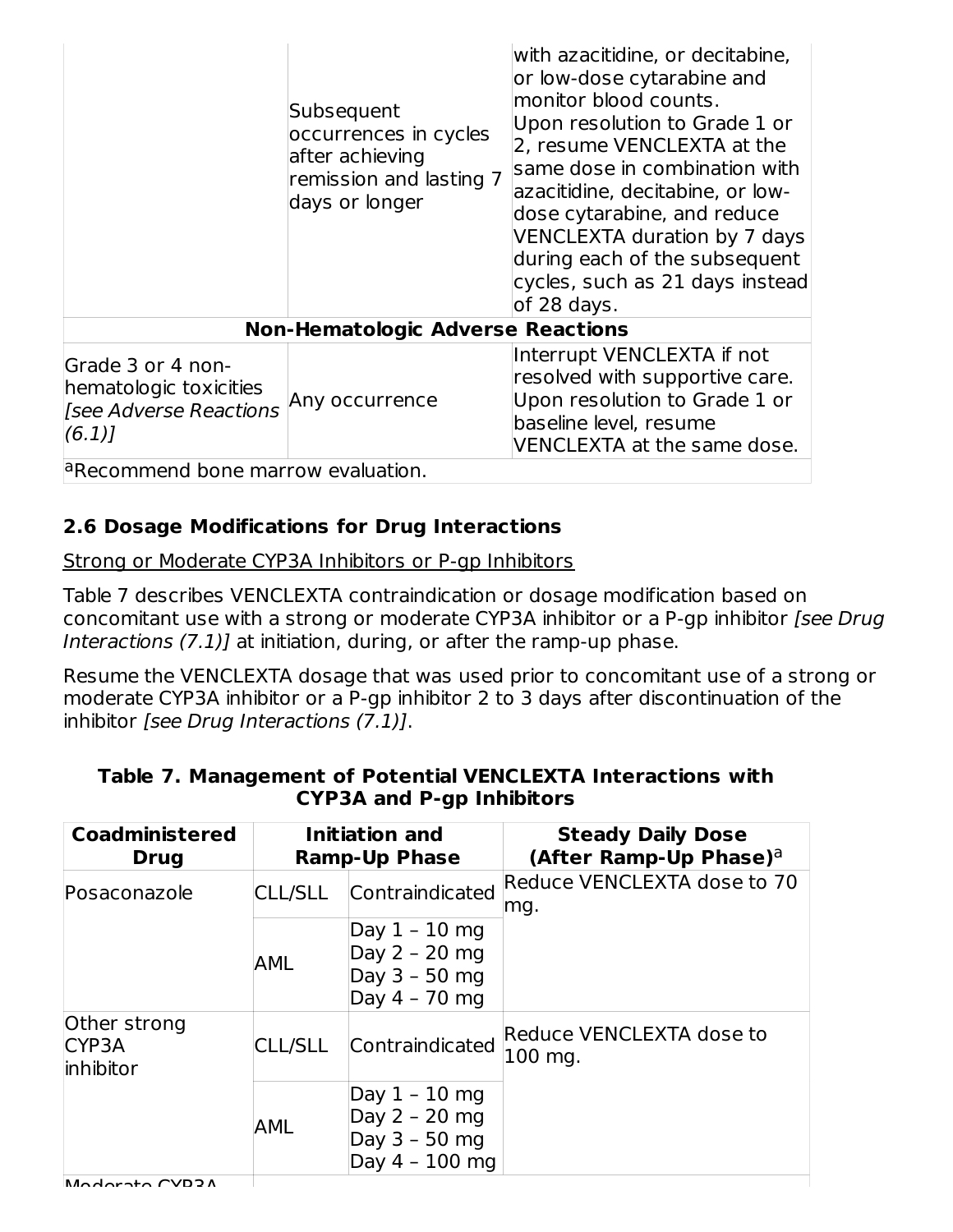| | | |
|---|---|---|
| | Subsequent occurrences in cycles after achieving remission and lasting 7 days or longer | with azacitidine, or decitabine, or low-dose cytarabine and monitor blood counts. Upon resolution to Grade 1 or 2, resume VENCLEXTA at the same dose in combination with azacitidine, decitabine, or low-dose cytarabine, and reduce VENCLEXTA duration by 7 days during each of the subsequent cycles, such as 21 days instead of 28 days. |
| **Non-Hematologic Adverse Reactions** | | |
| Grade 3 or 4 non-hematologic toxicities *[see Adverse Reactions (6.1)]* | Any occurrence | Interrupt VENCLEXTA if not resolved with supportive care. Upon resolution to Grade 1 or baseline level, resume VENCLEXTA at the same dose. |

[a]Recommend bone marrow evaluation.

### 2.6 Dosage Modifications for Drug Interactions

Strong or Moderate CYP3A Inhibitors or P-gp Inhibitors

Table 7 describes VENCLEXTA contraindication or dosage modification based on concomitant use with a strong or moderate CYP3A inhibitor or a P-gp inhibitor *[see Drug Interactions (7.1)]* at initiation, during, or after the ramp-up phase.

Resume the VENCLEXTA dosage that was used prior to concomitant use of a strong or moderate CYP3A inhibitor or a P-gp inhibitor 2 to 3 days after discontinuation of the inhibitor *[see Drug Interactions (7.1)]*.

**Table 7. Management of Potential VENCLEXTA Interactions with CYP3A and P-gp Inhibitors**

| Coadministered Drug | Initiation and Ramp-Up Phase | | Steady Daily Dose (After Ramp-Up Phase)[a] |
|---|---|---|---|
| Posaconazole | CLL/SLL | Contraindicated | Reduce VENCLEXTA dose to 70 mg. |
| | AML | Day 1 – 10 mg<br>Day 2 – 20 mg<br>Day 3 – 50 mg<br>Day 4 – 70 mg | |
| Other strong CYP3A inhibitor | CLL/SLL | Contraindicated | Reduce VENCLEXTA dose to 100 mg. |
| | AML | Day 1 – 10 mg<br>Day 2 – 20 mg<br>Day 3 – 50 mg<br>Day 4 – 100 mg | |
| Moderate CYP3A | | | |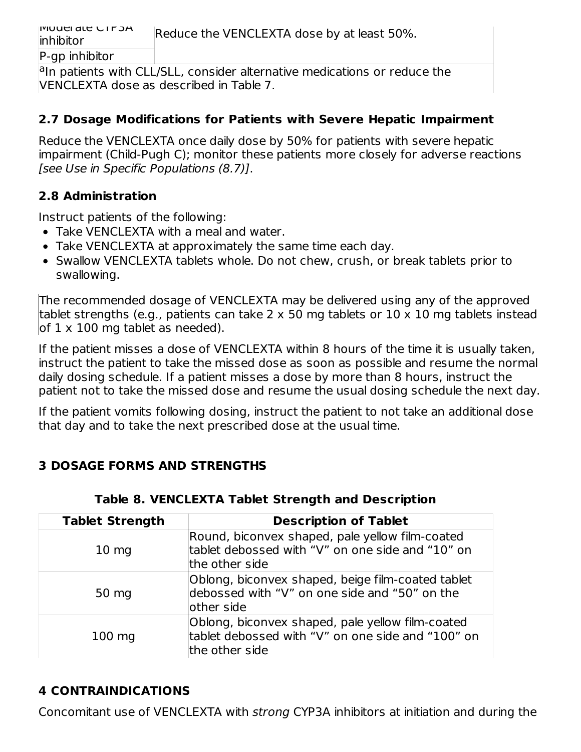| Moderate CYP3A inhibitor | Reduce the VENCLEXTA dose by at least 50%. |
| --- | --- |
| P-gp inhibitor | |
| [a]In patients with CLL/SLL, consider alternative medications or reduce the VENCLEXTA dose as described in Table 7. | |

### 2.7 Dosage Modifications for Patients with Severe Hepatic Impairment

Reduce the VENCLEXTA once daily dose by 50% for patients with severe hepatic impairment (Child-Pugh C); monitor these patients more closely for adverse reactions *[see Use in Specific Populations (8.7)]*.

### 2.8 Administration

Instruct patients of the following:

- Take VENCLEXTA with a meal and water.
- Take VENCLEXTA at approximately the same time each day.
- Swallow VENCLEXTA tablets whole. Do not chew, crush, or break tablets prior to swallowing.

The recommended dosage of VENCLEXTA may be delivered using any of the approved tablet strengths (e.g., patients can take 2 x 50 mg tablets or 10 x 10 mg tablets instead of 1 x 100 mg tablet as needed).

If the patient misses a dose of VENCLEXTA within 8 hours of the time it is usually taken, instruct the patient to take the missed dose as soon as possible and resume the normal daily dosing schedule. If a patient misses a dose by more than 8 hours, instruct the patient not to take the missed dose and resume the usual dosing schedule the next day.

If the patient vomits following dosing, instruct the patient to not take an additional dose that day and to take the next prescribed dose at the usual time.

## 3 DOSAGE FORMS AND STRENGTHS

**Table 8. VENCLEXTA Tablet Strength and Description**

| Tablet Strength | Description of Tablet |
| --- | --- |
| 10 mg | Round, biconvex shaped, pale yellow film-coated tablet debossed with “V” on one side and “10” on the other side |
| 50 mg | Oblong, biconvex shaped, beige film-coated tablet debossed with “V” on one side and “50” on the other side |
| 100 mg | Oblong, biconvex shaped, pale yellow film-coated tablet debossed with “V” on one side and “100” on the other side |

## 4 CONTRAINDICATIONS

Concomitant use of VENCLEXTA with *strong* CYP3A inhibitors at initiation and during the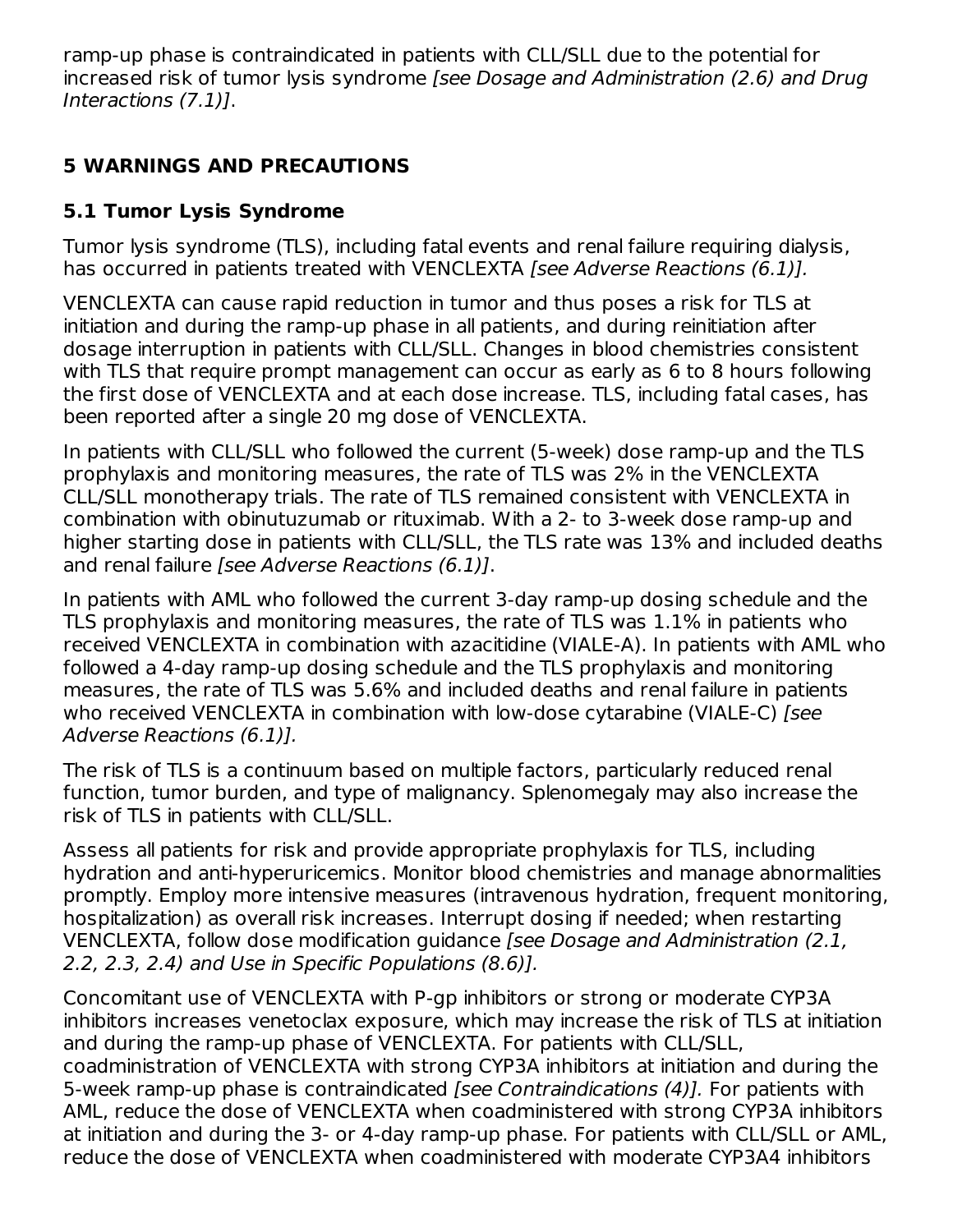ramp-up phase is contraindicated in patients with CLL/SLL due to the potential for increased risk of tumor lysis syndrome *[see Dosage and Administration (2.6) and Drug Interactions (7.1)]*.

## 5 WARNINGS AND PRECAUTIONS

### 5.1 Tumor Lysis Syndrome

Tumor lysis syndrome (TLS), including fatal events and renal failure requiring dialysis, has occurred in patients treated with VENCLEXTA *[see Adverse Reactions (6.1)].*

VENCLEXTA can cause rapid reduction in tumor and thus poses a risk for TLS at initiation and during the ramp-up phase in all patients, and during reinitiation after dosage interruption in patients with CLL/SLL. Changes in blood chemistries consistent with TLS that require prompt management can occur as early as 6 to 8 hours following the first dose of VENCLEXTA and at each dose increase. TLS, including fatal cases, has been reported after a single 20 mg dose of VENCLEXTA.

In patients with CLL/SLL who followed the current (5-week) dose ramp-up and the TLS prophylaxis and monitoring measures, the rate of TLS was 2% in the VENCLEXTA CLL/SLL monotherapy trials. The rate of TLS remained consistent with VENCLEXTA in combination with obinutuzumab or rituximab. With a 2- to 3-week dose ramp-up and higher starting dose in patients with CLL/SLL, the TLS rate was 13% and included deaths and renal failure *[see Adverse Reactions (6.1)]*.

In patients with AML who followed the current 3-day ramp-up dosing schedule and the TLS prophylaxis and monitoring measures, the rate of TLS was 1.1% in patients who received VENCLEXTA in combination with azacitidine (VIALE-A). In patients with AML who followed a 4-day ramp-up dosing schedule and the TLS prophylaxis and monitoring measures, the rate of TLS was 5.6% and included deaths and renal failure in patients who received VENCLEXTA in combination with low-dose cytarabine (VIALE-C) *[see Adverse Reactions (6.1)].*

The risk of TLS is a continuum based on multiple factors, particularly reduced renal function, tumor burden, and type of malignancy. Splenomegaly may also increase the risk of TLS in patients with CLL/SLL.

Assess all patients for risk and provide appropriate prophylaxis for TLS, including hydration and anti-hyperuricemics. Monitor blood chemistries and manage abnormalities promptly. Employ more intensive measures (intravenous hydration, frequent monitoring, hospitalization) as overall risk increases. Interrupt dosing if needed; when restarting VENCLEXTA, follow dose modification guidance *[see Dosage and Administration (2.1, 2.2, 2.3, 2.4) and Use in Specific Populations (8.6)].*

Concomitant use of VENCLEXTA with P-gp inhibitors or strong or moderate CYP3A inhibitors increases venetoclax exposure, which may increase the risk of TLS at initiation and during the ramp-up phase of VENCLEXTA. For patients with CLL/SLL, coadministration of VENCLEXTA with strong CYP3A inhibitors at initiation and during the 5-week ramp-up phase is contraindicated *[see Contraindications (4)].* For patients with AML, reduce the dose of VENCLEXTA when coadministered with strong CYP3A inhibitors at initiation and during the 3- or 4-day ramp-up phase. For patients with CLL/SLL or AML, reduce the dose of VENCLEXTA when coadministered with moderate CYP3A4 inhibitors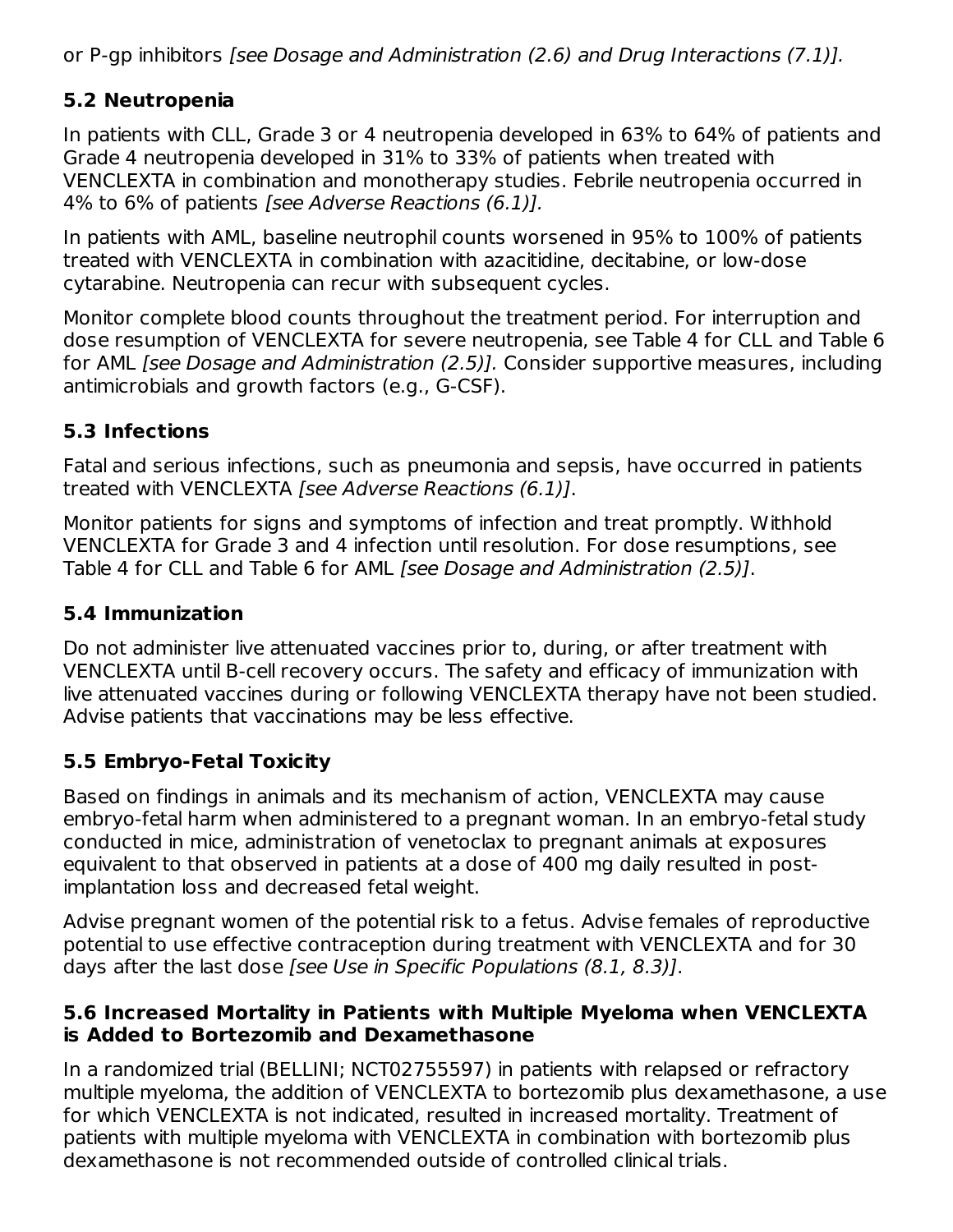or P-gp inhibitors *[see Dosage and Administration (2.6) and Drug Interactions (7.1)]*.

### 5.2 Neutropenia

In patients with CLL, Grade 3 or 4 neutropenia developed in 63% to 64% of patients and Grade 4 neutropenia developed in 31% to 33% of patients when treated with VENCLEXTA in combination and monotherapy studies. Febrile neutropenia occurred in 4% to 6% of patients *[see Adverse Reactions (6.1)]*.

In patients with AML, baseline neutrophil counts worsened in 95% to 100% of patients treated with VENCLEXTA in combination with azacitidine, decitabine, or low-dose cytarabine. Neutropenia can recur with subsequent cycles.

Monitor complete blood counts throughout the treatment period. For interruption and dose resumption of VENCLEXTA for severe neutropenia, see Table 4 for CLL and Table 6 for AML *[see Dosage and Administration (2.5)]*. Consider supportive measures, including antimicrobials and growth factors (e.g., G-CSF).

### 5.3 Infections

Fatal and serious infections, such as pneumonia and sepsis, have occurred in patients treated with VENCLEXTA *[see Adverse Reactions (6.1)]*.

Monitor patients for signs and symptoms of infection and treat promptly. Withhold VENCLEXTA for Grade 3 and 4 infection until resolution. For dose resumptions, see Table 4 for CLL and Table 6 for AML *[see Dosage and Administration (2.5)]*.

### 5.4 Immunization

Do not administer live attenuated vaccines prior to, during, or after treatment with VENCLEXTA until B-cell recovery occurs. The safety and efficacy of immunization with live attenuated vaccines during or following VENCLEXTA therapy have not been studied. Advise patients that vaccinations may be less effective.

### 5.5 Embryo-Fetal Toxicity

Based on findings in animals and its mechanism of action, VENCLEXTA may cause embryo-fetal harm when administered to a pregnant woman. In an embryo-fetal study conducted in mice, administration of venetoclax to pregnant animals at exposures equivalent to that observed in patients at a dose of 400 mg daily resulted in post-implantation loss and decreased fetal weight.

Advise pregnant women of the potential risk to a fetus. Advise females of reproductive potential to use effective contraception during treatment with VENCLEXTA and for 30 days after the last dose *[see Use in Specific Populations (8.1, 8.3)]*.

### 5.6 Increased Mortality in Patients with Multiple Myeloma when VENCLEXTA is Added to Bortezomib and Dexamethasone

In a randomized trial (BELLINI; NCT02755597) in patients with relapsed or refractory multiple myeloma, the addition of VENCLEXTA to bortezomib plus dexamethasone, a use for which VENCLEXTA is not indicated, resulted in increased mortality. Treatment of patients with multiple myeloma with VENCLEXTA in combination with bortezomib plus dexamethasone is not recommended outside of controlled clinical trials.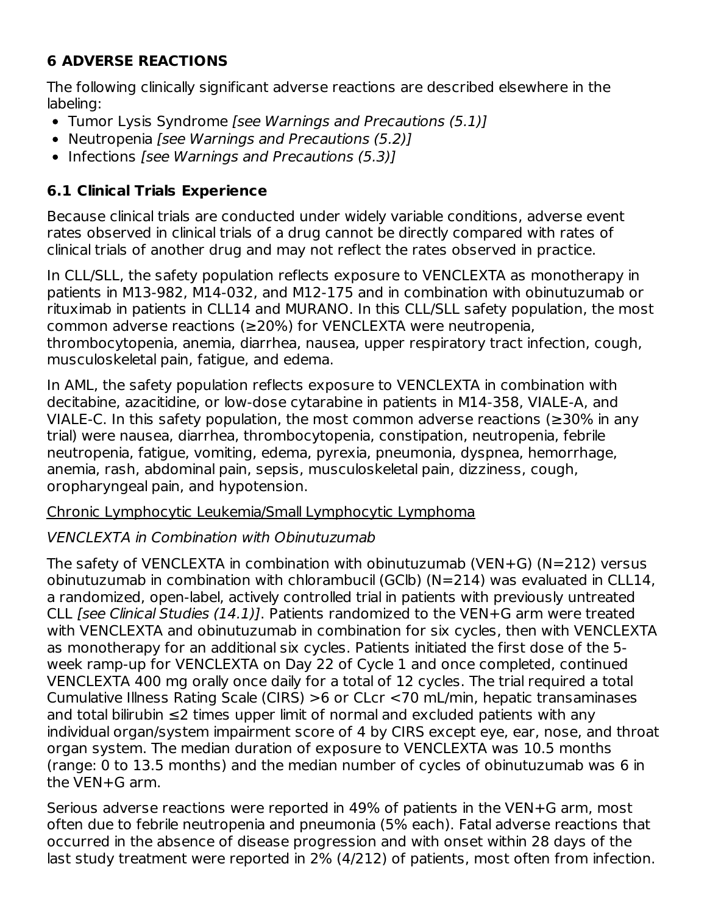## 6 ADVERSE REACTIONS

The following clinically significant adverse reactions are described elsewhere in the labeling:

- Tumor Lysis Syndrome *[see Warnings and Precautions (5.1)]*
- Neutropenia *[see Warnings and Precautions (5.2)]*
- Infections *[see Warnings and Precautions (5.3)]*

### 6.1 Clinical Trials Experience

Because clinical trials are conducted under widely variable conditions, adverse event rates observed in clinical trials of a drug cannot be directly compared with rates of clinical trials of another drug and may not reflect the rates observed in practice.

In CLL/SLL, the safety population reflects exposure to VENCLEXTA as monotherapy in patients in M13-982, M14-032, and M12-175 and in combination with obinutuzumab or rituximab in patients in CLL14 and MURANO. In this CLL/SLL safety population, the most common adverse reactions (≥20%) for VENCLEXTA were neutropenia, thrombocytopenia, anemia, diarrhea, nausea, upper respiratory tract infection, cough, musculoskeletal pain, fatigue, and edema.

In AML, the safety population reflects exposure to VENCLEXTA in combination with decitabine, azacitidine, or low-dose cytarabine in patients in M14-358, VIALE-A, and VIALE-C. In this safety population, the most common adverse reactions (≥30% in any trial) were nausea, diarrhea, thrombocytopenia, constipation, neutropenia, febrile neutropenia, fatigue, vomiting, edema, pyrexia, pneumonia, dyspnea, hemorrhage, anemia, rash, abdominal pain, sepsis, musculoskeletal pain, dizziness, cough, oropharyngeal pain, and hypotension.

<u>Chronic Lymphocytic Leukemia/Small Lymphocytic Lymphoma</u>

*VENCLEXTA in Combination with Obinutuzumab*

The safety of VENCLEXTA in combination with obinutuzumab (VEN+G) (N=212) versus obinutuzumab in combination with chlorambucil (GClb) (N=214) was evaluated in CLL14, a randomized, open-label, actively controlled trial in patients with previously untreated CLL *[see Clinical Studies (14.1)]*. Patients randomized to the VEN+G arm were treated with VENCLEXTA and obinutuzumab in combination for six cycles, then with VENCLEXTA as monotherapy for an additional six cycles. Patients initiated the first dose of the 5-week ramp-up for VENCLEXTA on Day 22 of Cycle 1 and once completed, continued VENCLEXTA 400 mg orally once daily for a total of 12 cycles. The trial required a total Cumulative Illness Rating Scale (CIRS) >6 or CLcr <70 mL/min, hepatic transaminases and total bilirubin ≤2 times upper limit of normal and excluded patients with any individual organ/system impairment score of 4 by CIRS except eye, ear, nose, and throat organ system. The median duration of exposure to VENCLEXTA was 10.5 months (range: 0 to 13.5 months) and the median number of cycles of obinutuzumab was 6 in the VEN+G arm.

Serious adverse reactions were reported in 49% of patients in the VEN+G arm, most often due to febrile neutropenia and pneumonia (5% each). Fatal adverse reactions that occurred in the absence of disease progression and with onset within 28 days of the last study treatment were reported in 2% (4/212) of patients, most often from infection.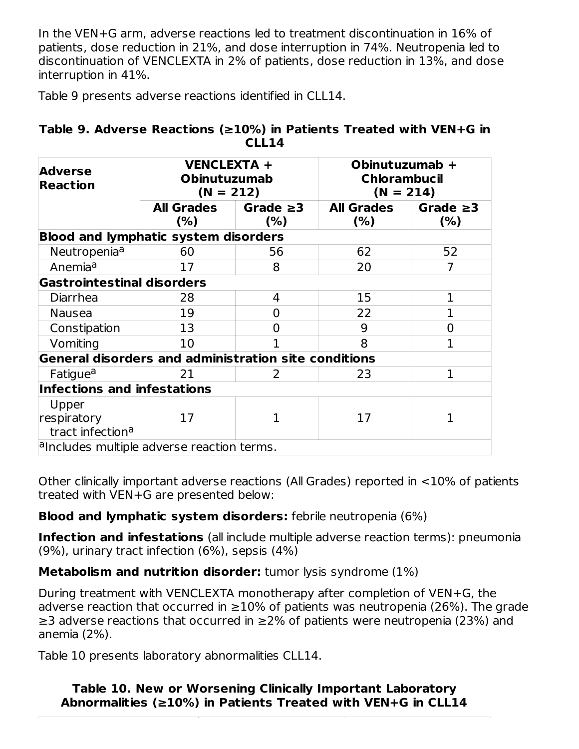In the VEN+G arm, adverse reactions led to treatment discontinuation in 16% of patients, dose reduction in 21%, and dose interruption in 74%. Neutropenia led to discontinuation of VENCLEXTA in 2% of patients, dose reduction in 13%, and dose interruption in 41%.

Table 9 presents adverse reactions identified in CLL14.

**Table 9. Adverse Reactions (≥10%) in Patients Treated with VEN+G in CLL14**

| Adverse Reaction | VENCLEXTA + Obinutuzumab (N = 212) | | Obinutuzumab + Chlorambucil (N = 214) | |
|---|---|---|---|---|
| | All Grades (%) | Grade ≥3 (%) | All Grades (%) | Grade ≥3 (%) |
| **Blood and lymphatic system disorders** | | | | |
| Neutropenia[a] | 60 | 56 | 62 | 52 |
| Anemia[a] | 17 | 8 | 20 | 7 |
| **Gastrointestinal disorders** | | | | |
| Diarrhea | 28 | 4 | 15 | 1 |
| Nausea | 19 | 0 | 22 | 1 |
| Constipation | 13 | 0 | 9 | 0 |
| Vomiting | 10 | 1 | 8 | 1 |
| **General disorders and administration site conditions** | | | | |
| Fatigue[a] | 21 | 2 | 23 | 1 |
| **Infections and infestations** | | | | |
| Upper respiratory tract infection[a] | 17 | 1 | 17 | 1 |

[a]Includes multiple adverse reaction terms.

Other clinically important adverse reactions (All Grades) reported in <10% of patients treated with VEN+G are presented below:

**Blood and lymphatic system disorders:** febrile neutropenia (6%)

**Infection and infestations** (all include multiple adverse reaction terms): pneumonia (9%), urinary tract infection (6%), sepsis (4%)

**Metabolism and nutrition disorder:** tumor lysis syndrome (1%)

During treatment with VENCLEXTA monotherapy after completion of VEN+G, the adverse reaction that occurred in ≥10% of patients was neutropenia (26%). The grade ≥3 adverse reactions that occurred in ≥2% of patients were neutropenia (23%) and anemia (2%).

Table 10 presents laboratory abnormalities CLL14.

**Table 10. New or Worsening Clinically Important Laboratory Abnormalities (≥10%) in Patients Treated with VEN+G in CLL14**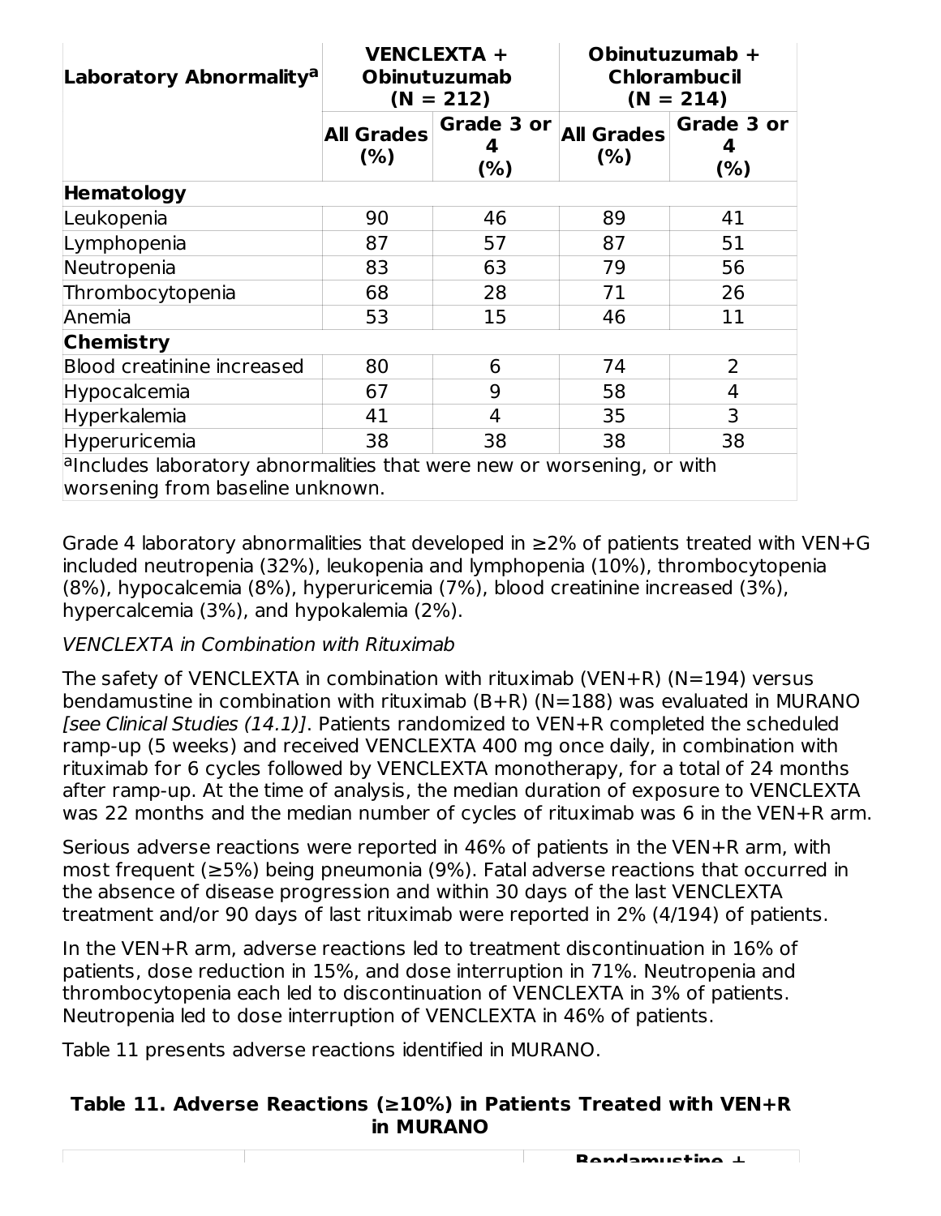| Laboratory Abnormality[a] | VENCLEXTA + Obinutuzumab (N = 212) | | Obinutuzumab + Chlorambucil (N = 214) | |
|---|---|---|---|---|
| | All Grades (%) | Grade 3 or 4 (%) | All Grades (%) | Grade 3 or 4 (%) |
| **Hematology** | | | | |
| Leukopenia | 90 | 46 | 89 | 41 |
| Lymphopenia | 87 | 57 | 87 | 51 |
| Neutropenia | 83 | 63 | 79 | 56 |
| Thrombocytopenia | 68 | 28 | 71 | 26 |
| Anemia | 53 | 15 | 46 | 11 |
| **Chemistry** | | | | |
| Blood creatinine increased | 80 | 6 | 74 | 2 |
| Hypocalcemia | 67 | 9 | 58 | 4 |
| Hyperkalemia | 41 | 4 | 35 | 3 |
| Hyperuricemia | 38 | 38 | 38 | 38 |

[a]Includes laboratory abnormalities that were new or worsening, or with worsening from baseline unknown.

Grade 4 laboratory abnormalities that developed in ≥2% of patients treated with VEN+G included neutropenia (32%), leukopenia and lymphopenia (10%), thrombocytopenia (8%), hypocalcemia (8%), hyperuricemia (7%), blood creatinine increased (3%), hypercalcemia (3%), and hypokalemia (2%).

*VENCLEXTA in Combination with Rituximab*

The safety of VENCLEXTA in combination with rituximab (VEN+R) (N=194) versus bendamustine in combination with rituximab (B+R) (N=188) was evaluated in MURANO *[see Clinical Studies (14.1)]*. Patients randomized to VEN+R completed the scheduled ramp-up (5 weeks) and received VENCLEXTA 400 mg once daily, in combination with rituximab for 6 cycles followed by VENCLEXTA monotherapy, for a total of 24 months after ramp-up. At the time of analysis, the median duration of exposure to VENCLEXTA was 22 months and the median number of cycles of rituximab was 6 in the VEN+R arm.

Serious adverse reactions were reported in 46% of patients in the VEN+R arm, with most frequent (≥5%) being pneumonia (9%). Fatal adverse reactions that occurred in the absence of disease progression and within 30 days of the last VENCLEXTA treatment and/or 90 days of last rituximab were reported in 2% (4/194) of patients.

In the VEN+R arm, adverse reactions led to treatment discontinuation in 16% of patients, dose reduction in 15%, and dose interruption in 71%. Neutropenia and thrombocytopenia each led to discontinuation of VENCLEXTA in 3% of patients. Neutropenia led to dose interruption of VENCLEXTA in 46% of patients.

Table 11 presents adverse reactions identified in MURANO.

**Table 11. Adverse Reactions (≥10%) in Patients Treated with VEN+R in MURANO**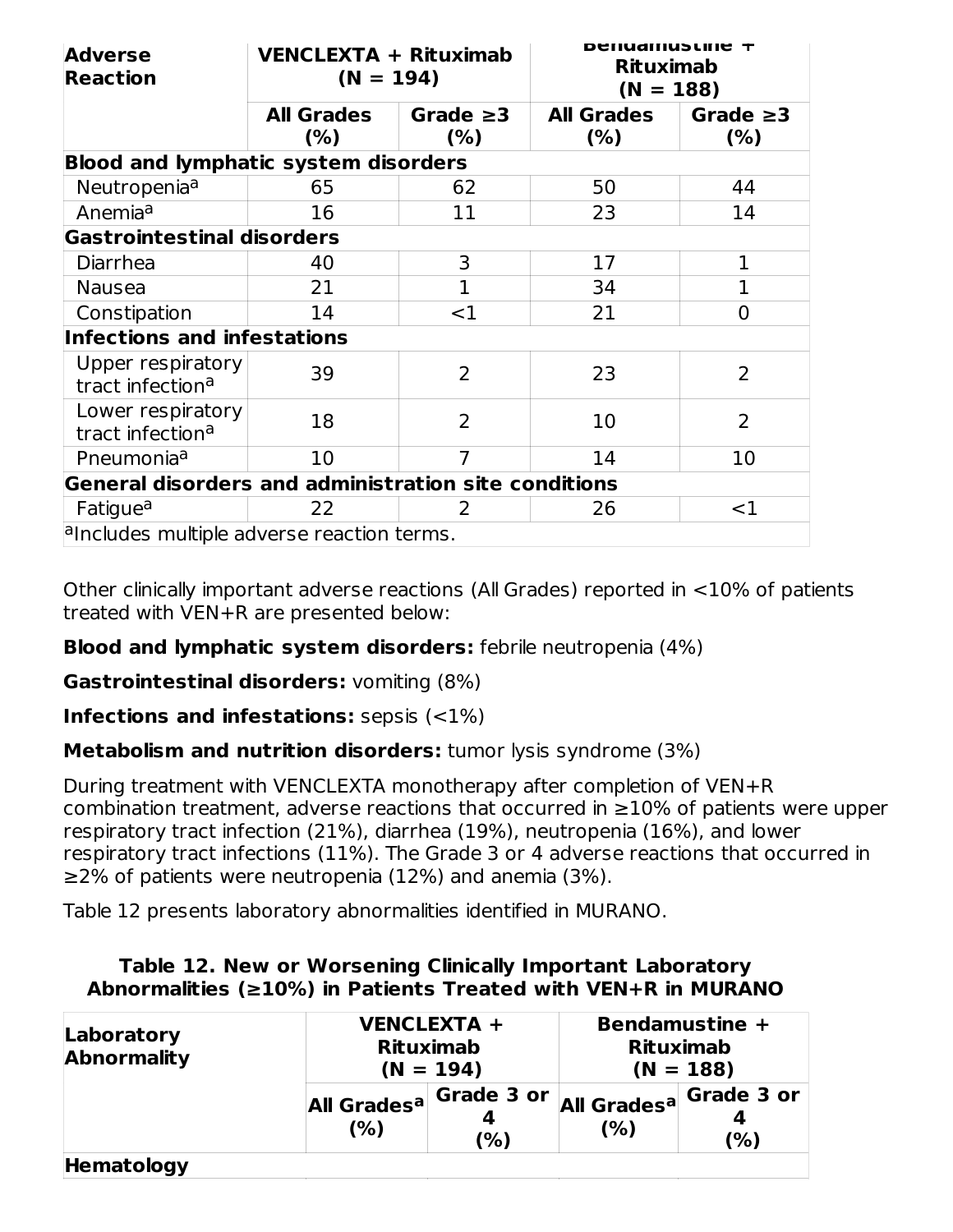| Adverse Reaction | VENCLEXTA + Rituximab (N = 194) | | Bendamustine + Rituximab (N = 188) | |
|---|---|---|---|---|
| | All Grades (%) | Grade ≥3 (%) | All Grades (%) | Grade ≥3 (%) |
| **Blood and lymphatic system disorders** | | | | |
| Neutropenia[a] | 65 | 62 | 50 | 44 |
| Anemia[a] | 16 | 11 | 23 | 14 |
| **Gastrointestinal disorders** | | | | |
| Diarrhea | 40 | 3 | 17 | 1 |
| Nausea | 21 | 1 | 34 | 1 |
| Constipation | 14 | <1 | 21 | 0 |
| **Infections and infestations** | | | | |
| Upper respiratory tract infection[a] | 39 | 2 | 23 | 2 |
| Lower respiratory tract infection[a] | 18 | 2 | 10 | 2 |
| Pneumonia[a] | 10 | 7 | 14 | 10 |
| **General disorders and administration site conditions** | | | | |
| Fatigue[a] | 22 | 2 | 26 | <1 |

[a]Includes multiple adverse reaction terms.

Other clinically important adverse reactions (All Grades) reported in <10% of patients treated with VEN+R are presented below:

**Blood and lymphatic system disorders:** febrile neutropenia (4%)

**Gastrointestinal disorders:** vomiting (8%)

**Infections and infestations:** sepsis (<1%)

**Metabolism and nutrition disorders:** tumor lysis syndrome (3%)

During treatment with VENCLEXTA monotherapy after completion of VEN+R combination treatment, adverse reactions that occurred in ≥10% of patients were upper respiratory tract infection (21%), diarrhea (19%), neutropenia (16%), and lower respiratory tract infections (11%). The Grade 3 or 4 adverse reactions that occurred in ≥2% of patients were neutropenia (12%) and anemia (3%).

Table 12 presents laboratory abnormalities identified in MURANO.

**Table 12. New or Worsening Clinically Important Laboratory Abnormalities (≥10%) in Patients Treated with VEN+R in MURANO**

| Laboratory Abnormality | VENCLEXTA + Rituximab (N = 194) | | Bendamustine + Rituximab (N = 188) | |
|---|---|---|---|---|
| | All Grades[a] (%) | Grade 3 or 4 (%) | All Grades[a] (%) | Grade 3 or 4 (%) |
| **Hematology** | | | | |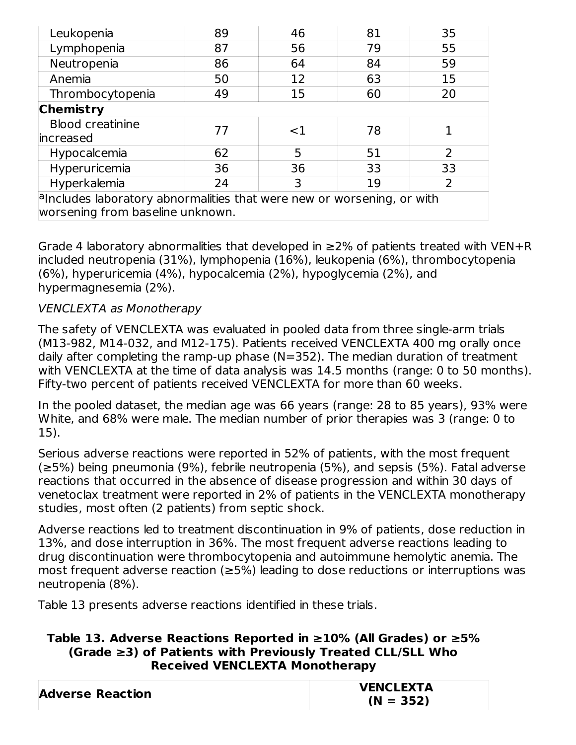| | | | | |
|---|---|---|---|---|
| Leukopenia | 89 | 46 | 81 | 35 |
| Lymphopenia | 87 | 56 | 79 | 55 |
| Neutropenia | 86 | 64 | 84 | 59 |
| Anemia | 50 | 12 | 63 | 15 |
| Thrombocytopenia | 49 | 15 | 60 | 20 |
| **Chemistry** | | | | |
| Blood creatinine increased | 77 | <1 | 78 | 1 |
| Hypocalcemia | 62 | 5 | 51 | 2 |
| Hyperuricemia | 36 | 36 | 33 | 33 |
| Hyperkalemia | 24 | 3 | 19 | 2 |
| [a]Includes laboratory abnormalities that were new or worsening, or with worsening from baseline unknown. | | | | |

Grade 4 laboratory abnormalities that developed in ≥2% of patients treated with VEN+R included neutropenia (31%), lymphopenia (16%), leukopenia (6%), thrombocytopenia (6%), hyperuricemia (4%), hypocalcemia (2%), hypoglycemia (2%), and hypermagnesemia (2%).

*VENCLEXTA as Monotherapy*

The safety of VENCLEXTA was evaluated in pooled data from three single-arm trials (M13-982, M14-032, and M12-175). Patients received VENCLEXTA 400 mg orally once daily after completing the ramp-up phase (N=352). The median duration of treatment with VENCLEXTA at the time of data analysis was 14.5 months (range: 0 to 50 months). Fifty-two percent of patients received VENCLEXTA for more than 60 weeks.

In the pooled dataset, the median age was 66 years (range: 28 to 85 years), 93% were White, and 68% were male. The median number of prior therapies was 3 (range: 0 to 15).

Serious adverse reactions were reported in 52% of patients, with the most frequent (≥5%) being pneumonia (9%), febrile neutropenia (5%), and sepsis (5%). Fatal adverse reactions that occurred in the absence of disease progression and within 30 days of venetoclax treatment were reported in 2% of patients in the VENCLEXTA monotherapy studies, most often (2 patients) from septic shock.

Adverse reactions led to treatment discontinuation in 9% of patients, dose reduction in 13%, and dose interruption in 36%. The most frequent adverse reactions leading to drug discontinuation were thrombocytopenia and autoimmune hemolytic anemia. The most frequent adverse reaction (≥5%) leading to dose reductions or interruptions was neutropenia (8%).

Table 13 presents adverse reactions identified in these trials.

**Table 13. Adverse Reactions Reported in ≥10% (All Grades) or ≥5% (Grade ≥3) of Patients with Previously Treated CLL/SLL Who Received VENCLEXTA Monotherapy**

| Adverse Reaction | VENCLEXTA (N = 352) |
|---|---|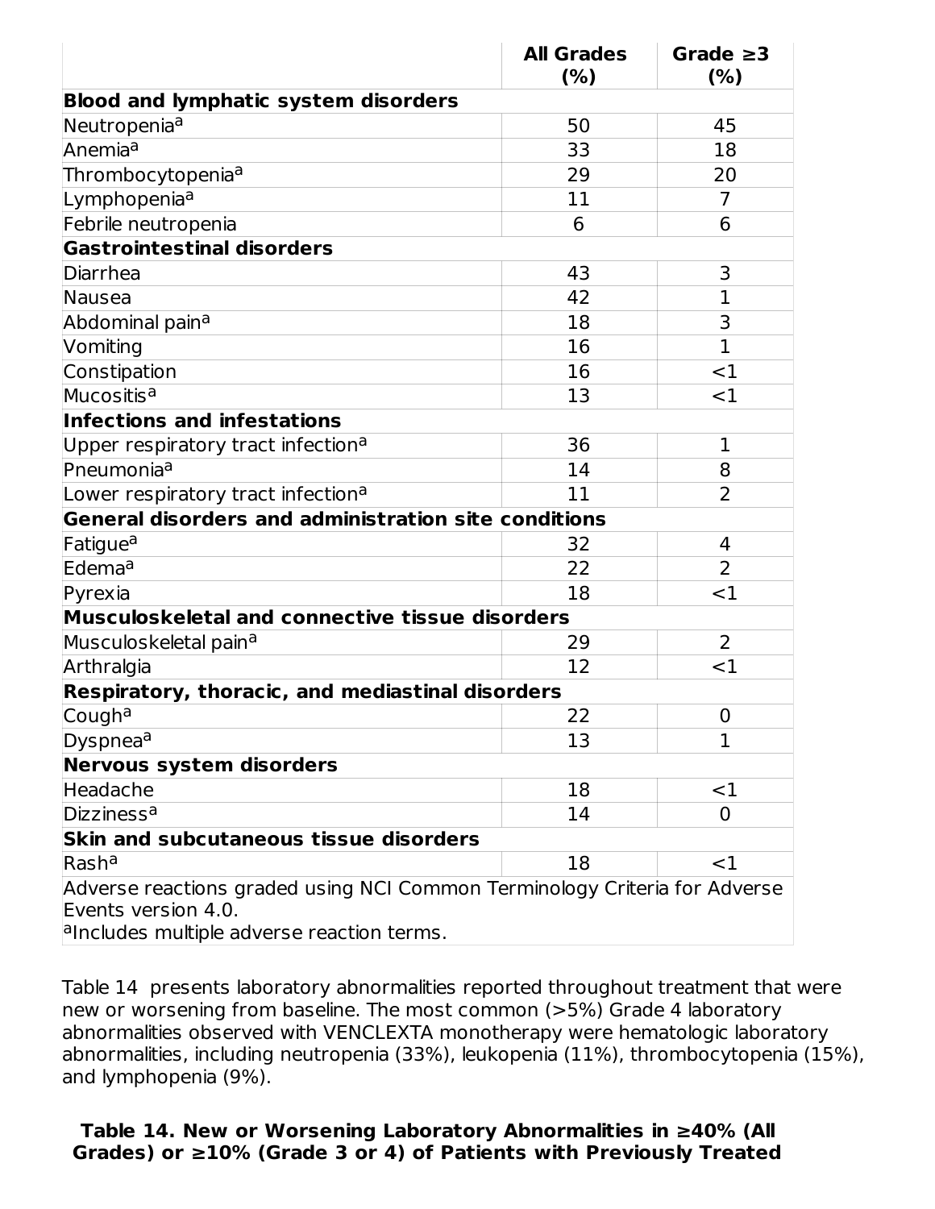| | All Grades (%) | Grade ≥3 (%) |
|---|---|---|
| **Blood and lymphatic system disorders** | | |
| Neutropenia[a] | 50 | 45 |
| Anemia[a] | 33 | 18 |
| Thrombocytopenia[a] | 29 | 20 |
| Lymphopenia[a] | 11 | 7 |
| Febrile neutropenia | 6 | 6 |
| **Gastrointestinal disorders** | | |
| Diarrhea | 43 | 3 |
| Nausea | 42 | 1 |
| Abdominal pain[a] | 18 | 3 |
| Vomiting | 16 | 1 |
| Constipation | 16 | <1 |
| Mucositis[a] | 13 | <1 |
| **Infections and infestations** | | |
| Upper respiratory tract infection[a] | 36 | 1 |
| Pneumonia[a] | 14 | 8 |
| Lower respiratory tract infection[a] | 11 | 2 |
| **General disorders and administration site conditions** | | |
| Fatigue[a] | 32 | 4 |
| Edema[a] | 22 | 2 |
| Pyrexia | 18 | <1 |
| **Musculoskeletal and connective tissue disorders** | | |
| Musculoskeletal pain[a] | 29 | 2 |
| Arthralgia | 12 | <1 |
| **Respiratory, thoracic, and mediastinal disorders** | | |
| Cough[a] | 22 | 0 |
| Dyspnea[a] | 13 | 1 |
| **Nervous system disorders** | | |
| Headache | 18 | <1 |
| Dizziness[a] | 14 | 0 |
| **Skin and subcutaneous tissue disorders** | | |
| Rash[a] | 18 | <1 |
| Adverse reactions graded using NCI Common Terminology Criteria for Adverse Events version 4.0. [a]Includes multiple adverse reaction terms. | | |

Table 14 presents laboratory abnormalities reported throughout treatment that were new or worsening from baseline. The most common (>5%) Grade 4 laboratory abnormalities observed with VENCLEXTA monotherapy were hematologic laboratory abnormalities, including neutropenia (33%), leukopenia (11%), thrombocytopenia (15%), and lymphopenia (9%).

**Table 14. New or Worsening Laboratory Abnormalities in ≥40% (All Grades) or ≥10% (Grade 3 or 4) of Patients with Previously Treated**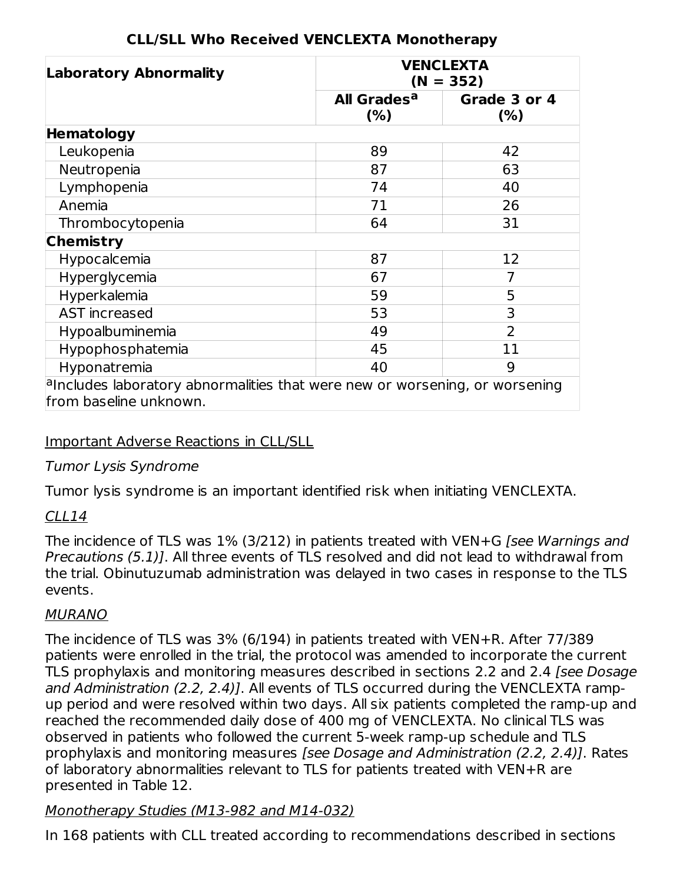**CLL/SLL Who Received VENCLEXTA Monotherapy**

| Laboratory Abnormality | VENCLEXTA (N = 352) | |
|---|---|---|
| | All Grades[a] (%) | Grade 3 or 4 (%) |
| **Hematology** | | |
| Leukopenia | 89 | 42 |
| Neutropenia | 87 | 63 |
| Lymphopenia | 74 | 40 |
| Anemia | 71 | 26 |
| Thrombocytopenia | 64 | 31 |
| **Chemistry** | | |
| Hypocalcemia | 87 | 12 |
| Hyperglycemia | 67 | 7 |
| Hyperkalemia | 59 | 5 |
| AST increased | 53 | 3 |
| Hypoalbuminemia | 49 | 2 |
| Hypophosphatemia | 45 | 11 |
| Hyponatremia | 40 | 9 |

[a]Includes laboratory abnormalities that were new or worsening, or worsening from baseline unknown.

Important Adverse Reactions in CLL/SLL

*Tumor Lysis Syndrome*

Tumor lysis syndrome is an important identified risk when initiating VENCLEXTA.

*CLL14*

The incidence of TLS was 1% (3/212) in patients treated with VEN+G *[see Warnings and Precautions (5.1)]*. All three events of TLS resolved and did not lead to withdrawal from the trial. Obinutuzumab administration was delayed in two cases in response to the TLS events.

*MURANO*

The incidence of TLS was 3% (6/194) in patients treated with VEN+R. After 77/389 patients were enrolled in the trial, the protocol was amended to incorporate the current TLS prophylaxis and monitoring measures described in sections 2.2 and 2.4 *[see Dosage and Administration (2.2, 2.4)]*. All events of TLS occurred during the VENCLEXTA ramp-up period and were resolved within two days. All six patients completed the ramp-up and reached the recommended daily dose of 400 mg of VENCLEXTA. No clinical TLS was observed in patients who followed the current 5-week ramp-up schedule and TLS prophylaxis and monitoring measures *[see Dosage and Administration (2.2, 2.4)]*. Rates of laboratory abnormalities relevant to TLS for patients treated with VEN+R are presented in Table 12.

*Monotherapy Studies (M13-982 and M14-032)*

In 168 patients with CLL treated according to recommendations described in sections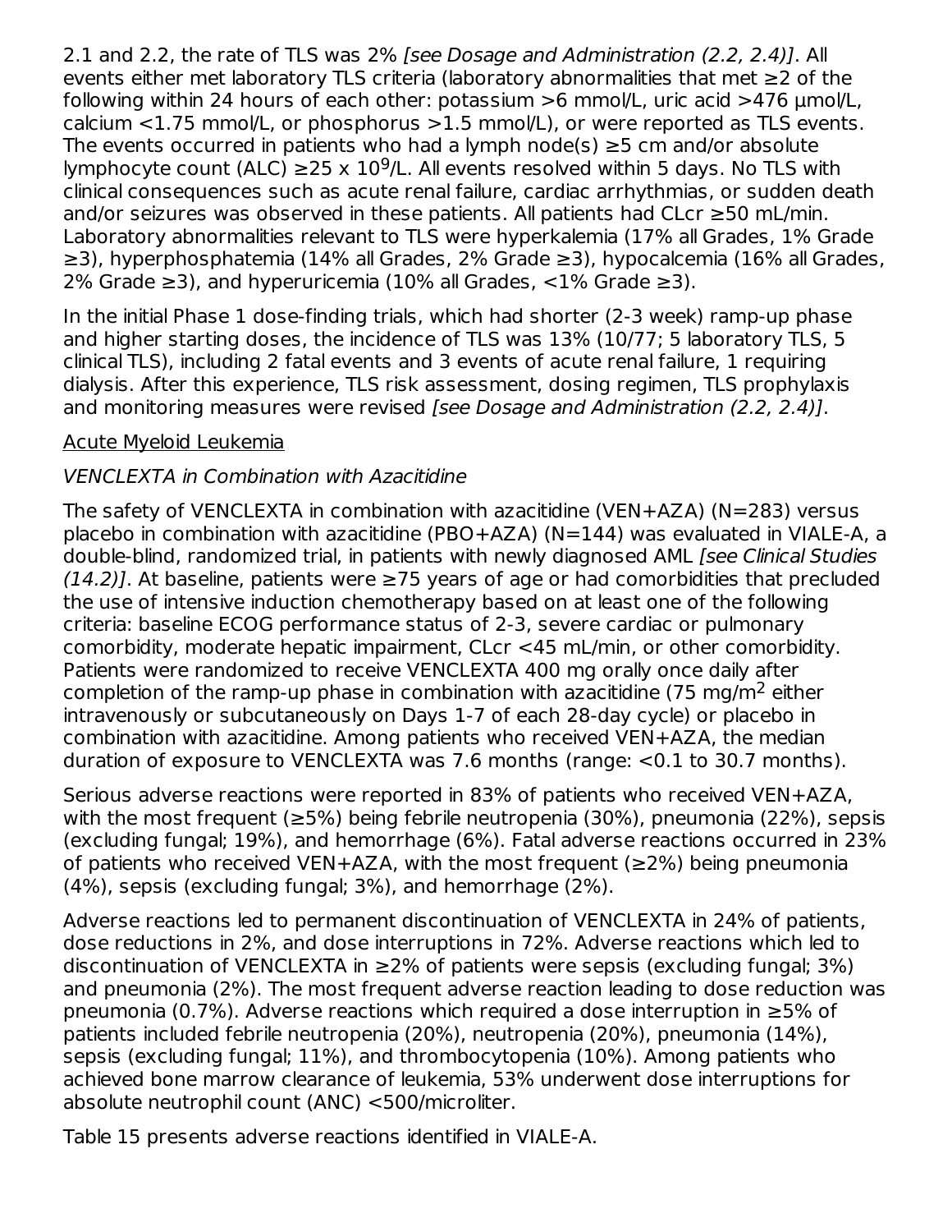2.1 and 2.2, the rate of TLS was 2% *[see Dosage and Administration (2.2, 2.4)]*. All events either met laboratory TLS criteria (laboratory abnormalities that met ≥2 of the following within 24 hours of each other: potassium >6 mmol/L, uric acid >476 µmol/L, calcium <1.75 mmol/L, or phosphorus >1.5 mmol/L), or were reported as TLS events. The events occurred in patients who had a lymph node(s) ≥5 cm and/or absolute lymphocyte count (ALC) ≥25 x $10^9$/L. All events resolved within 5 days. No TLS with clinical consequences such as acute renal failure, cardiac arrhythmias, or sudden death and/or seizures was observed in these patients. All patients had CLcr ≥50 mL/min. Laboratory abnormalities relevant to TLS were hyperkalemia (17% all Grades, 1% Grade ≥3), hyperphosphatemia (14% all Grades, 2% Grade ≥3), hypocalcemia (16% all Grades, 2% Grade ≥3), and hyperuricemia (10% all Grades, <1% Grade ≥3).

In the initial Phase 1 dose-finding trials, which had shorter (2-3 week) ramp-up phase and higher starting doses, the incidence of TLS was 13% (10/77; 5 laboratory TLS, 5 clinical TLS), including 2 fatal events and 3 events of acute renal failure, 1 requiring dialysis. After this experience, TLS risk assessment, dosing regimen, TLS prophylaxis and monitoring measures were revised *[see Dosage and Administration (2.2, 2.4)]*.

Acute Myeloid Leukemia

*VENCLEXTA in Combination with Azacitidine*

The safety of VENCLEXTA in combination with azacitidine (VEN+AZA) (N=283) versus placebo in combination with azacitidine (PBO+AZA) (N=144) was evaluated in VIALE-A, a double-blind, randomized trial, in patients with newly diagnosed AML *[see Clinical Studies (14.2)]*. At baseline, patients were ≥75 years of age or had comorbidities that precluded the use of intensive induction chemotherapy based on at least one of the following criteria: baseline ECOG performance status of 2-3, severe cardiac or pulmonary comorbidity, moderate hepatic impairment, CLcr <45 mL/min, or other comorbidity. Patients were randomized to receive VENCLEXTA 400 mg orally once daily after completion of the ramp-up phase in combination with azacitidine (75 mg/$m^2$ either intravenously or subcutaneously on Days 1-7 of each 28-day cycle) or placebo in combination with azacitidine. Among patients who received VEN+AZA, the median duration of exposure to VENCLEXTA was 7.6 months (range: <0.1 to 30.7 months).

Serious adverse reactions were reported in 83% of patients who received VEN+AZA, with the most frequent (≥5%) being febrile neutropenia (30%), pneumonia (22%), sepsis (excluding fungal; 19%), and hemorrhage (6%). Fatal adverse reactions occurred in 23% of patients who received VEN+AZA, with the most frequent (≥2%) being pneumonia (4%), sepsis (excluding fungal; 3%), and hemorrhage (2%).

Adverse reactions led to permanent discontinuation of VENCLEXTA in 24% of patients, dose reductions in 2%, and dose interruptions in 72%. Adverse reactions which led to discontinuation of VENCLEXTA in ≥2% of patients were sepsis (excluding fungal; 3%) and pneumonia (2%). The most frequent adverse reaction leading to dose reduction was pneumonia (0.7%). Adverse reactions which required a dose interruption in ≥5% of patients included febrile neutropenia (20%), neutropenia (20%), pneumonia (14%), sepsis (excluding fungal; 11%), and thrombocytopenia (10%). Among patients who achieved bone marrow clearance of leukemia, 53% underwent dose interruptions for absolute neutrophil count (ANC) <500/microliter.

Table 15 presents adverse reactions identified in VIALE-A.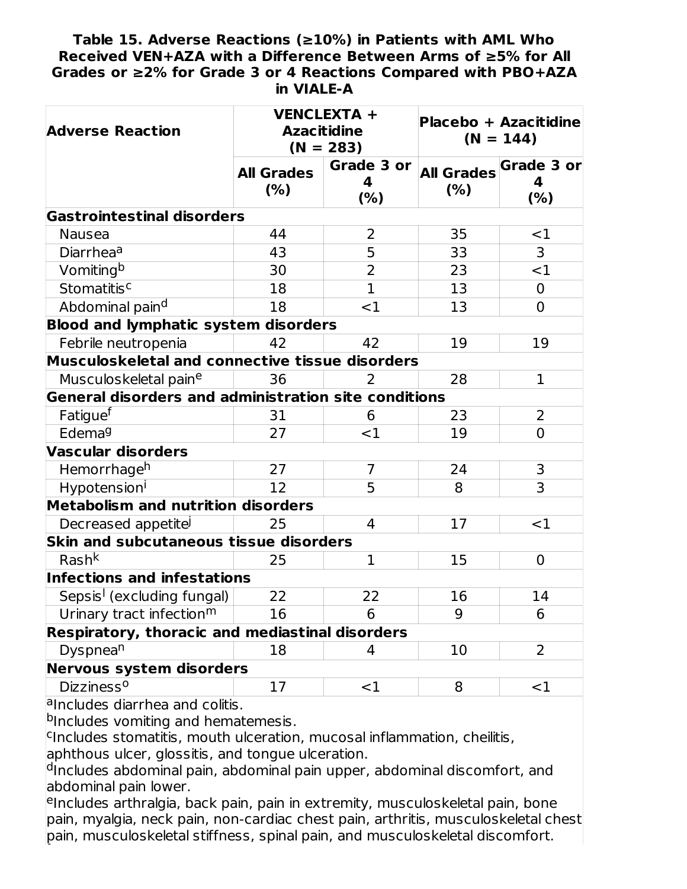**Table 15. Adverse Reactions (≥10%) in Patients with AML Who Received VEN+AZA with a Difference Between Arms of ≥5% for All Grades or ≥2% for Grade 3 or 4 Reactions Compared with PBO+AZA in VIALE-A**

| Adverse Reaction | VENCLEXTA + Azacitidine (N = 283) | | Placebo + Azacitidine (N = 144) | |
|---|---|---|---|---|
| | All Grades (%) | Grade 3 or 4 (%) | All Grades (%) | Grade 3 or 4 (%) |
| **Gastrointestinal disorders** | | | | |
| Nausea | 44 | 2 | 35 | <1 |
| Diarrhea[a] | 43 | 5 | 33 | 3 |
| Vomiting[b] | 30 | 2 | 23 | <1 |
| Stomatitis[c] | 18 | 1 | 13 | 0 |
| Abdominal pain[d] | 18 | <1 | 13 | 0 |
| **Blood and lymphatic system disorders** | | | | |
| Febrile neutropenia | 42 | 42 | 19 | 19 |
| **Musculoskeletal and connective tissue disorders** | | | | |
| Musculoskeletal pain[e] | 36 | 2 | 28 | 1 |
| **General disorders and administration site conditions** | | | | |
| Fatigue[f] | 31 | 6 | 23 | 2 |
| Edema[g] | 27 | <1 | 19 | 0 |
| **Vascular disorders** | | | | |
| Hemorrhage[h] | 27 | 7 | 24 | 3 |
| Hypotension[i] | 12 | 5 | 8 | 3 |
| **Metabolism and nutrition disorders** | | | | |
| Decreased appetite[j] | 25 | 4 | 17 | <1 |
| **Skin and subcutaneous tissue disorders** | | | | |
| Rash[k] | 25 | 1 | 15 | 0 |
| **Infections and infestations** | | | | |
| Sepsis[l] (excluding fungal) | 22 | 22 | 16 | 14 |
| Urinary tract infection[m] | 16 | 6 | 9 | 6 |
| **Respiratory, thoracic and mediastinal disorders** | | | | |
| Dyspnea[n] | 18 | 4 | 10 | 2 |
| **Nervous system disorders** | | | | |
| Dizziness[o] | 17 | <1 | 8 | <1 |

[a]Includes diarrhea and colitis.
[b]Includes vomiting and hematemesis.
[c]Includes stomatitis, mouth ulceration, mucosal inflammation, cheilitis, aphthous ulcer, glossitis, and tongue ulceration.
[d]Includes abdominal pain, abdominal pain upper, abdominal discomfort, and abdominal pain lower.
[e]Includes arthralgia, back pain, pain in extremity, musculoskeletal pain, bone pain, myalgia, neck pain, non-cardiac chest pain, arthritis, musculoskeletal chest pain, musculoskeletal stiffness, spinal pain, and musculoskeletal discomfort.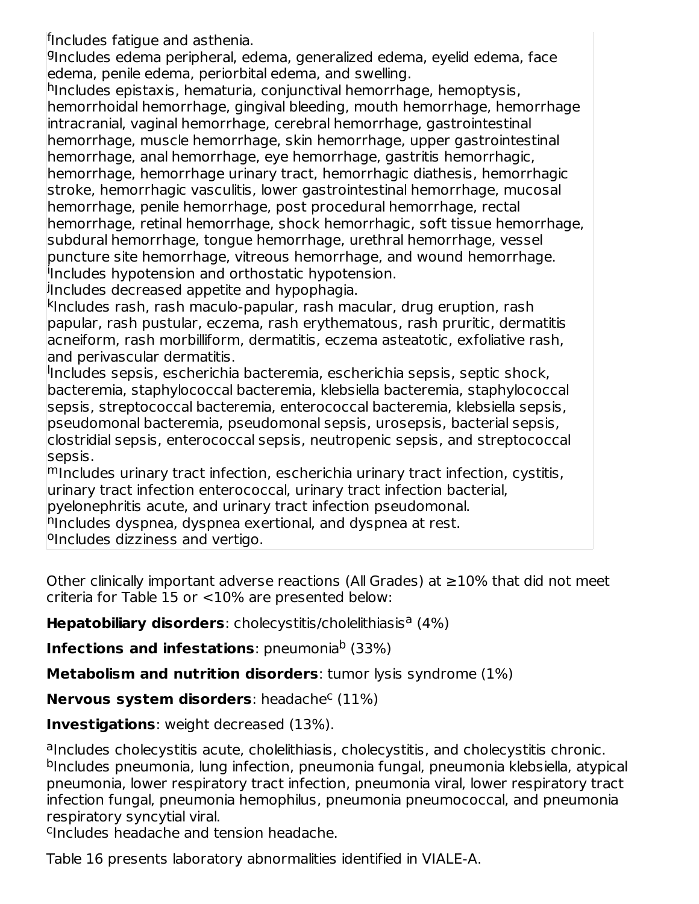[f]Includes fatigue and asthenia.
[g]Includes edema peripheral, edema, generalized edema, eyelid edema, face edema, penile edema, periorbital edema, and swelling.
[h]Includes epistaxis, hematuria, conjunctival hemorrhage, hemoptysis, hemorrhoidal hemorrhage, gingival bleeding, mouth hemorrhage, hemorrhage intracranial, vaginal hemorrhage, cerebral hemorrhage, gastrointestinal hemorrhage, muscle hemorrhage, skin hemorrhage, upper gastrointestinal hemorrhage, anal hemorrhage, eye hemorrhage, gastritis hemorrhagic, hemorrhage, hemorrhage urinary tract, hemorrhagic diathesis, hemorrhagic stroke, hemorrhagic vasculitis, lower gastrointestinal hemorrhage, mucosal hemorrhage, penile hemorrhage, post procedural hemorrhage, rectal hemorrhage, retinal hemorrhage, shock hemorrhagic, soft tissue hemorrhage, subdural hemorrhage, tongue hemorrhage, urethral hemorrhage, vessel puncture site hemorrhage, vitreous hemorrhage, and wound hemorrhage.
[i]Includes hypotension and orthostatic hypotension.
[j]Includes decreased appetite and hypophagia.
[k]Includes rash, rash maculo-papular, rash macular, drug eruption, rash papular, rash pustular, eczema, rash erythematous, rash pruritic, dermatitis acneiform, rash morbilliform, dermatitis, eczema asteatotic, exfoliative rash, and perivascular dermatitis.
[l]Includes sepsis, escherichia bacteremia, escherichia sepsis, septic shock, bacteremia, staphylococcal bacteremia, klebsiella bacteremia, staphylococcal sepsis, streptococcal bacteremia, enterococcal bacteremia, klebsiella sepsis, pseudomonal bacteremia, pseudomonal sepsis, urosepsis, bacterial sepsis, clostridial sepsis, enterococcal sepsis, neutropenic sepsis, and streptococcal sepsis.
[m]Includes urinary tract infection, escherichia urinary tract infection, cystitis, urinary tract infection enterococcal, urinary tract infection bacterial, pyelonephritis acute, and urinary tract infection pseudomonal.
[n]Includes dyspnea, dyspnea exertional, and dyspnea at rest.
[o]Includes dizziness and vertigo.

Other clinically important adverse reactions (All Grades) at ≥10% that did not meet criteria for Table 15 or <10% are presented below:

**Hepatobiliary disorders**: cholecystitis/cholelithiasis[a] (4%)

**Infections and infestations**: pneumonia[b] (33%)

**Metabolism and nutrition disorders**: tumor lysis syndrome (1%)

**Nervous system disorders**: headache[c] (11%)

**Investigations**: weight decreased (13%).

[a]Includes cholecystitis acute, cholelithiasis, cholecystitis, and cholecystitis chronic.
[b]Includes pneumonia, lung infection, pneumonia fungal, pneumonia klebsiella, atypical pneumonia, lower respiratory tract infection, pneumonia viral, lower respiratory tract infection fungal, pneumonia hemophilus, pneumonia pneumococcal, and pneumonia respiratory syncytial viral.
[c]Includes headache and tension headache.

Table 16 presents laboratory abnormalities identified in VIALE-A.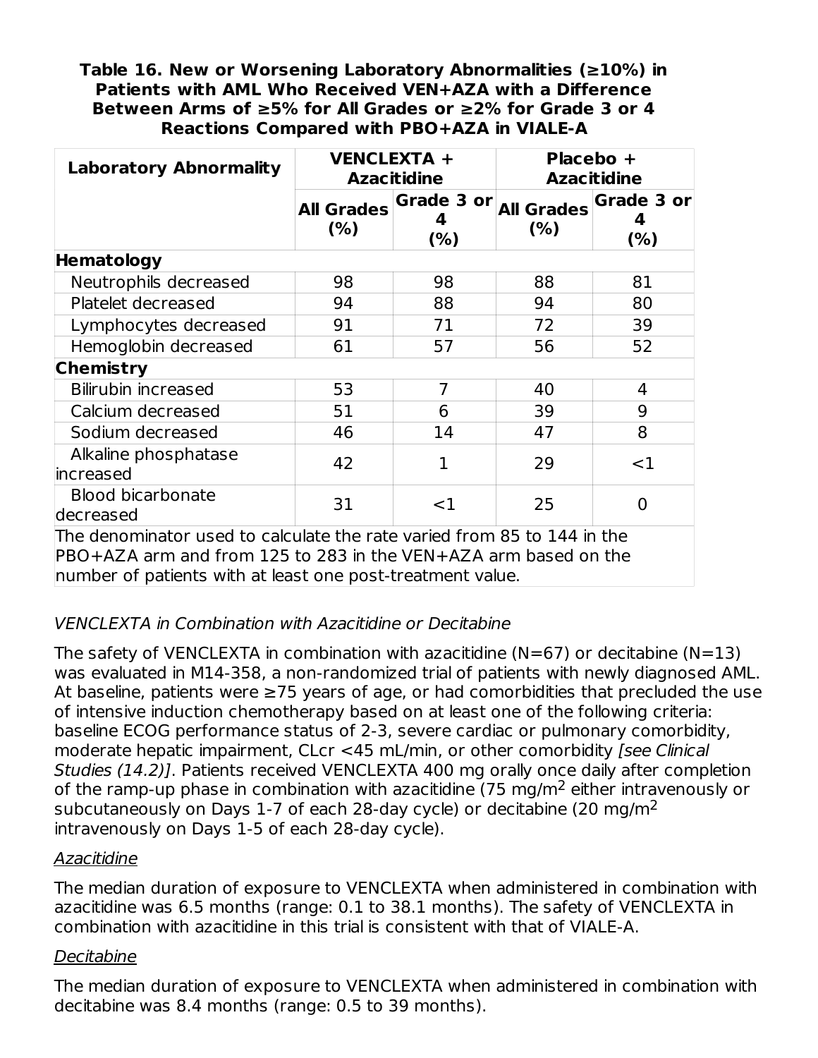**Table 16. New or Worsening Laboratory Abnormalities (≥10%) in Patients with AML Who Received VEN+AZA with a Difference Between Arms of ≥5% for All Grades or ≥2% for Grade 3 or 4 Reactions Compared with PBO+AZA in VIALE-A**

| Laboratory Abnormality | VENCLEXTA + Azacitidine | | Placebo + Azacitidine | |
|---|---|---|---|---|
| | All Grades (%) | Grade 3 or 4 (%) | All Grades (%) | Grade 3 or 4 (%) |
| **Hematology** | | | | |
| Neutrophils decreased | 98 | 98 | 88 | 81 |
| Platelet decreased | 94 | 88 | 94 | 80 |
| Lymphocytes decreased | 91 | 71 | 72 | 39 |
| Hemoglobin decreased | 61 | 57 | 56 | 52 |
| **Chemistry** | | | | |
| Bilirubin increased | 53 | 7 | 40 | 4 |
| Calcium decreased | 51 | 6 | 39 | 9 |
| Sodium decreased | 46 | 14 | 47 | 8 |
| Alkaline phosphatase increased | 42 | 1 | 29 | <1 |
| Blood bicarbonate decreased | 31 | <1 | 25 | 0 |

The denominator used to calculate the rate varied from 85 to 144 in the PBO+AZA arm and from 125 to 283 in the VEN+AZA arm based on the number of patients with at least one post-treatment value.

*VENCLEXTA in Combination with Azacitidine or Decitabine*

The safety of VENCLEXTA in combination with azacitidine (N=67) or decitabine (N=13) was evaluated in M14-358, a non-randomized trial of patients with newly diagnosed AML. At baseline, patients were ≥75 years of age, or had comorbidities that precluded the use of intensive induction chemotherapy based on at least one of the following criteria: baseline ECOG performance status of 2-3, severe cardiac or pulmonary comorbidity, moderate hepatic impairment, CLcr <45 mL/min, or other comorbidity *[see Clinical Studies (14.2)]*. Patients received VENCLEXTA 400 mg orally once daily after completion of the ramp-up phase in combination with azacitidine (75 mg/m$^2$ either intravenously or subcutaneously on Days 1-7 of each 28-day cycle) or decitabine (20 mg/m$^2$ intravenously on Days 1-5 of each 28-day cycle).

*Azacitidine*

The median duration of exposure to VENCLEXTA when administered in combination with azacitidine was 6.5 months (range: 0.1 to 38.1 months). The safety of VENCLEXTA in combination with azacitidine in this trial is consistent with that of VIALE-A.

*Decitabine*

The median duration of exposure to VENCLEXTA when administered in combination with decitabine was 8.4 months (range: 0.5 to 39 months).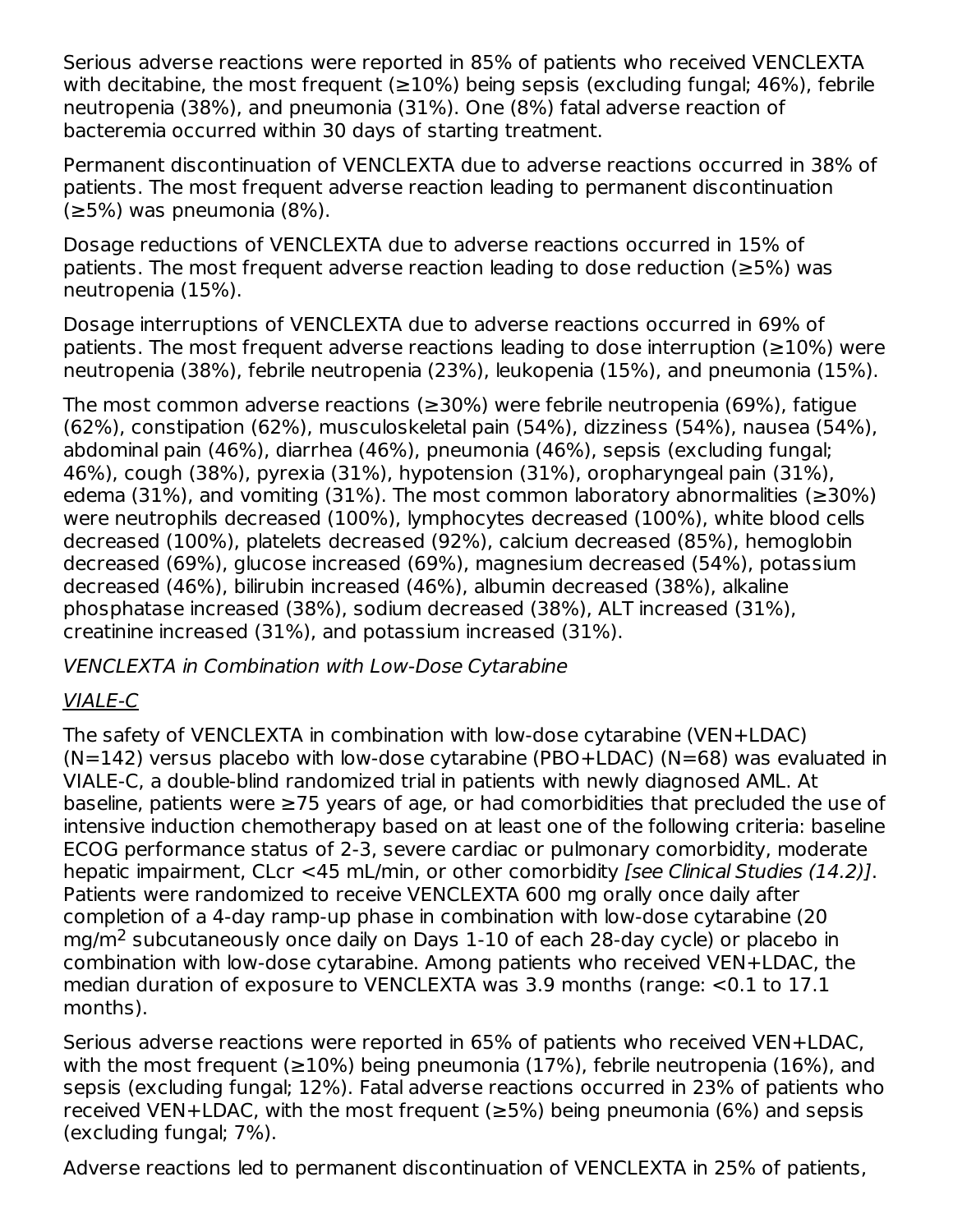Serious adverse reactions were reported in 85% of patients who received VENCLEXTA with decitabine, the most frequent (≥10%) being sepsis (excluding fungal; 46%), febrile neutropenia (38%), and pneumonia (31%). One (8%) fatal adverse reaction of bacteremia occurred within 30 days of starting treatment.

Permanent discontinuation of VENCLEXTA due to adverse reactions occurred in 38% of patients. The most frequent adverse reaction leading to permanent discontinuation (≥5%) was pneumonia (8%).

Dosage reductions of VENCLEXTA due to adverse reactions occurred in 15% of patients. The most frequent adverse reaction leading to dose reduction (≥5%) was neutropenia (15%).

Dosage interruptions of VENCLEXTA due to adverse reactions occurred in 69% of patients. The most frequent adverse reactions leading to dose interruption (≥10%) were neutropenia (38%), febrile neutropenia (23%), leukopenia (15%), and pneumonia (15%).

The most common adverse reactions (≥30%) were febrile neutropenia (69%), fatigue (62%), constipation (62%), musculoskeletal pain (54%), dizziness (54%), nausea (54%), abdominal pain (46%), diarrhea (46%), pneumonia (46%), sepsis (excluding fungal; 46%), cough (38%), pyrexia (31%), hypotension (31%), oropharyngeal pain (31%), edema (31%), and vomiting (31%). The most common laboratory abnormalities (≥30%) were neutrophils decreased (100%), lymphocytes decreased (100%), white blood cells decreased (100%), platelets decreased (92%), calcium decreased (85%), hemoglobin decreased (69%), glucose increased (69%), magnesium decreased (54%), potassium decreased (46%), bilirubin increased (46%), albumin decreased (38%), alkaline phosphatase increased (38%), sodium decreased (38%), ALT increased (31%), creatinine increased (31%), and potassium increased (31%).

*VENCLEXTA in Combination with Low-Dose Cytarabine*

VIALE-C

The safety of VENCLEXTA in combination with low-dose cytarabine (VEN+LDAC) (N=142) versus placebo with low-dose cytarabine (PBO+LDAC) (N=68) was evaluated in VIALE-C, a double-blind randomized trial in patients with newly diagnosed AML. At baseline, patients were ≥75 years of age, or had comorbidities that precluded the use of intensive induction chemotherapy based on at least one of the following criteria: baseline ECOG performance status of 2-3, severe cardiac or pulmonary comorbidity, moderate hepatic impairment, CLcr <45 mL/min, or other comorbidity *[see Clinical Studies (14.2)]*. Patients were randomized to receive VENCLEXTA 600 mg orally once daily after completion of a 4-day ramp-up phase in combination with low-dose cytarabine (20 mg/m$^2$ subcutaneously once daily on Days 1-10 of each 28-day cycle) or placebo in combination with low-dose cytarabine. Among patients who received VEN+LDAC, the median duration of exposure to VENCLEXTA was 3.9 months (range: <0.1 to 17.1 months).

Serious adverse reactions were reported in 65% of patients who received VEN+LDAC, with the most frequent (≥10%) being pneumonia (17%), febrile neutropenia (16%), and sepsis (excluding fungal; 12%). Fatal adverse reactions occurred in 23% of patients who received VEN+LDAC, with the most frequent (≥5%) being pneumonia (6%) and sepsis (excluding fungal; 7%).

Adverse reactions led to permanent discontinuation of VENCLEXTA in 25% of patients,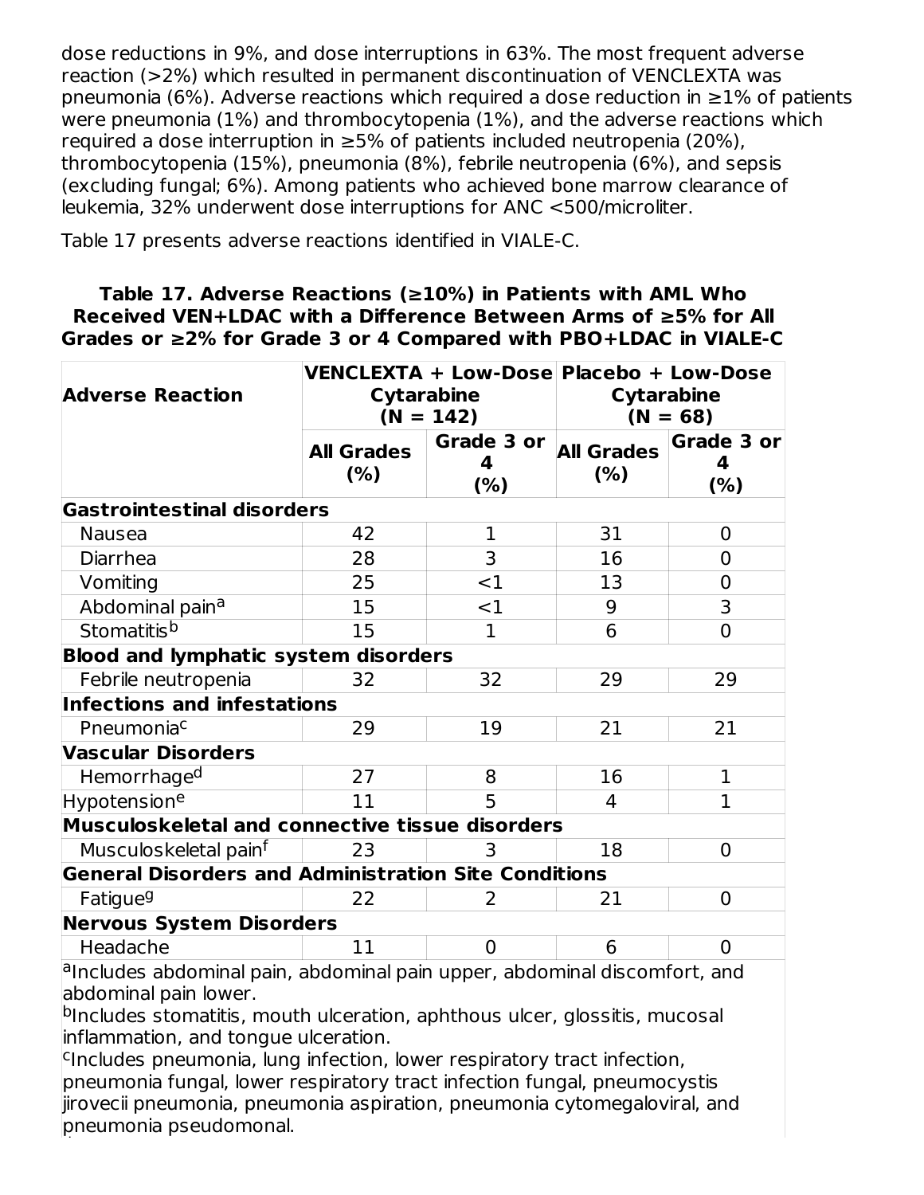dose reductions in 9%, and dose interruptions in 63%. The most frequent adverse reaction (>2%) which resulted in permanent discontinuation of VENCLEXTA was pneumonia (6%). Adverse reactions which required a dose reduction in ≥1% of patients were pneumonia (1%) and thrombocytopenia (1%), and the adverse reactions which required a dose interruption in ≥5% of patients included neutropenia (20%), thrombocytopenia (15%), pneumonia (8%), febrile neutropenia (6%), and sepsis (excluding fungal; 6%). Among patients who achieved bone marrow clearance of leukemia, 32% underwent dose interruptions for ANC <500/microliter.

Table 17 presents adverse reactions identified in VIALE-C.

**Table 17. Adverse Reactions (≥10%) in Patients with AML Who Received VEN+LDAC with a Difference Between Arms of ≥5% for All Grades or ≥2% for Grade 3 or 4 Compared with PBO+LDAC in VIALE-C**

| Adverse Reaction | VENCLEXTA + Low-Dose Cytarabine (N = 142) | | Placebo + Low-Dose Cytarabine (N = 68) | |
|---|---|---|---|---|
| | All Grades (%) | Grade 3 or 4 (%) | All Grades (%) | Grade 3 or 4 (%) |
| **Gastrointestinal disorders** | | | | |
| Nausea | 42 | 1 | 31 | 0 |
| Diarrhea | 28 | 3 | 16 | 0 |
| Vomiting | 25 | <1 | 13 | 0 |
| Abdominal pain[a] | 15 | <1 | 9 | 3 |
| Stomatitis[b] | 15 | 1 | 6 | 0 |
| **Blood and lymphatic system disorders** | | | | |
| Febrile neutropenia | 32 | 32 | 29 | 29 |
| **Infections and infestations** | | | | |
| Pneumonia[c] | 29 | 19 | 21 | 21 |
| **Vascular Disorders** | | | | |
| Hemorrhage[d] | 27 | 8 | 16 | 1 |
| Hypotension[e] | 11 | 5 | 4 | 1 |
| **Musculoskeletal and connective tissue disorders** | | | | |
| Musculoskeletal pain[f] | 23 | 3 | 18 | 0 |
| **General Disorders and Administration Site Conditions** | | | | |
| Fatigue[g] | 22 | 2 | 21 | 0 |
| **Nervous System Disorders** | | | | |
| Headache | 11 | 0 | 6 | 0 |

[a]Includes abdominal pain, abdominal pain upper, abdominal discomfort, and abdominal pain lower.
[b]Includes stomatitis, mouth ulceration, aphthous ulcer, glossitis, mucosal inflammation, and tongue ulceration.
[c]Includes pneumonia, lung infection, lower respiratory tract infection, pneumonia fungal, lower respiratory tract infection fungal, pneumocystis jirovecii pneumonia, pneumonia aspiration, pneumonia cytomegaloviral, and pneumonia pseudomonal.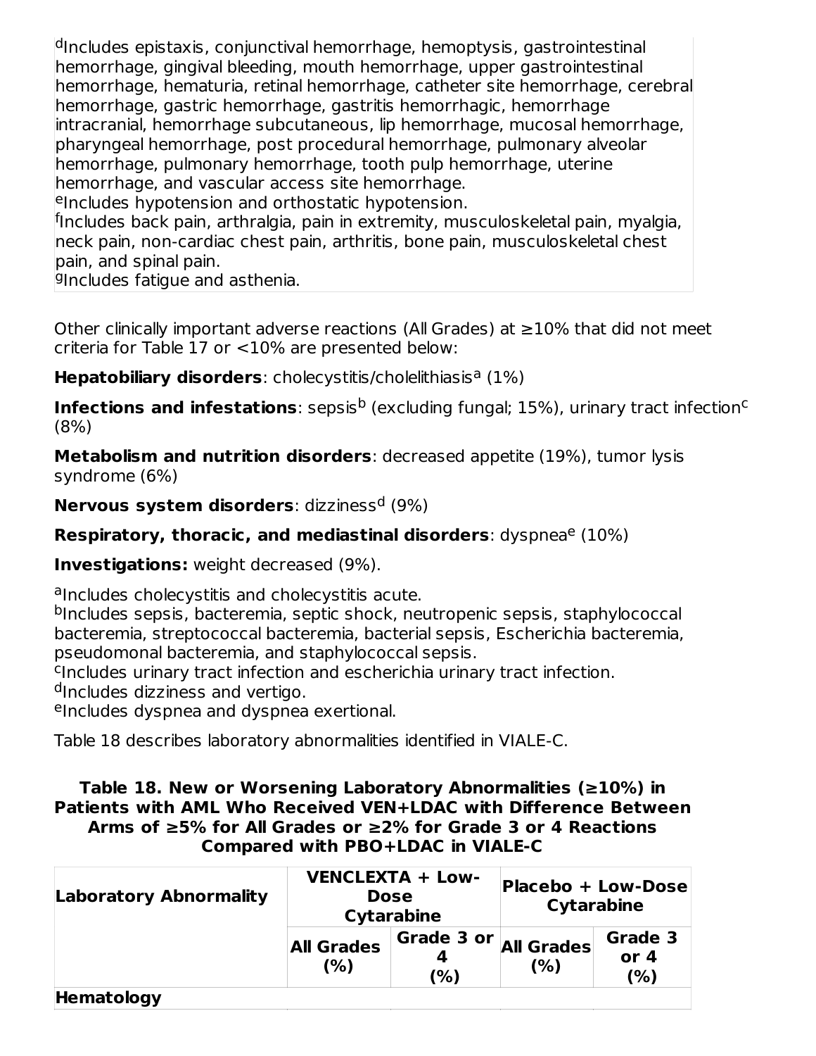[d]Includes epistaxis, conjunctival hemorrhage, hemoptysis, gastrointestinal hemorrhage, gingival bleeding, mouth hemorrhage, upper gastrointestinal hemorrhage, hematuria, retinal hemorrhage, catheter site hemorrhage, cerebral hemorrhage, gastric hemorrhage, gastritis hemorrhagic, hemorrhage intracranial, hemorrhage subcutaneous, lip hemorrhage, mucosal hemorrhage, pharyngeal hemorrhage, post procedural hemorrhage, pulmonary alveolar hemorrhage, pulmonary hemorrhage, tooth pulp hemorrhage, uterine hemorrhage, and vascular access site hemorrhage.
[e]Includes hypotension and orthostatic hypotension.
[f]Includes back pain, arthralgia, pain in extremity, musculoskeletal pain, myalgia, neck pain, non-cardiac chest pain, arthritis, bone pain, musculoskeletal chest pain, and spinal pain.
[g]Includes fatigue and asthenia.

Other clinically important adverse reactions (All Grades) at ≥10% that did not meet criteria for Table 17 or <10% are presented below:

**Hepatobiliary disorders**: cholecystitis/cholelithiasis[a] (1%)

**Infections and infestations**: sepsis[b] (excluding fungal; 15%), urinary tract infection[c] (8%)

**Metabolism and nutrition disorders**: decreased appetite (19%), tumor lysis syndrome (6%)

**Nervous system disorders**: dizziness[d] (9%)

**Respiratory, thoracic, and mediastinal disorders**: dyspnea[e] (10%)

**Investigations:** weight decreased (9%).

[a]Includes cholecystitis and cholecystitis acute.
[b]Includes sepsis, bacteremia, septic shock, neutropenic sepsis, staphylococcal bacteremia, streptococcal bacteremia, bacterial sepsis, Escherichia bacteremia, pseudomonal bacteremia, and staphylococcal sepsis.
[c]Includes urinary tract infection and escherichia urinary tract infection.
[d]Includes dizziness and vertigo.
[e]Includes dyspnea and dyspnea exertional.

Table 18 describes laboratory abnormalities identified in VIALE-C.

**Table 18. New or Worsening Laboratory Abnormalities (≥10%) in Patients with AML Who Received VEN+LDAC with Difference Between Arms of ≥5% for All Grades or ≥2% for Grade 3 or 4 Reactions Compared with PBO+LDAC in VIALE-C**

| Laboratory Abnormality | VENCLEXTA + Low-Dose Cytarabine | | Placebo + Low-Dose Cytarabine | |
|---|---|---|---|---|
| | All Grades (%) | Grade 3 or 4 (%) | All Grades (%) | Grade 3 or 4 (%) |
| **Hematology** | | | | |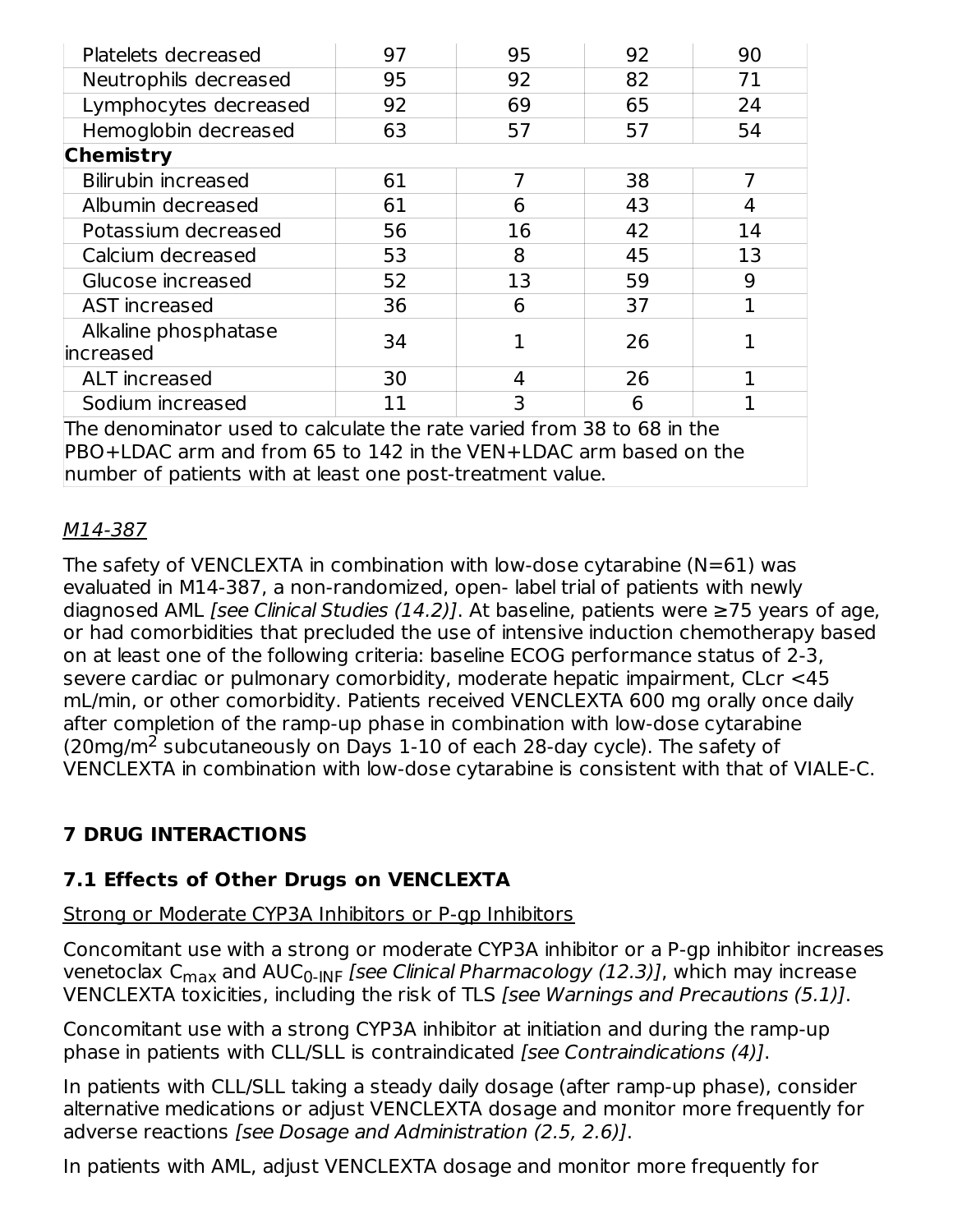| | | | | |
|---|---|---|---|---|
| Platelets decreased | 97 | 95 | 92 | 90 |
| Neutrophils decreased | 95 | 92 | 82 | 71 |
| Lymphocytes decreased | 92 | 69 | 65 | 24 |
| Hemoglobin decreased | 63 | 57 | 57 | 54 |
| **Chemistry** | | | | |
| Bilirubin increased | 61 | 7 | 38 | 7 |
| Albumin decreased | 61 | 6 | 43 | 4 |
| Potassium decreased | 56 | 16 | 42 | 14 |
| Calcium decreased | 53 | 8 | 45 | 13 |
| Glucose increased | 52 | 13 | 59 | 9 |
| AST increased | 36 | 6 | 37 | 1 |
| Alkaline phosphatase increased | 34 | 1 | 26 | 1 |
| ALT increased | 30 | 4 | 26 | 1 |
| Sodium increased | 11 | 3 | 6 | 1 |
| The denominator used to calculate the rate varied from 38 to 68 in the PBO+LDAC arm and from 65 to 142 in the VEN+LDAC arm based on the number of patients with at least one post-treatment value. | | | | |

_M14-387_

The safety of VENCLEXTA in combination with low-dose cytarabine (N=61) was evaluated in M14-387, a non-randomized, open- label trial of patients with newly diagnosed AML *[see Clinical Studies (14.2)]*. At baseline, patients were ≥75 years of age, or had comorbidities that precluded the use of intensive induction chemotherapy based on at least one of the following criteria: baseline ECOG performance status of 2-3, severe cardiac or pulmonary comorbidity, moderate hepatic impairment, CLcr <45 mL/min, or other comorbidity. Patients received VENCLEXTA 600 mg orally once daily after completion of the ramp-up phase in combination with low-dose cytarabine (20mg/$m^2$ subcutaneously on Days 1-10 of each 28-day cycle). The safety of VENCLEXTA in combination with low-dose cytarabine is consistent with that of VIALE-C.

## 7 DRUG INTERACTIONS

### 7.1 Effects of Other Drugs on VENCLEXTA

_Strong or Moderate CYP3A Inhibitors or P-gp Inhibitors_

Concomitant use with a strong or moderate CYP3A inhibitor or a P-gp inhibitor increases venetoclax $C_{max}$ and $AUC_{0\text{-}INF}$ *[see Clinical Pharmacology (12.3)]*, which may increase VENCLEXTA toxicities, including the risk of TLS *[see Warnings and Precautions (5.1)]*.

Concomitant use with a strong CYP3A inhibitor at initiation and during the ramp-up phase in patients with CLL/SLL is contraindicated *[see Contraindications (4)]*.

In patients with CLL/SLL taking a steady daily dosage (after ramp-up phase), consider alternative medications or adjust VENCLEXTA dosage and monitor more frequently for adverse reactions *[see Dosage and Administration (2.5, 2.6)]*.

In patients with AML, adjust VENCLEXTA dosage and monitor more frequently for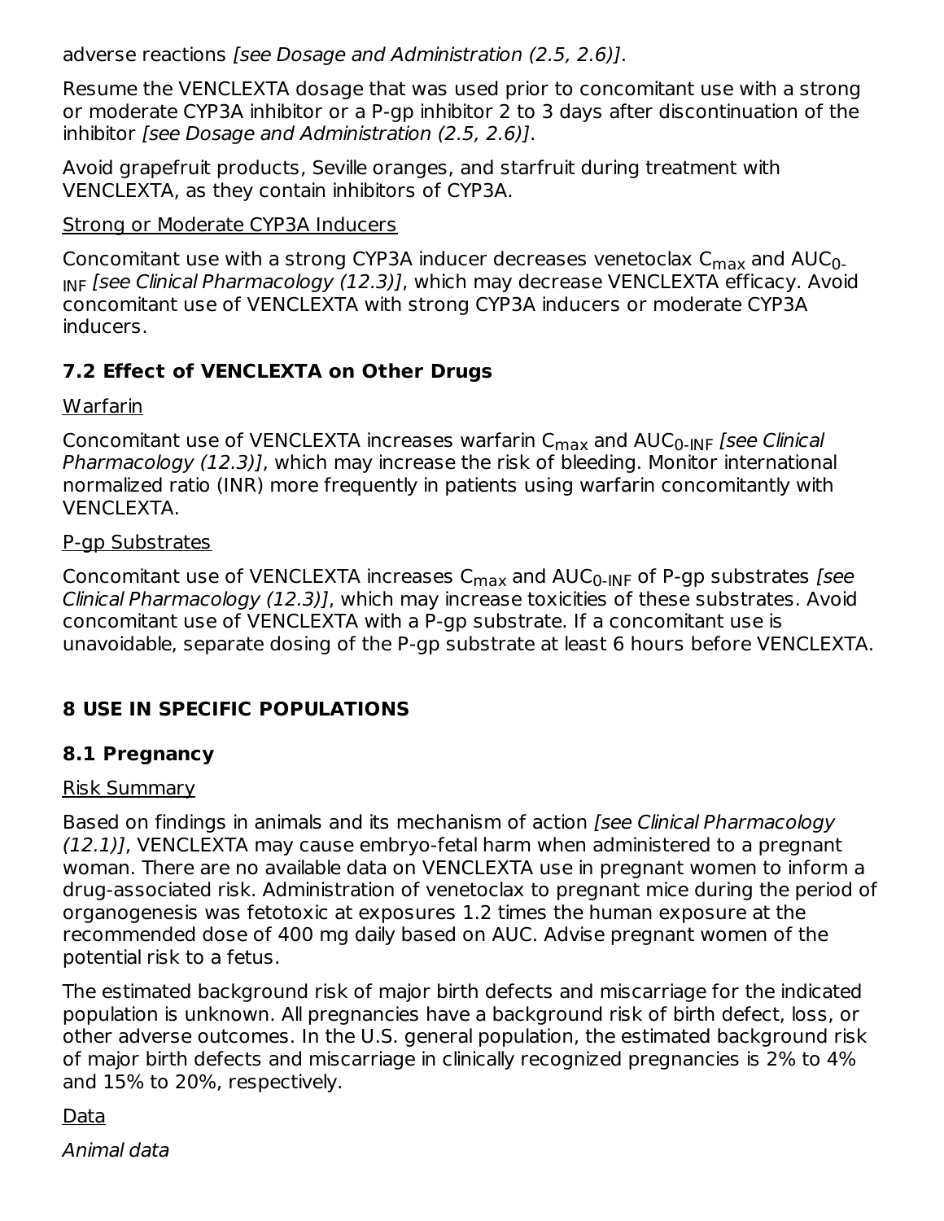adverse reactions *[see Dosage and Administration (2.5, 2.6)]*.

Resume the VENCLEXTA dosage that was used prior to concomitant use with a strong or moderate CYP3A inhibitor or a P-gp inhibitor 2 to 3 days after discontinuation of the inhibitor *[see Dosage and Administration (2.5, 2.6)]*.

Avoid grapefruit products, Seville oranges, and starfruit during treatment with VENCLEXTA, as they contain inhibitors of CYP3A.

Strong or Moderate CYP3A Inducers

Concomitant use with a strong CYP3A inducer decreases venetoclax $C_{max}$ and $AUC_{0-INF}$ *[see Clinical Pharmacology (12.3)]*, which may decrease VENCLEXTA efficacy. Avoid concomitant use of VENCLEXTA with strong CYP3A inducers or moderate CYP3A inducers.

### 7.2 Effect of VENCLEXTA on Other Drugs

Warfarin

Concomitant use of VENCLEXTA increases warfarin $C_{max}$ and $AUC_{0-INF}$ *[see Clinical Pharmacology (12.3)]*, which may increase the risk of bleeding. Monitor international normalized ratio (INR) more frequently in patients using warfarin concomitantly with VENCLEXTA.

P-gp Substrates

Concomitant use of VENCLEXTA increases $C_{max}$ and $AUC_{0-INF}$ of P-gp substrates *[see Clinical Pharmacology (12.3)]*, which may increase toxicities of these substrates. Avoid concomitant use of VENCLEXTA with a P-gp substrate. If a concomitant use is unavoidable, separate dosing of the P-gp substrate at least 6 hours before VENCLEXTA.

## 8 USE IN SPECIFIC POPULATIONS

### 8.1 Pregnancy

Risk Summary

Based on findings in animals and its mechanism of action *[see Clinical Pharmacology (12.1)]*, VENCLEXTA may cause embryo-fetal harm when administered to a pregnant woman. There are no available data on VENCLEXTA use in pregnant women to inform a drug-associated risk. Administration of venetoclax to pregnant mice during the period of organogenesis was fetotoxic at exposures 1.2 times the human exposure at the recommended dose of 400 mg daily based on AUC. Advise pregnant women of the potential risk to a fetus.

The estimated background risk of major birth defects and miscarriage for the indicated population is unknown. All pregnancies have a background risk of birth defect, loss, or other adverse outcomes. In the U.S. general population, the estimated background risk of major birth defects and miscarriage in clinically recognized pregnancies is 2% to 4% and 15% to 20%, respectively.

Data

*Animal data*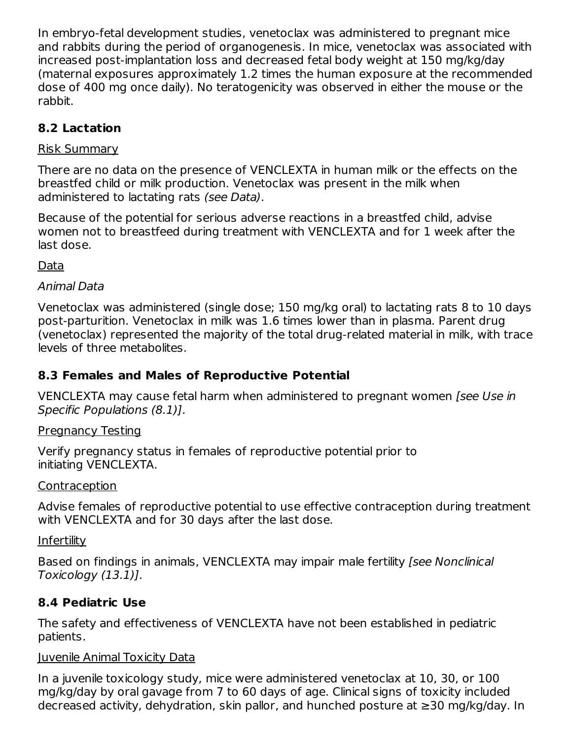In embryo-fetal development studies, venetoclax was administered to pregnant mice and rabbits during the period of organogenesis. In mice, venetoclax was associated with increased post-implantation loss and decreased fetal body weight at 150 mg/kg/day (maternal exposures approximately 1.2 times the human exposure at the recommended dose of 400 mg once daily). No teratogenicity was observed in either the mouse or the rabbit.

### 8.2 Lactation

Risk Summary

There are no data on the presence of VENCLEXTA in human milk or the effects on the breastfed child or milk production. Venetoclax was present in the milk when administered to lactating rats *(see Data)*.

Because of the potential for serious adverse reactions in a breastfed child, advise women not to breastfeed during treatment with VENCLEXTA and for 1 week after the last dose.

Data

*Animal Data*

Venetoclax was administered (single dose; 150 mg/kg oral) to lactating rats 8 to 10 days post-parturition. Venetoclax in milk was 1.6 times lower than in plasma. Parent drug (venetoclax) represented the majority of the total drug-related material in milk, with trace levels of three metabolites.

### 8.3 Females and Males of Reproductive Potential

VENCLEXTA may cause fetal harm when administered to pregnant women *[see Use in Specific Populations (8.1)]*.

Pregnancy Testing

Verify pregnancy status in females of reproductive potential prior to initiating VENCLEXTA.

Contraception

Advise females of reproductive potential to use effective contraception during treatment with VENCLEXTA and for 30 days after the last dose.

Infertility

Based on findings in animals, VENCLEXTA may impair male fertility *[see Nonclinical Toxicology (13.1)]*.

### 8.4 Pediatric Use

The safety and effectiveness of VENCLEXTA have not been established in pediatric patients.

Juvenile Animal Toxicity Data

In a juvenile toxicology study, mice were administered venetoclax at 10, 30, or 100 mg/kg/day by oral gavage from 7 to 60 days of age. Clinical signs of toxicity included decreased activity, dehydration, skin pallor, and hunched posture at ≥30 mg/kg/day. In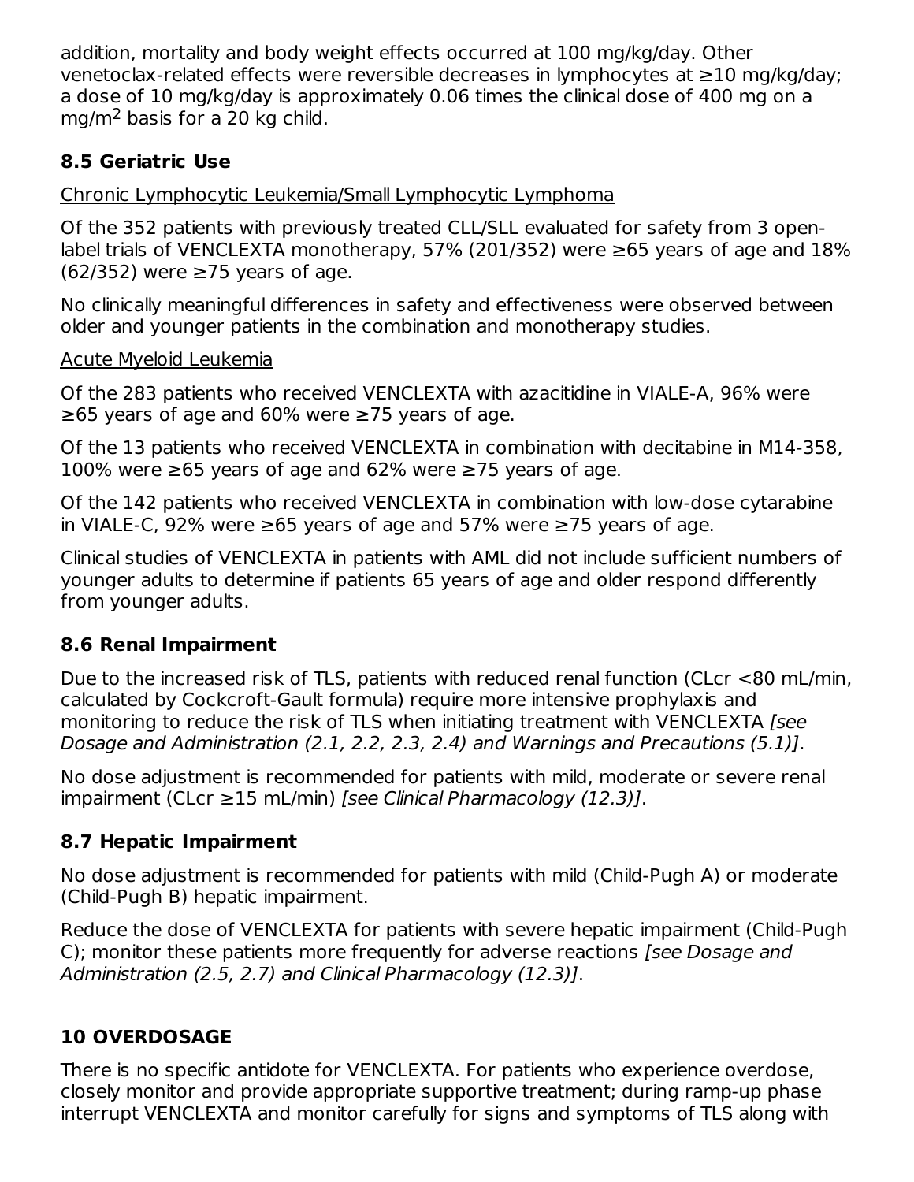addition, mortality and body weight effects occurred at 100 mg/kg/day. Other venetoclax-related effects were reversible decreases in lymphocytes at ≥10 mg/kg/day; a dose of 10 mg/kg/day is approximately 0.06 times the clinical dose of 400 mg on a mg/m$^2$ basis for a 20 kg child.

### 8.5 Geriatric Use

Chronic Lymphocytic Leukemia/Small Lymphocytic Lymphoma

Of the 352 patients with previously treated CLL/SLL evaluated for safety from 3 open-label trials of VENCLEXTA monotherapy, 57% (201/352) were ≥65 years of age and 18% (62/352) were ≥75 years of age.

No clinically meaningful differences in safety and effectiveness were observed between older and younger patients in the combination and monotherapy studies.

Acute Myeloid Leukemia

Of the 283 patients who received VENCLEXTA with azacitidine in VIALE-A, 96% were ≥65 years of age and 60% were ≥75 years of age.

Of the 13 patients who received VENCLEXTA in combination with decitabine in M14-358, 100% were ≥65 years of age and 62% were ≥75 years of age.

Of the 142 patients who received VENCLEXTA in combination with low-dose cytarabine in VIALE-C, 92% were ≥65 years of age and 57% were ≥75 years of age.

Clinical studies of VENCLEXTA in patients with AML did not include sufficient numbers of younger adults to determine if patients 65 years of age and older respond differently from younger adults.

### 8.6 Renal Impairment

Due to the increased risk of TLS, patients with reduced renal function (CLcr <80 mL/min, calculated by Cockcroft-Gault formula) require more intensive prophylaxis and monitoring to reduce the risk of TLS when initiating treatment with VENCLEXTA *[see Dosage and Administration (2.1, 2.2, 2.3, 2.4) and Warnings and Precautions (5.1)]*.

No dose adjustment is recommended for patients with mild, moderate or severe renal impairment (CLcr ≥15 mL/min) *[see Clinical Pharmacology (12.3)]*.

### 8.7 Hepatic Impairment

No dose adjustment is recommended for patients with mild (Child-Pugh A) or moderate (Child-Pugh B) hepatic impairment.

Reduce the dose of VENCLEXTA for patients with severe hepatic impairment (Child-Pugh C); monitor these patients more frequently for adverse reactions *[see Dosage and Administration (2.5, 2.7) and Clinical Pharmacology (12.3)]*.

## 10 OVERDOSAGE

There is no specific antidote for VENCLEXTA. For patients who experience overdose, closely monitor and provide appropriate supportive treatment; during ramp-up phase interrupt VENCLEXTA and monitor carefully for signs and symptoms of TLS along with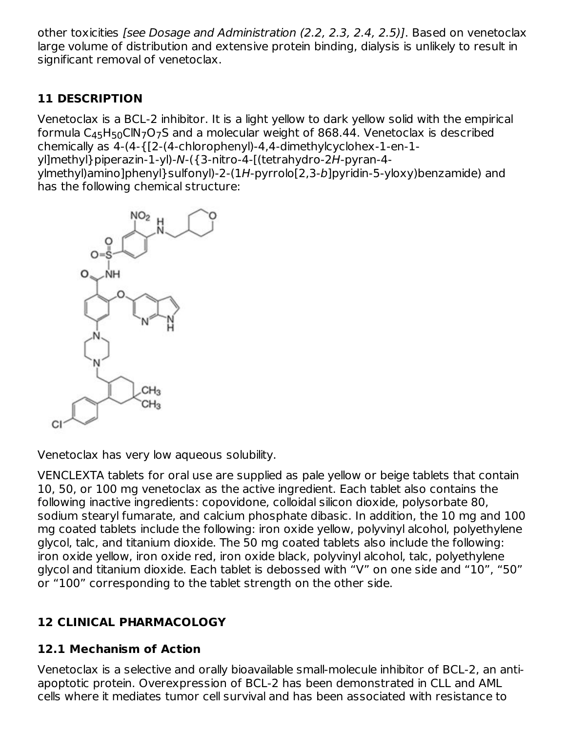other toxicities *[see Dosage and Administration (2.2, 2.3, 2.4, 2.5)]*. Based on venetoclax large volume of distribution and extensive protein binding, dialysis is unlikely to result in significant removal of venetoclax.

## 11 DESCRIPTION

Venetoclax is a BCL-2 inhibitor. It is a light yellow to dark yellow solid with the empirical formula $C_{45}H_{50}ClN_7O_7S$ and a molecular weight of 868.44. Venetoclax is described chemically as 4-(4-{[2-(4-chlorophenyl)-4,4-dimethylcyclohex-1-en-1-yl]methyl}piperazin-1-yl)-*N*-({3-nitro-4-[(tetrahydro-2*H*-pyran-4-ylmethyl)amino]phenyl}sulfonyl)-2-(1*H*-pyrrolo[2,3-*b*]pyridin-5-yloxy)benzamide) and has the following chemical structure:

Venetoclax has very low aqueous solubility.

VENCLEXTA tablets for oral use are supplied as pale yellow or beige tablets that contain 10, 50, or 100 mg venetoclax as the active ingredient. Each tablet also contains the following inactive ingredients: copovidone, colloidal silicon dioxide, polysorbate 80, sodium stearyl fumarate, and calcium phosphate dibasic. In addition, the 10 mg and 100 mg coated tablets include the following: iron oxide yellow, polyvinyl alcohol, polyethylene glycol, talc, and titanium dioxide. The 50 mg coated tablets also include the following: iron oxide yellow, iron oxide red, iron oxide black, polyvinyl alcohol, talc, polyethylene glycol and titanium dioxide. Each tablet is debossed with "V" on one side and "10", "50" or "100" corresponding to the tablet strength on the other side.

## 12 CLINICAL PHARMACOLOGY

### 12.1 Mechanism of Action

Venetoclax is a selective and orally bioavailable small-molecule inhibitor of BCL-2, an anti-apoptotic protein. Overexpression of BCL-2 has been demonstrated in CLL and AML cells where it mediates tumor cell survival and has been associated with resistance to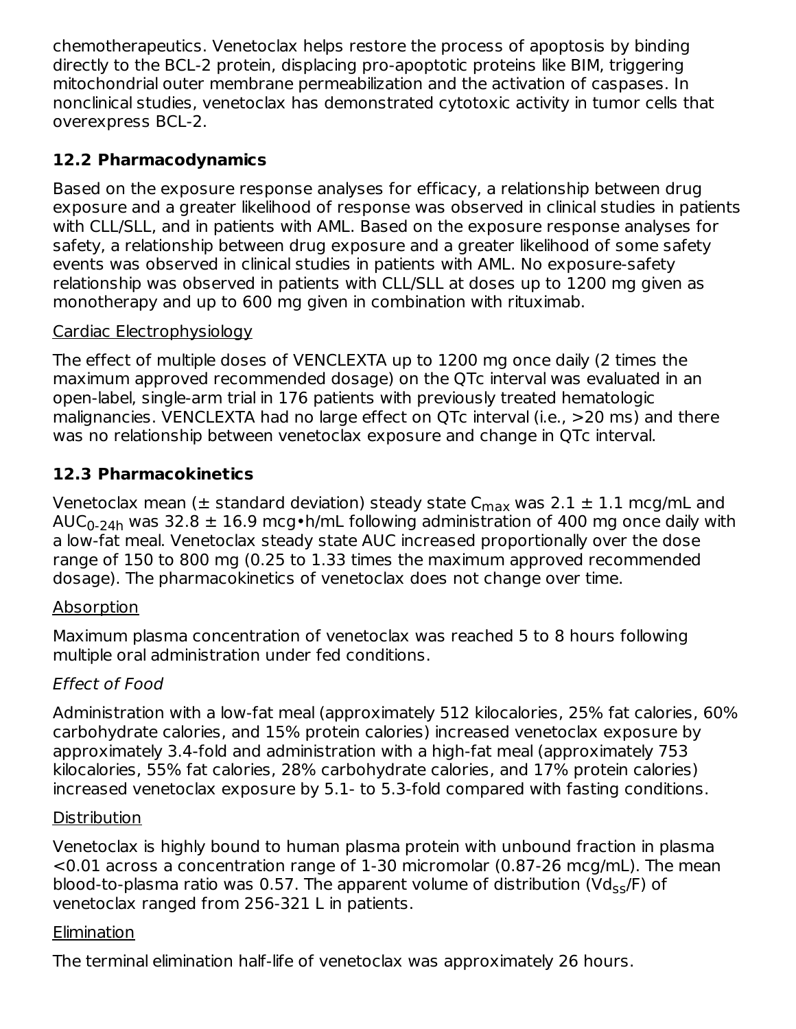chemotherapeutics. Venetoclax helps restore the process of apoptosis by binding directly to the BCL-2 protein, displacing pro-apoptotic proteins like BIM, triggering mitochondrial outer membrane permeabilization and the activation of caspases. In nonclinical studies, venetoclax has demonstrated cytotoxic activity in tumor cells that overexpress BCL-2.

### 12.2 Pharmacodynamics

Based on the exposure response analyses for efficacy, a relationship between drug exposure and a greater likelihood of response was observed in clinical studies in patients with CLL/SLL, and in patients with AML. Based on the exposure response analyses for safety, a relationship between drug exposure and a greater likelihood of some safety events was observed in clinical studies in patients with AML. No exposure-safety relationship was observed in patients with CLL/SLL at doses up to 1200 mg given as monotherapy and up to 600 mg given in combination with rituximab.

Cardiac Electrophysiology

The effect of multiple doses of VENCLEXTA up to 1200 mg once daily (2 times the maximum approved recommended dosage) on the QTc interval was evaluated in an open-label, single-arm trial in 176 patients with previously treated hematologic malignancies. VENCLEXTA had no large effect on QTc interval (i.e., >20 ms) and there was no relationship between venetoclax exposure and change in QTc interval.

### 12.3 Pharmacokinetics

Venetoclax mean (± standard deviation) steady state $C_{max}$ was 2.1 ± 1.1 mcg/mL and $AUC_{0\text{-}24h}$ was 32.8 ± 16.9 mcg•h/mL following administration of 400 mg once daily with a low-fat meal. Venetoclax steady state AUC increased proportionally over the dose range of 150 to 800 mg (0.25 to 1.33 times the maximum approved recommended dosage). The pharmacokinetics of venetoclax does not change over time.

Absorption

Maximum plasma concentration of venetoclax was reached 5 to 8 hours following multiple oral administration under fed conditions.

*Effect of Food*

Administration with a low-fat meal (approximately 512 kilocalories, 25% fat calories, 60% carbohydrate calories, and 15% protein calories) increased venetoclax exposure by approximately 3.4-fold and administration with a high-fat meal (approximately 753 kilocalories, 55% fat calories, 28% carbohydrate calories, and 17% protein calories) increased venetoclax exposure by 5.1- to 5.3-fold compared with fasting conditions.

Distribution

Venetoclax is highly bound to human plasma protein with unbound fraction in plasma <0.01 across a concentration range of 1-30 micromolar (0.87-26 mcg/mL). The mean blood-to-plasma ratio was 0.57. The apparent volume of distribution ($Vd_{ss}/F$) of venetoclax ranged from 256-321 L in patients.

Elimination

The terminal elimination half-life of venetoclax was approximately 26 hours.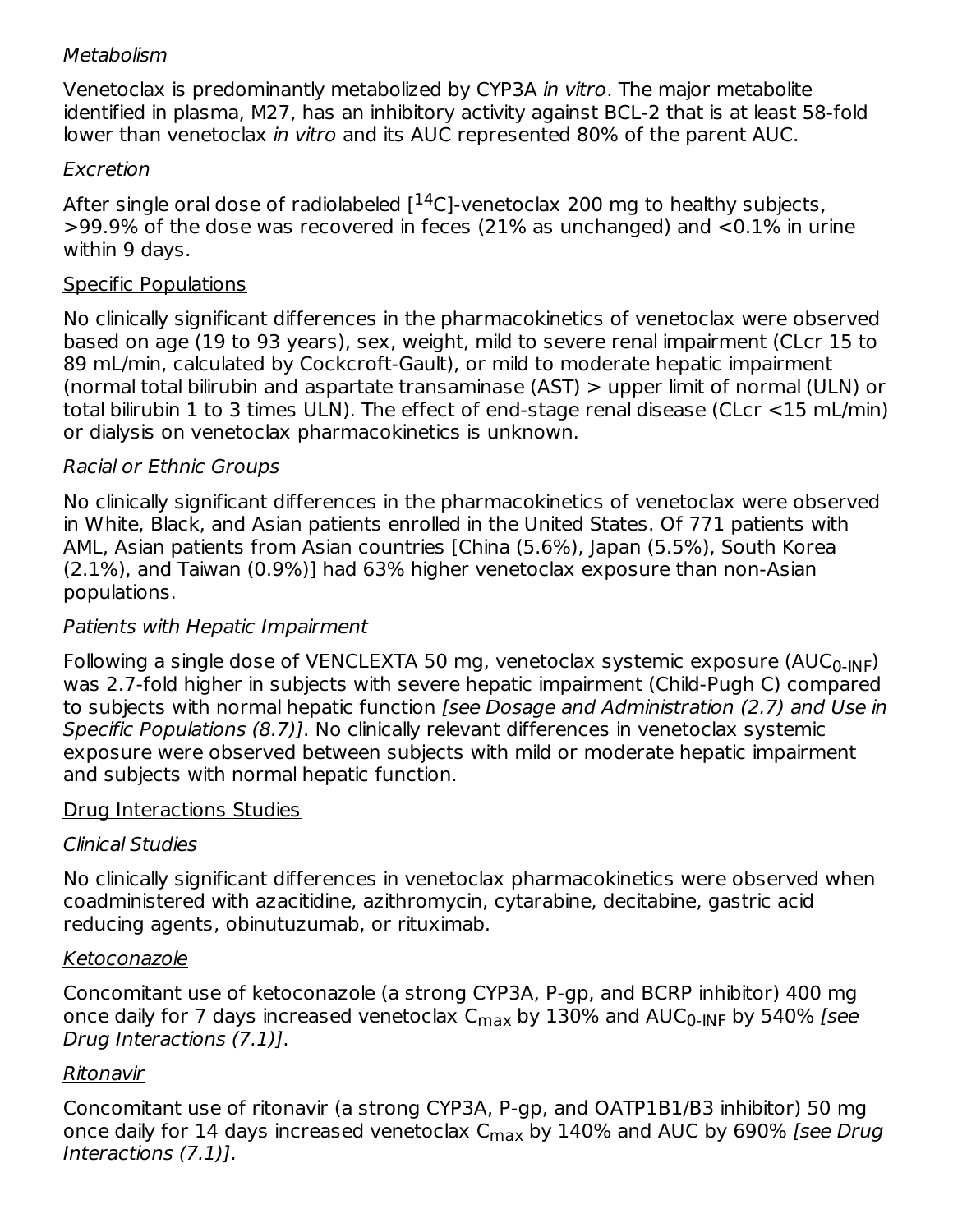*Metabolism*

Venetoclax is predominantly metabolized by CYP3A *in vitro*. The major metabolite identified in plasma, M27, has an inhibitory activity against BCL-2 that is at least 58-fold lower than venetoclax *in vitro* and its AUC represented 80% of the parent AUC.

*Excretion*

After single oral dose of radiolabeled [$^{14}$C]-venetoclax 200 mg to healthy subjects, >99.9% of the dose was recovered in feces (21% as unchanged) and <0.1% in urine within 9 days.

<u>Specific Populations</u>

No clinically significant differences in the pharmacokinetics of venetoclax were observed based on age (19 to 93 years), sex, weight, mild to severe renal impairment (CLcr 15 to 89 mL/min, calculated by Cockcroft-Gault), or mild to moderate hepatic impairment (normal total bilirubin and aspartate transaminase (AST) > upper limit of normal (ULN) or total bilirubin 1 to 3 times ULN). The effect of end-stage renal disease (CLcr <15 mL/min) or dialysis on venetoclax pharmacokinetics is unknown.

*Racial or Ethnic Groups*

No clinically significant differences in the pharmacokinetics of venetoclax were observed in White, Black, and Asian patients enrolled in the United States. Of 771 patients with AML, Asian patients from Asian countries [China (5.6%), Japan (5.5%), South Korea (2.1%), and Taiwan (0.9%)] had 63% higher venetoclax exposure than non-Asian populations.

*Patients with Hepatic Impairment*

Following a single dose of VENCLEXTA 50 mg, venetoclax systemic exposure ($AUC_{0\text{-}INF}$) was 2.7-fold higher in subjects with severe hepatic impairment (Child-Pugh C) compared to subjects with normal hepatic function *[see Dosage and Administration (2.7) and Use in Specific Populations (8.7)]*. No clinically relevant differences in venetoclax systemic exposure were observed between subjects with mild or moderate hepatic impairment and subjects with normal hepatic function.

<u>Drug Interactions Studies</u>

*Clinical Studies*

No clinically significant differences in venetoclax pharmacokinetics were observed when coadministered with azacitidine, azithromycin, cytarabine, decitabine, gastric acid reducing agents, obinutuzumab, or rituximab.

*<u>Ketoconazole</u>*

Concomitant use of ketoconazole (a strong CYP3A, P-gp, and BCRP inhibitor) 400 mg once daily for 7 days increased venetoclax $C_{max}$ by 130% and $AUC_{0\text{-}INF}$ by 540% *[see Drug Interactions (7.1)]*.

*<u>Ritonavir</u>*

Concomitant use of ritonavir (a strong CYP3A, P-gp, and OATP1B1/B3 inhibitor) 50 mg once daily for 14 days increased venetoclax $C_{max}$ by 140% and AUC by 690% *[see Drug Interactions (7.1)]*.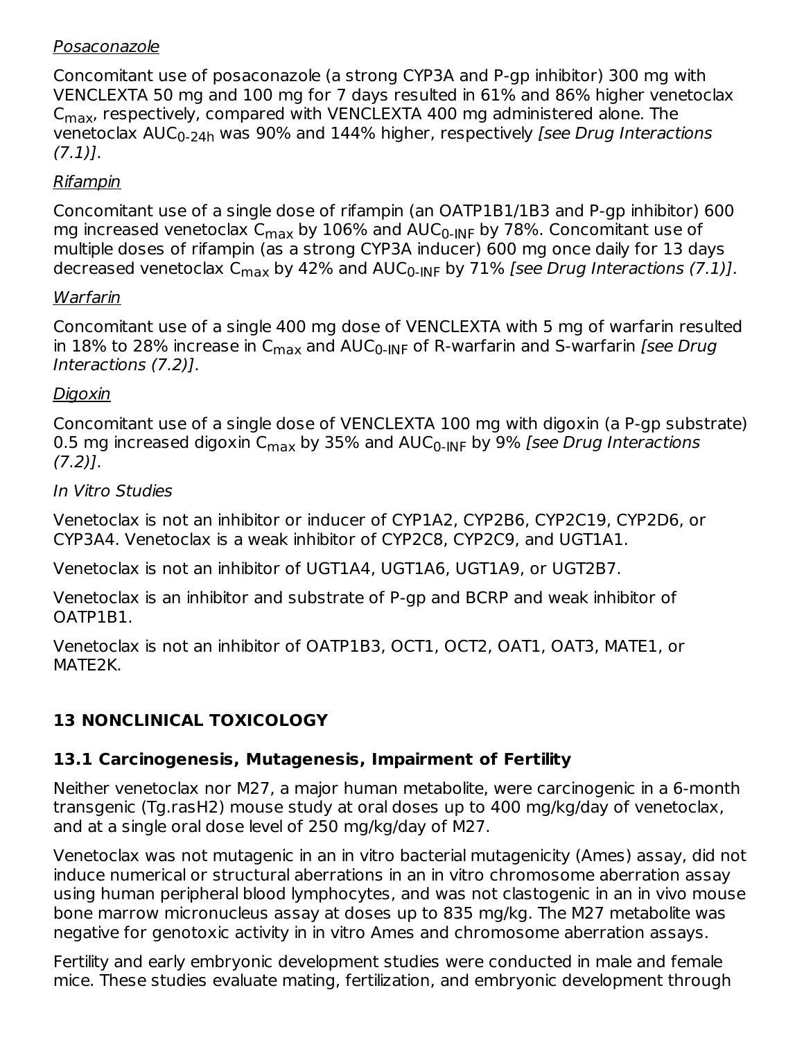*Posaconazole*

Concomitant use of posaconazole (a strong CYP3A and P-gp inhibitor) 300 mg with VENCLEXTA 50 mg and 100 mg for 7 days resulted in 61% and 86% higher venetoclax $C_{max}$, respectively, compared with VENCLEXTA 400 mg administered alone. The venetoclax $AUC_{0-24h}$ was 90% and 144% higher, respectively *[see Drug Interactions (7.1)]*.

*Rifampin*

Concomitant use of a single dose of rifampin (an OATP1B1/1B3 and P-gp inhibitor) 600 mg increased venetoclax $C_{max}$ by 106% and $AUC_{0-INF}$ by 78%. Concomitant use of multiple doses of rifampin (as a strong CYP3A inducer) 600 mg once daily for 13 days decreased venetoclax $C_{max}$ by 42% and $AUC_{0-INF}$ by 71% *[see Drug Interactions (7.1)]*.

*Warfarin*

Concomitant use of a single 400 mg dose of VENCLEXTA with 5 mg of warfarin resulted in 18% to 28% increase in $C_{max}$ and $AUC_{0-INF}$ of R-warfarin and S-warfarin *[see Drug Interactions (7.2)]*.

*Digoxin*

Concomitant use of a single dose of VENCLEXTA 100 mg with digoxin (a P-gp substrate) 0.5 mg increased digoxin $C_{max}$ by 35% and $AUC_{0-INF}$ by 9% *[see Drug Interactions (7.2)]*.

*In Vitro Studies*

Venetoclax is not an inhibitor or inducer of CYP1A2, CYP2B6, CYP2C19, CYP2D6, or CYP3A4. Venetoclax is a weak inhibitor of CYP2C8, CYP2C9, and UGT1A1.

Venetoclax is not an inhibitor of UGT1A4, UGT1A6, UGT1A9, or UGT2B7.

Venetoclax is an inhibitor and substrate of P-gp and BCRP and weak inhibitor of OATP1B1.

Venetoclax is not an inhibitor of OATP1B3, OCT1, OCT2, OAT1, OAT3, MATE1, or MATE2K.

## 13 NONCLINICAL TOXICOLOGY

### 13.1 Carcinogenesis, Mutagenesis, Impairment of Fertility

Neither venetoclax nor M27, a major human metabolite, were carcinogenic in a 6-month transgenic (Tg.rasH2) mouse study at oral doses up to 400 mg/kg/day of venetoclax, and at a single oral dose level of 250 mg/kg/day of M27.

Venetoclax was not mutagenic in an in vitro bacterial mutagenicity (Ames) assay, did not induce numerical or structural aberrations in an in vitro chromosome aberration assay using human peripheral blood lymphocytes, and was not clastogenic in an in vivo mouse bone marrow micronucleus assay at doses up to 835 mg/kg. The M27 metabolite was negative for genotoxic activity in in vitro Ames and chromosome aberration assays.

Fertility and early embryonic development studies were conducted in male and female mice. These studies evaluate mating, fertilization, and embryonic development through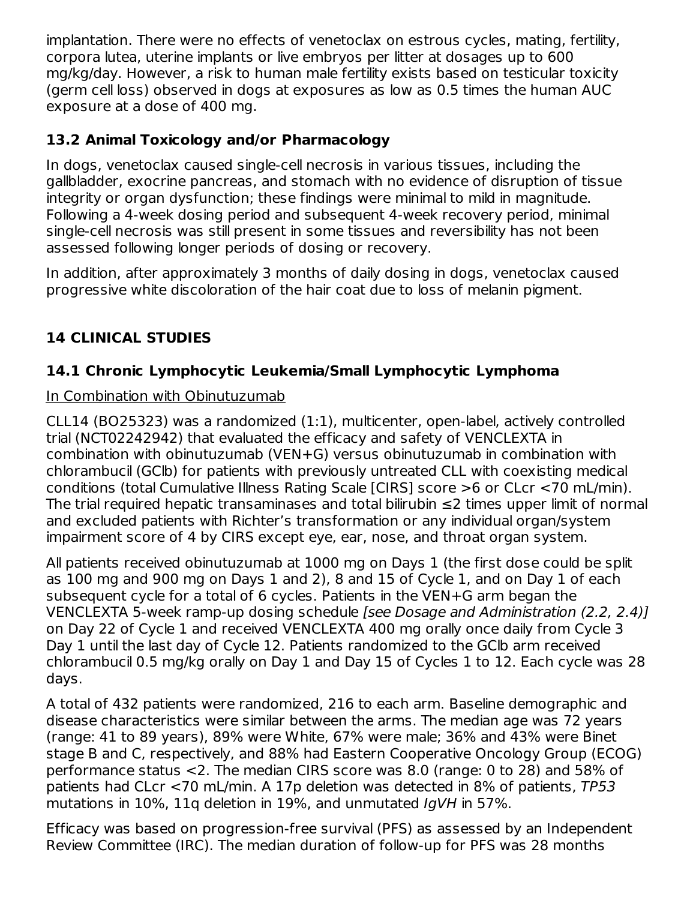implantation. There were no effects of venetoclax on estrous cycles, mating, fertility, corpora lutea, uterine implants or live embryos per litter at dosages up to 600 mg/kg/day. However, a risk to human male fertility exists based on testicular toxicity (germ cell loss) observed in dogs at exposures as low as 0.5 times the human AUC exposure at a dose of 400 mg.

### 13.2 Animal Toxicology and/or Pharmacology

In dogs, venetoclax caused single-cell necrosis in various tissues, including the gallbladder, exocrine pancreas, and stomach with no evidence of disruption of tissue integrity or organ dysfunction; these findings were minimal to mild in magnitude. Following a 4-week dosing period and subsequent 4-week recovery period, minimal single-cell necrosis was still present in some tissues and reversibility has not been assessed following longer periods of dosing or recovery.

In addition, after approximately 3 months of daily dosing in dogs, venetoclax caused progressive white discoloration of the hair coat due to loss of melanin pigment.

## 14 CLINICAL STUDIES

### 14.1 Chronic Lymphocytic Leukemia/Small Lymphocytic Lymphoma

In Combination with Obinutuzumab

CLL14 (BO25323) was a randomized (1:1), multicenter, open-label, actively controlled trial (NCT02242942) that evaluated the efficacy and safety of VENCLEXTA in combination with obinutuzumab (VEN+G) versus obinutuzumab in combination with chlorambucil (GClb) for patients with previously untreated CLL with coexisting medical conditions (total Cumulative Illness Rating Scale [CIRS] score >6 or CLcr <70 mL/min). The trial required hepatic transaminases and total bilirubin ≤2 times upper limit of normal and excluded patients with Richter's transformation or any individual organ/system impairment score of 4 by CIRS except eye, ear, nose, and throat organ system.

All patients received obinutuzumab at 1000 mg on Days 1 (the first dose could be split as 100 mg and 900 mg on Days 1 and 2), 8 and 15 of Cycle 1, and on Day 1 of each subsequent cycle for a total of 6 cycles. Patients in the VEN+G arm began the VENCLEXTA 5-week ramp-up dosing schedule *[see Dosage and Administration (2.2, 2.4)]* on Day 22 of Cycle 1 and received VENCLEXTA 400 mg orally once daily from Cycle 3 Day 1 until the last day of Cycle 12. Patients randomized to the GClb arm received chlorambucil 0.5 mg/kg orally on Day 1 and Day 15 of Cycles 1 to 12. Each cycle was 28 days.

A total of 432 patients were randomized, 216 to each arm. Baseline demographic and disease characteristics were similar between the arms. The median age was 72 years (range: 41 to 89 years), 89% were White, 67% were male; 36% and 43% were Binet stage B and C, respectively, and 88% had Eastern Cooperative Oncology Group (ECOG) performance status <2. The median CIRS score was 8.0 (range: 0 to 28) and 58% of patients had CLcr <70 mL/min. A 17p deletion was detected in 8% of patients, *TP53* mutations in 10%, 11q deletion in 19%, and unmutated *IgVH* in 57%.

Efficacy was based on progression-free survival (PFS) as assessed by an Independent Review Committee (IRC). The median duration of follow-up for PFS was 28 months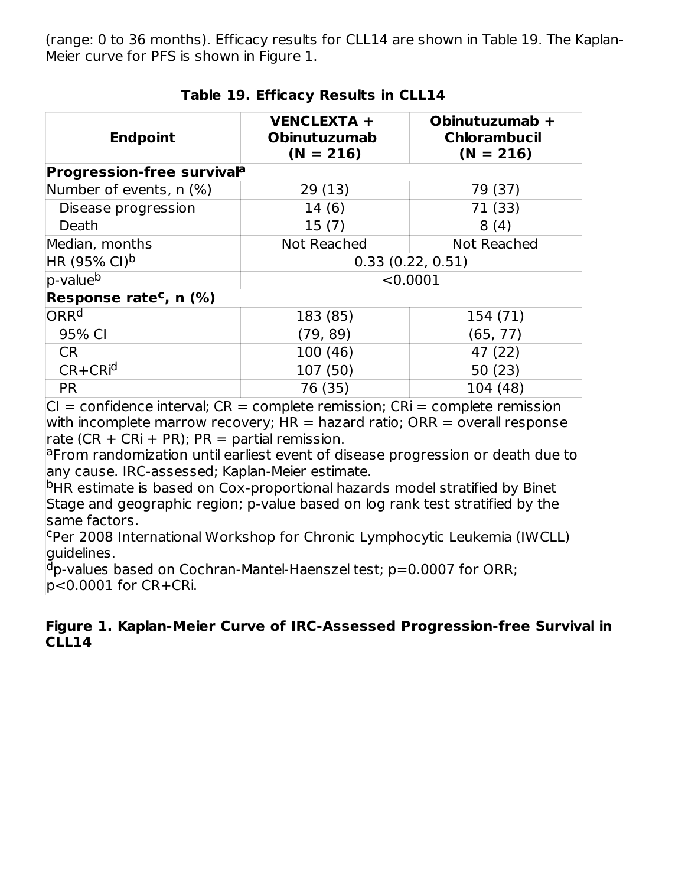(range: 0 to 36 months). Efficacy results for CLL14 are shown in Table 19. The Kaplan-Meier curve for PFS is shown in Figure 1.

**Table 19. Efficacy Results in CLL14**

| Endpoint | VENCLEXTA + Obinutuzumab (N = 216) | Obinutuzumab + Chlorambucil (N = 216) |
|---|---|---|
| **Progression-free survival[a]** | | |
| Number of events, n (%) | 29 (13) | 79 (37) |
| Disease progression | 14 (6) | 71 (33) |
| Death | 15 (7) | 8 (4) |
| Median, months | Not Reached | Not Reached |
| HR (95% CI)[b] | 0.33 (0.22, 0.51) | |
| p-value[b] | <0.0001 | |
| **Response rate[c], n (%)** | | |
| ORR[d] | 183 (85) | 154 (71) |
| 95% CI | (79, 89) | (65, 77) |
| CR | 100 (46) | 47 (22) |
| CR+CRi[d] | 107 (50) | 50 (23) |
| PR | 76 (35) | 104 (48) |

CI = confidence interval; CR = complete remission; CRi = complete remission with incomplete marrow recovery; HR = hazard ratio; ORR = overall response rate (CR + CRi + PR); PR = partial remission.

[a]From randomization until earliest event of disease progression or death due to any cause. IRC-assessed; Kaplan-Meier estimate.

[b]HR estimate is based on Cox-proportional hazards model stratified by Binet Stage and geographic region; p-value based on log rank test stratified by the same factors.

[c]Per 2008 International Workshop for Chronic Lymphocytic Leukemia (IWCLL) guidelines.

[d]p-values based on Cochran-Mantel-Haenszel test; p=0.0007 for ORR; p<0.0001 for CR+CRi.

**Figure 1. Kaplan-Meier Curve of IRC-Assessed Progression-free Survival in CLL14**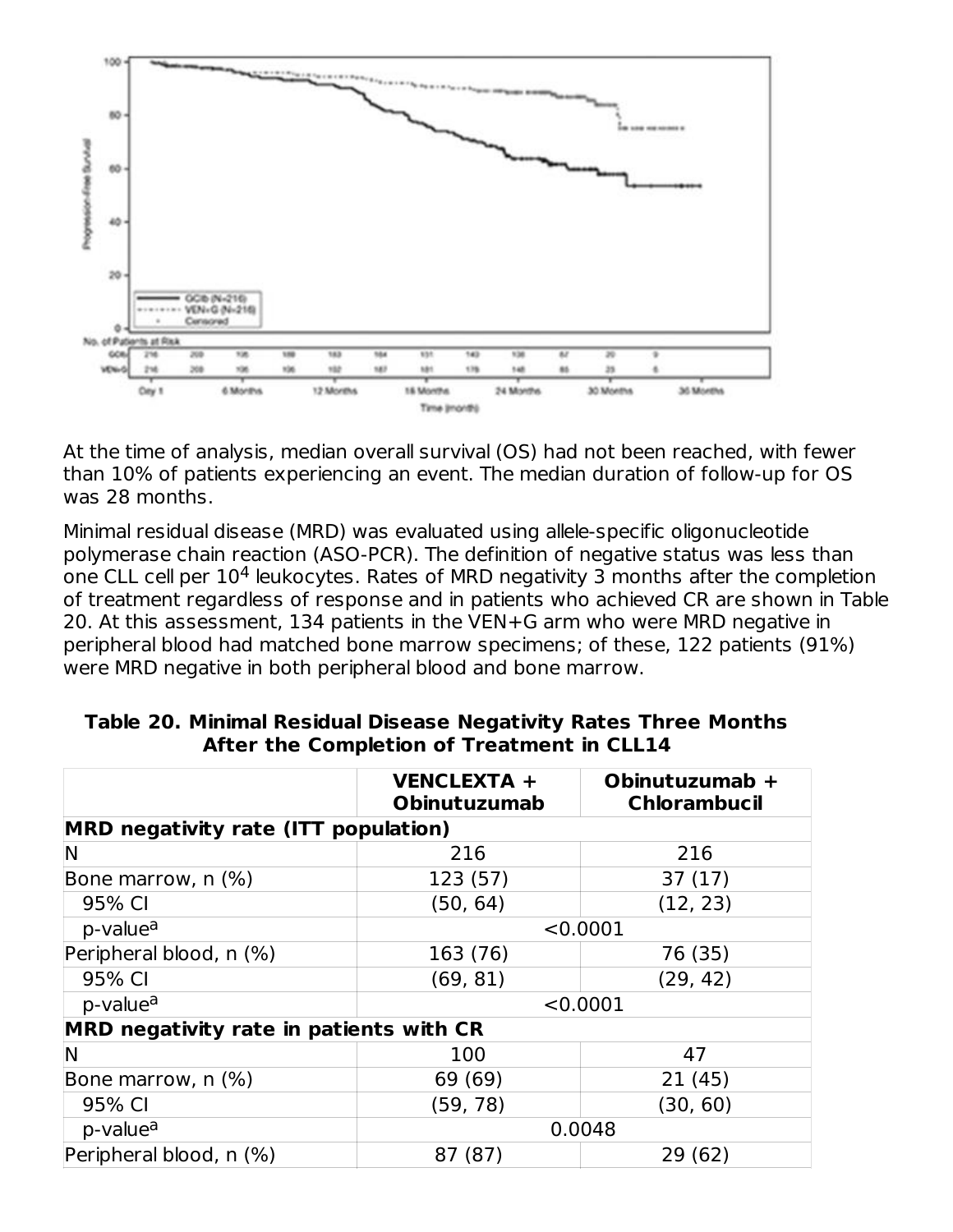At the time of analysis, median overall survival (OS) had not been reached, with fewer than 10% of patients experiencing an event. The median duration of follow-up for OS was 28 months.

Minimal residual disease (MRD) was evaluated using allele-specific oligonucleotide polymerase chain reaction (ASO-PCR). The definition of negative status was less than one CLL cell per $10^4$ leukocytes. Rates of MRD negativity 3 months after the completion of treatment regardless of response and in patients who achieved CR are shown in Table 20. At this assessment, 134 patients in the VEN+G arm who were MRD negative in peripheral blood had matched bone marrow specimens; of these, 122 patients (91%) were MRD negative in both peripheral blood and bone marrow.

**Table 20. Minimal Residual Disease Negativity Rates Three Months After the Completion of Treatment in CLL14**

| | VENCLEXTA + Obinutuzumab | Obinutuzumab + Chlorambucil |
|---|---|---|
| **MRD negativity rate (ITT population)** | | |
| N | 216 | 216 |
| Bone marrow, n (%) | 123 (57) | 37 (17) |
| 95% CI | (50, 64) | (12, 23) |
| p-value[a] | <0.0001 | |
| Peripheral blood, n (%) | 163 (76) | 76 (35) |
| 95% CI | (69, 81) | (29, 42) |
| p-value[a] | <0.0001 | |
| **MRD negativity rate in patients with CR** | | |
| N | 100 | 47 |
| Bone marrow, n (%) | 69 (69) | 21 (45) |
| 95% CI | (59, 78) | (30, 60) |
| p-value[a] | 0.0048 | |
| Peripheral blood, n (%) | 87 (87) | 29 (62) |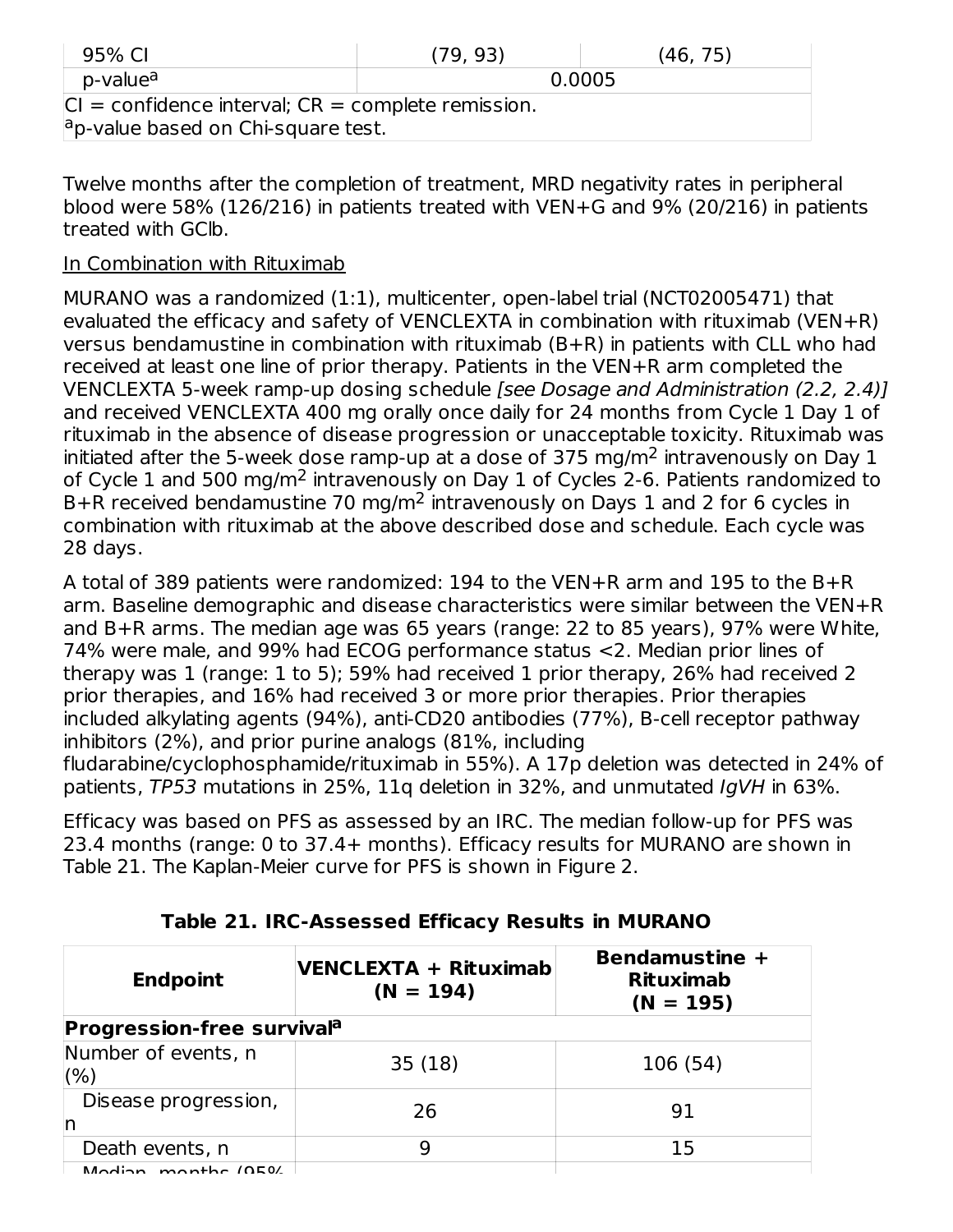| 95% CI | (79, 93) | (46, 75) |
|---|---|---|
| p-value[a] | 0.0005 | |

CI = confidence interval; CR = complete remission.
[a]p-value based on Chi-square test.

Twelve months after the completion of treatment, MRD negativity rates in peripheral blood were 58% (126/216) in patients treated with VEN+G and 9% (20/216) in patients treated with GClb.

In Combination with Rituximab

MURANO was a randomized (1:1), multicenter, open-label trial (NCT02005471) that evaluated the efficacy and safety of VENCLEXTA in combination with rituximab (VEN+R) versus bendamustine in combination with rituximab (B+R) in patients with CLL who had received at least one line of prior therapy. Patients in the VEN+R arm completed the VENCLEXTA 5-week ramp-up dosing schedule *[see Dosage and Administration (2.2, 2.4)]* and received VENCLEXTA 400 mg orally once daily for 24 months from Cycle 1 Day 1 of rituximab in the absence of disease progression or unacceptable toxicity. Rituximab was initiated after the 5-week dose ramp-up at a dose of 375 mg/m$^2$ intravenously on Day 1 of Cycle 1 and 500 mg/m$^2$ intravenously on Day 1 of Cycles 2-6. Patients randomized to B+R received bendamustine 70 mg/m$^2$ intravenously on Days 1 and 2 for 6 cycles in combination with rituximab at the above described dose and schedule. Each cycle was 28 days.

A total of 389 patients were randomized: 194 to the VEN+R arm and 195 to the B+R arm. Baseline demographic and disease characteristics were similar between the VEN+R and B+R arms. The median age was 65 years (range: 22 to 85 years), 97% were White, 74% were male, and 99% had ECOG performance status <2. Median prior lines of therapy was 1 (range: 1 to 5); 59% had received 1 prior therapy, 26% had received 2 prior therapies, and 16% had received 3 or more prior therapies. Prior therapies included alkylating agents (94%), anti-CD20 antibodies (77%), B-cell receptor pathway inhibitors (2%), and prior purine analogs (81%, including fludarabine/cyclophosphamide/rituximab in 55%). A 17p deletion was detected in 24% of patients, *TP53* mutations in 25%, 11q deletion in 32%, and unmutated *IgVH* in 63%.

Efficacy was based on PFS as assessed by an IRC. The median follow-up for PFS was 23.4 months (range: 0 to 37.4+ months). Efficacy results for MURANO are shown in Table 21. The Kaplan-Meier curve for PFS is shown in Figure 2.

**Table 21. IRC-Assessed Efficacy Results in MURANO**

| Endpoint | VENCLEXTA + Rituximab (N = 194) | Bendamustine + Rituximab (N = 195) |
|---|---|---|
| **Progression-free survival[a]** | | |
| Number of events, n (%) | 35 (18) | 106 (54) |
| Disease progression, n | 26 | 91 |
| Death events, n | 9 | 15 |
| Median, months (95% | | |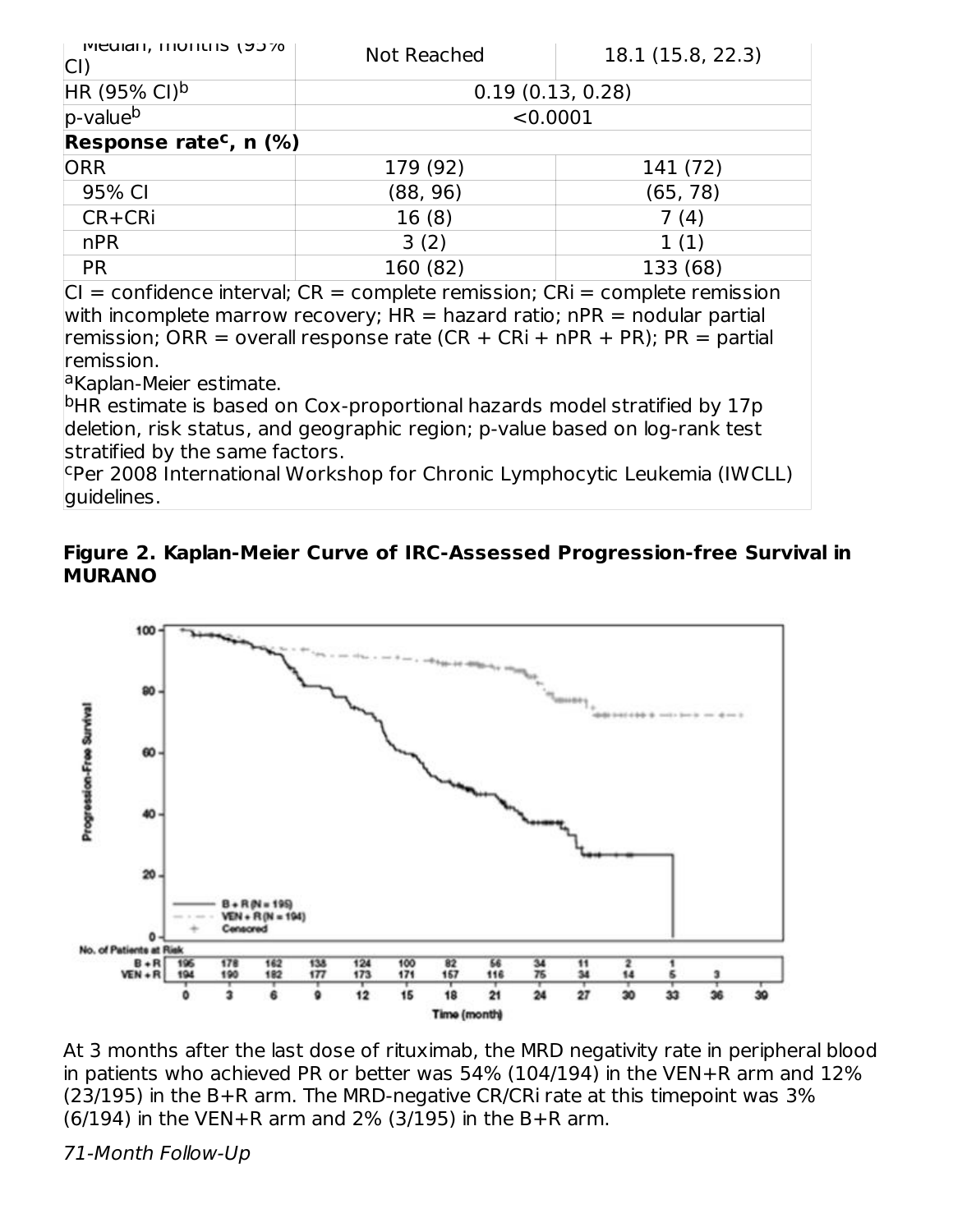| Median, months (95% CI) | Not Reached | 18.1 (15.8, 22.3) |
| --- | --- | --- |
| HR (95% CI)[b] | 0.19 (0.13, 0.28) | |
| p-value[b] | <0.0001 | |
| **Response rate[c], n (%)** | | |
| ORR | 179 (92) | 141 (72) |
| 95% CI | (88, 96) | (65, 78) |
| CR+CRi | 16 (8) | 7 (4) |
| nPR | 3 (2) | 1 (1) |
| PR | 160 (82) | 133 (68) |

CI = confidence interval; CR = complete remission; CRi = complete remission with incomplete marrow recovery; HR = hazard ratio; nPR = nodular partial remission; ORR = overall response rate (CR + CRi + nPR + PR); PR = partial remission.

[a]Kaplan-Meier estimate.

[b]HR estimate is based on Cox-proportional hazards model stratified by 17p deletion, risk status, and geographic region; p-value based on log-rank test stratified by the same factors.

[c]Per 2008 International Workshop for Chronic Lymphocytic Leukemia (IWCLL) guidelines.

**Figure 2. Kaplan-Meier Curve of IRC-Assessed Progression-free Survival in MURANO**

At 3 months after the last dose of rituximab, the MRD negativity rate in peripheral blood in patients who achieved PR or better was 54% (104/194) in the VEN+R arm and 12% (23/195) in the B+R arm. The MRD-negative CR/CRi rate at this timepoint was 3% (6/194) in the VEN+R arm and 2% (3/195) in the B+R arm.

*71-Month Follow-Up*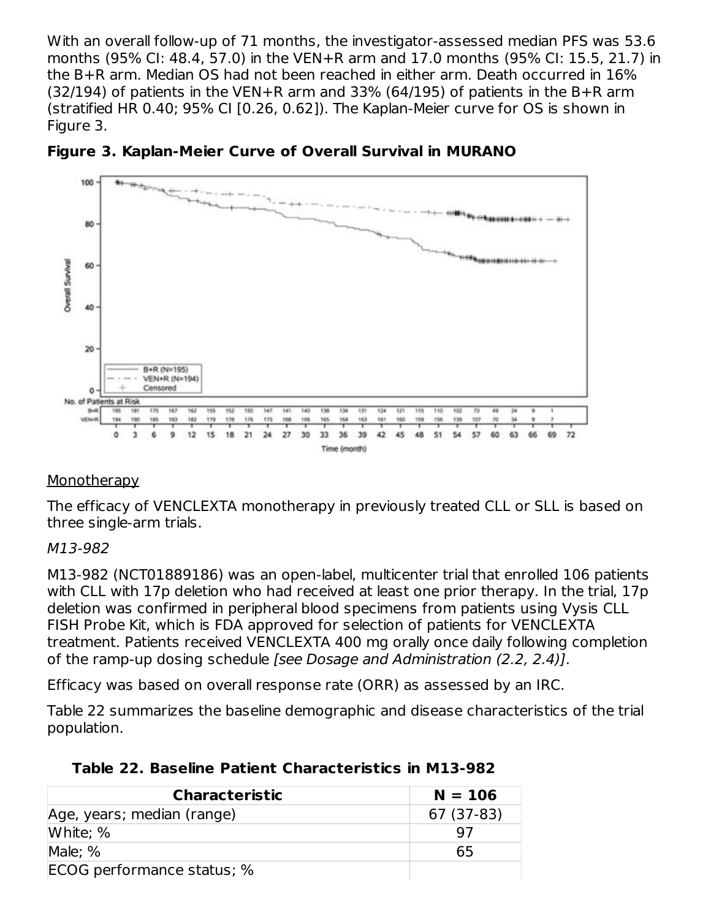With an overall follow-up of 71 months, the investigator-assessed median PFS was 53.6 months (95% CI: 48.4, 57.0) in the VEN+R arm and 17.0 months (95% CI: 15.5, 21.7) in the B+R arm. Median OS had not been reached in either arm. Death occurred in 16% (32/194) of patients in the VEN+R arm and 33% (64/195) of patients in the B+R arm (stratified HR 0.40; 95% CI [0.26, 0.62]). The Kaplan-Meier curve for OS is shown in Figure 3.

**Figure 3. Kaplan-Meier Curve of Overall Survival in MURANO**

<u>Monotherapy</u>

The efficacy of VENCLEXTA monotherapy in previously treated CLL or SLL is based on three single-arm trials.

*M13-982*

M13-982 (NCT01889186) was an open-label, multicenter trial that enrolled 106 patients with CLL with 17p deletion who had received at least one prior therapy. In the trial, 17p deletion was confirmed in peripheral blood specimens from patients using Vysis CLL FISH Probe Kit, which is FDA approved for selection of patients for VENCLEXTA treatment. Patients received VENCLEXTA 400 mg orally once daily following completion of the ramp-up dosing schedule *[see Dosage and Administration (2.2, 2.4)]*.

Efficacy was based on overall response rate (ORR) as assessed by an IRC.

Table 22 summarizes the baseline demographic and disease characteristics of the trial population.

**Table 22. Baseline Patient Characteristics in M13-982**

| Characteristic | N = 106 |
|---|---|
| Age, years; median (range) | 67 (37-83) |
| White; % | 97 |
| Male; % | 65 |
| ECOG performance status; % | |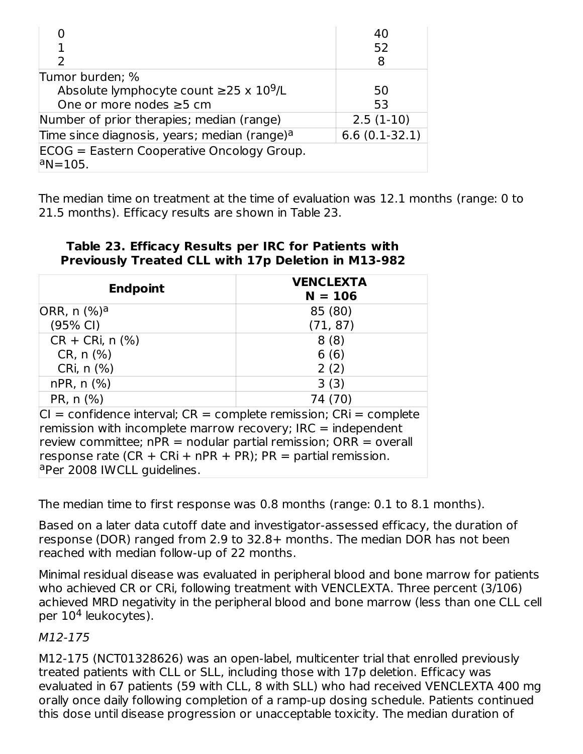| | |
|---|---|
| 0 | 40 |
| 1 | 52 |
| 2 | 8 |
| Tumor burden; % | |
| Absolute lymphocyte count ≥25 x $10^9$/L | 50 |
| One or more nodes ≥5 cm | 53 |
| Number of prior therapies; median (range) | 2.5 (1-10) |
| Time since diagnosis, years; median (range)[a] | 6.6 (0.1-32.1) |

ECOG = Eastern Cooperative Oncology Group.
[a]N=105.

The median time on treatment at the time of evaluation was 12.1 months (range: 0 to 21.5 months). Efficacy results are shown in Table 23.

**Table 23. Efficacy Results per IRC for Patients with Previously Treated CLL with 17p Deletion in M13-982**

| Endpoint | VENCLEXTA N = 106 |
|---|---|
| ORR, n (%)[a] | 85 (80) |
| (95% CI) | (71, 87) |
| CR + CRi, n (%) | 8 (8) |
| CR, n (%) | 6 (6) |
| CRi, n (%) | 2 (2) |
| nPR, n (%) | 3 (3) |
| PR, n (%) | 74 (70) |

CI = confidence interval; CR = complete remission; CRi = complete remission with incomplete marrow recovery; IRC = independent review committee; nPR = nodular partial remission; ORR = overall response rate (CR + CRi + nPR + PR); PR = partial remission.
[a]Per 2008 IWCLL guidelines.

The median time to first response was 0.8 months (range: 0.1 to 8.1 months).

Based on a later data cutoff date and investigator-assessed efficacy, the duration of response (DOR) ranged from 2.9 to 32.8+ months. The median DOR has not been reached with median follow-up of 22 months.

Minimal residual disease was evaluated in peripheral blood and bone marrow for patients who achieved CR or CRi, following treatment with VENCLEXTA. Three percent (3/106) achieved MRD negativity in the peripheral blood and bone marrow (less than one CLL cell per $10^4$ leukocytes).

*M12-175*

M12-175 (NCT01328626) was an open-label, multicenter trial that enrolled previously treated patients with CLL or SLL, including those with 17p deletion. Efficacy was evaluated in 67 patients (59 with CLL, 8 with SLL) who had received VENCLEXTA 400 mg orally once daily following completion of a ramp-up dosing schedule. Patients continued this dose until disease progression or unacceptable toxicity. The median duration of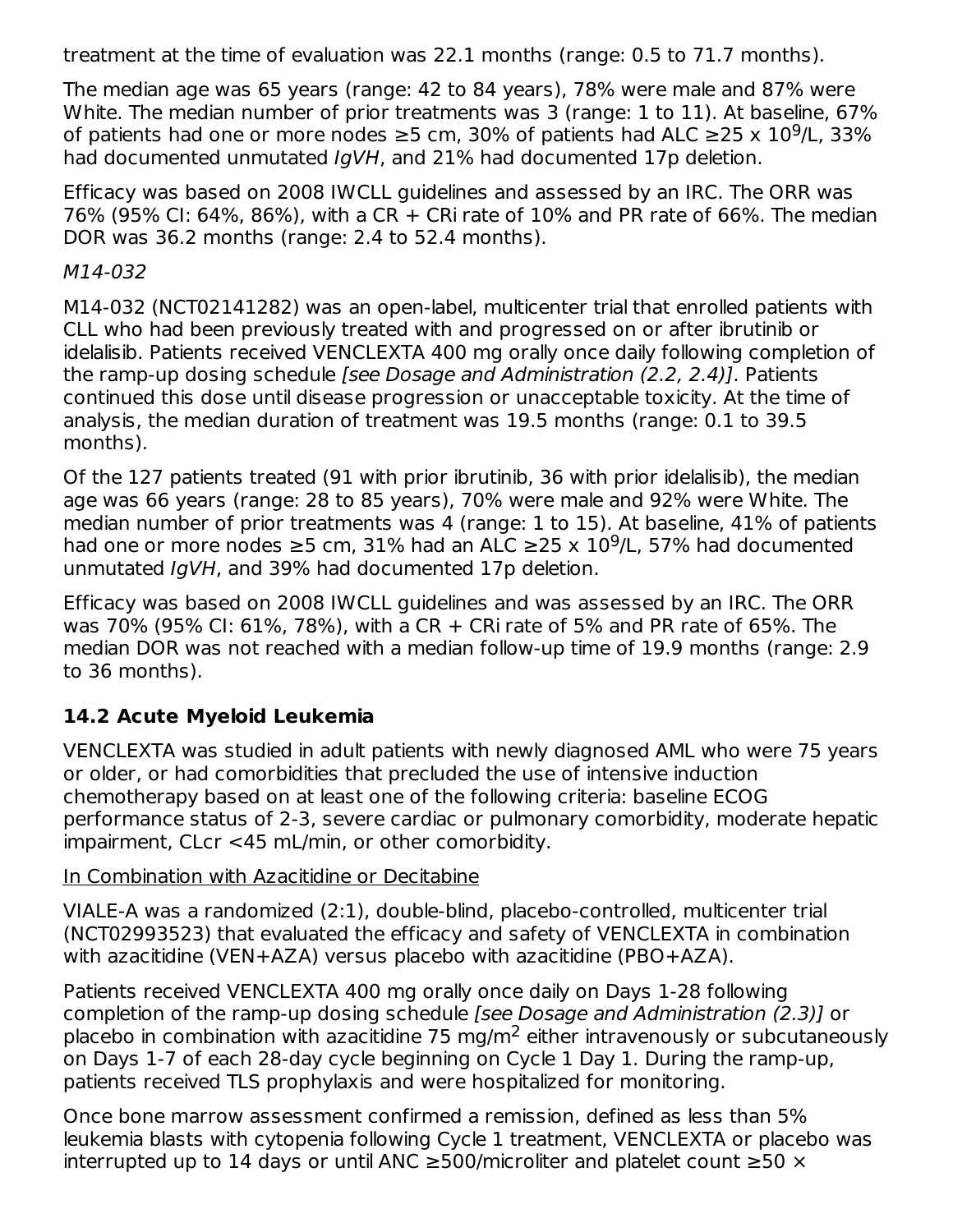treatment at the time of evaluation was 22.1 months (range: 0.5 to 71.7 months).

The median age was 65 years (range: 42 to 84 years), 78% were male and 87% were White. The median number of prior treatments was 3 (range: 1 to 11). At baseline, 67% of patients had one or more nodes ≥5 cm, 30% of patients had ALC ≥25 x $10^9$/L, 33% had documented unmutated *IgVH*, and 21% had documented 17p deletion.

Efficacy was based on 2008 IWCLL guidelines and assessed by an IRC. The ORR was 76% (95% CI: 64%, 86%), with a CR + CRi rate of 10% and PR rate of 66%. The median DOR was 36.2 months (range: 2.4 to 52.4 months).

*M14-032*

M14-032 (NCT02141282) was an open-label, multicenter trial that enrolled patients with CLL who had been previously treated with and progressed on or after ibrutinib or idelalisib. Patients received VENCLEXTA 400 mg orally once daily following completion of the ramp-up dosing schedule *[see Dosage and Administration (2.2, 2.4)]*. Patients continued this dose until disease progression or unacceptable toxicity. At the time of analysis, the median duration of treatment was 19.5 months (range: 0.1 to 39.5 months).

Of the 127 patients treated (91 with prior ibrutinib, 36 with prior idelalisib), the median age was 66 years (range: 28 to 85 years), 70% were male and 92% were White. The median number of prior treatments was 4 (range: 1 to 15). At baseline, 41% of patients had one or more nodes ≥5 cm, 31% had an ALC ≥25 x $10^9$/L, 57% had documented unmutated *IgVH*, and 39% had documented 17p deletion.

Efficacy was based on 2008 IWCLL guidelines and was assessed by an IRC. The ORR was 70% (95% CI: 61%, 78%), with a CR + CRi rate of 5% and PR rate of 65%. The median DOR was not reached with a median follow-up time of 19.9 months (range: 2.9 to 36 months).

## 14.2 Acute Myeloid Leukemia

VENCLEXTA was studied in adult patients with newly diagnosed AML who were 75 years or older, or had comorbidities that precluded the use of intensive induction chemotherapy based on at least one of the following criteria: baseline ECOG performance status of 2-3, severe cardiac or pulmonary comorbidity, moderate hepatic impairment, CLcr <45 mL/min, or other comorbidity.

<u>In Combination with Azacitidine or Decitabine</u>

VIALE-A was a randomized (2:1), double-blind, placebo-controlled, multicenter trial (NCT02993523) that evaluated the efficacy and safety of VENCLEXTA in combination with azacitidine (VEN+AZA) versus placebo with azacitidine (PBO+AZA).

Patients received VENCLEXTA 400 mg orally once daily on Days 1-28 following completion of the ramp-up dosing schedule *[see Dosage and Administration (2.3)]* or placebo in combination with azacitidine 75 mg/$m^2$ either intravenously or subcutaneously on Days 1-7 of each 28-day cycle beginning on Cycle 1 Day 1. During the ramp-up, patients received TLS prophylaxis and were hospitalized for monitoring.

Once bone marrow assessment confirmed a remission, defined as less than 5% leukemia blasts with cytopenia following Cycle 1 treatment, VENCLEXTA or placebo was interrupted up to 14 days or until ANC ≥500/microliter and platelet count ≥50 ×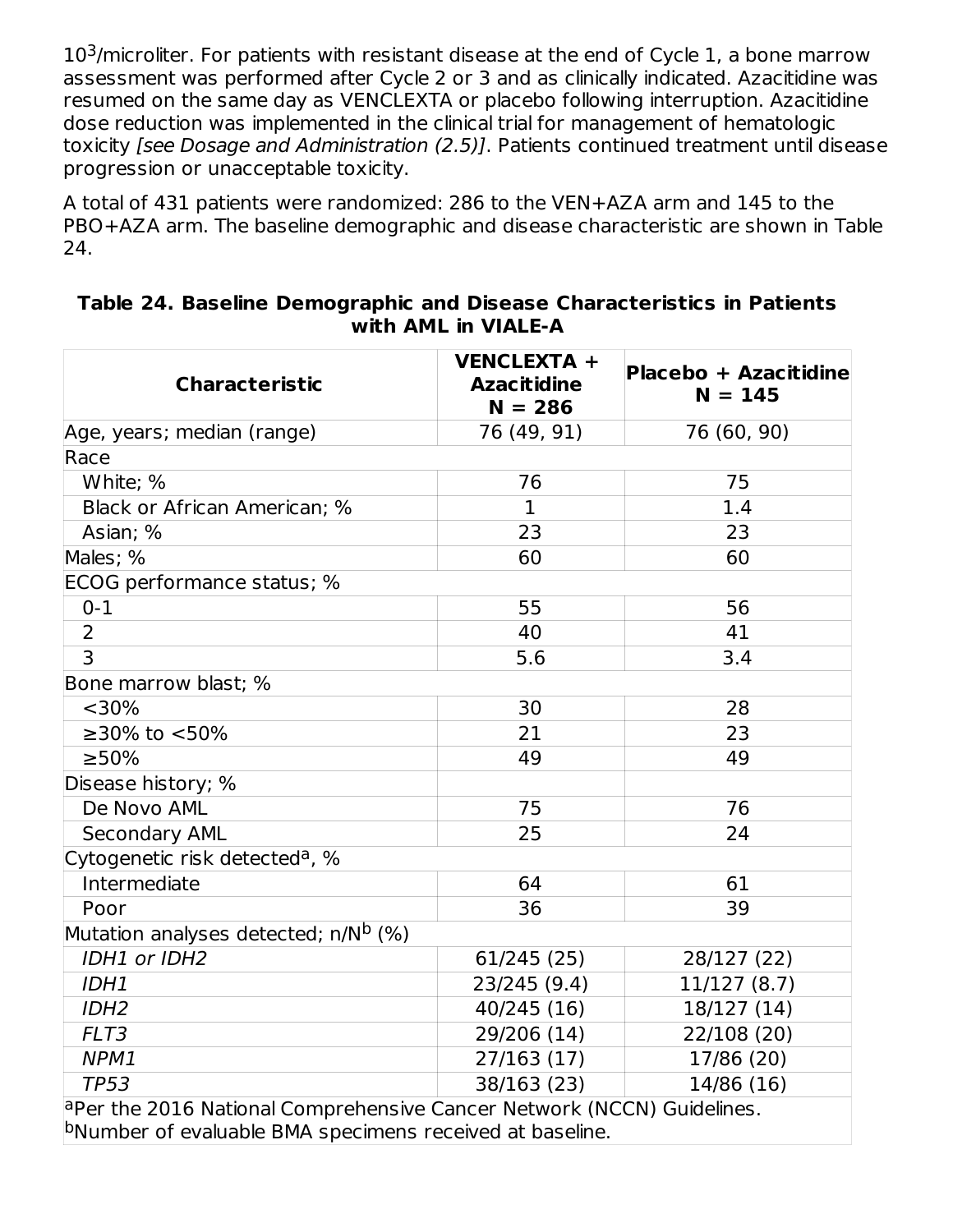$10^3$/microliter. For patients with resistant disease at the end of Cycle 1, a bone marrow assessment was performed after Cycle 2 or 3 and as clinically indicated. Azacitidine was resumed on the same day as VENCLEXTA or placebo following interruption. Azacitidine dose reduction was implemented in the clinical trial for management of hematologic toxicity *[see Dosage and Administration (2.5)]*. Patients continued treatment until disease progression or unacceptable toxicity.

A total of 431 patients were randomized: 286 to the VEN+AZA arm and 145 to the PBO+AZA arm. The baseline demographic and disease characteristic are shown in Table 24.

**Table 24. Baseline Demographic and Disease Characteristics in Patients with AML in VIALE-A**

| Characteristic | VENCLEXTA + Azacitidine N = 286 | Placebo + Azacitidine N = 145 |
|---|---|---|
| Age, years; median (range) | 76 (49, 91) | 76 (60, 90) |
| Race | | |
| White; % | 76 | 75 |
| Black or African American; % | 1 | 1.4 |
| Asian; % | 23 | 23 |
| Males; % | 60 | 60 |
| ECOG performance status; % | | |
| 0-1 | 55 | 56 |
| 2 | 40 | 41 |
| 3 | 5.6 | 3.4 |
| Bone marrow blast; % | | |
| <30% | 30 | 28 |
| ≥30% to <50% | 21 | 23 |
| ≥50% | 49 | 49 |
| Disease history; % | | |
| De Novo AML | 75 | 76 |
| Secondary AML | 25 | 24 |
| Cytogenetic risk detected[a], % | | |
| Intermediate | 64 | 61 |
| Poor | 36 | 39 |
| Mutation analyses detected; n/N[b] (%) | | |
| *IDH1 or IDH2* | 61/245 (25) | 28/127 (22) |
| *IDH1* | 23/245 (9.4) | 11/127 (8.7) |
| *IDH2* | 40/245 (16) | 18/127 (14) |
| *FLT3* | 29/206 (14) | 22/108 (20) |
| *NPM1* | 27/163 (17) | 17/86 (20) |
| *TP53* | 38/163 (23) | 14/86 (16) |

[a]Per the 2016 National Comprehensive Cancer Network (NCCN) Guidelines.
[b]Number of evaluable BMA specimens received at baseline.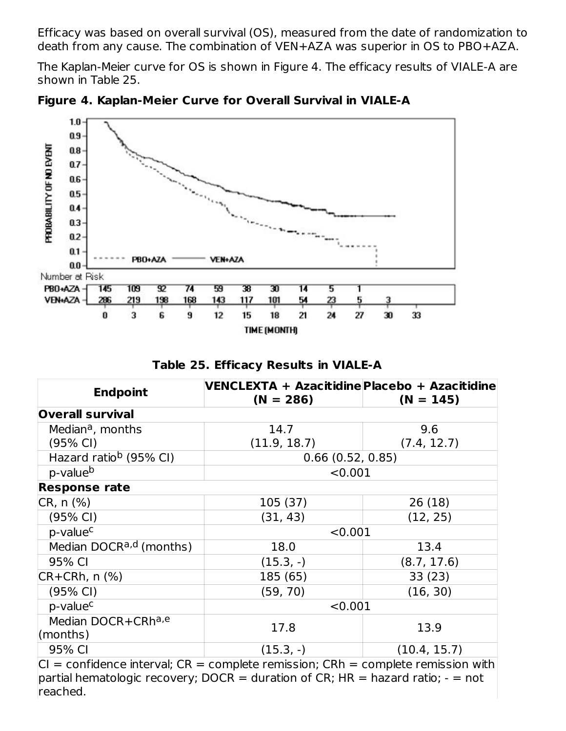Efficacy was based on overall survival (OS), measured from the date of randomization to death from any cause. The combination of VEN+AZA was superior in OS to PBO+AZA.

The Kaplan-Meier curve for OS is shown in Figure 4. The efficacy results of VIALE-A are shown in Table 25.

**Figure 4. Kaplan-Meier Curve for Overall Survival in VIALE-A**

**Table 25. Efficacy Results in VIALE-A**

| Endpoint | VENCLEXTA + Azacitidine (N = 286) | Placebo + Azacitidine (N = 145) |
|---|---|---|
| **Overall survival** | | |
| Median[a], months (95% CI) | 14.7 (11.9, 18.7) | 9.6 (7.4, 12.7) |
| Hazard ratio[b] (95% CI) | 0.66 (0.52, 0.85) | |
| p-value[b] | <0.001 | |
| **Response rate** | | |
| CR, n (%) | 105 (37) | 26 (18) |
| (95% CI) | (31, 43) | (12, 25) |
| p-value[c] | <0.001 | |
| Median DOCR[a,d] (months) | 18.0 | 13.4 |
| 95% CI | (15.3, -) | (8.7, 17.6) |
| CR+CRh, n (%) | 185 (65) | 33 (23) |
| (95% CI) | (59, 70) | (16, 30) |
| p-value[c] | <0.001 | |
| Median DOCR+CRh[a,e] (months) | 17.8 | 13.9 |
| 95% CI | (15.3, -) | (10.4, 15.7) |

CI = confidence interval; CR = complete remission; CRh = complete remission with partial hematologic recovery; DOCR = duration of CR; HR = hazard ratio; - = not reached.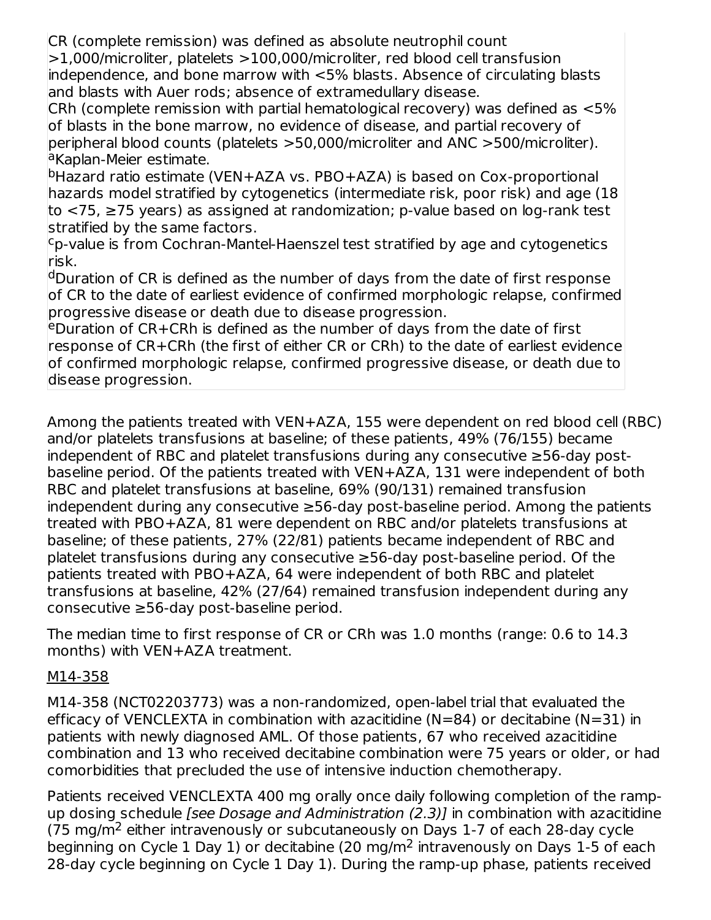CR (complete remission) was defined as absolute neutrophil count >1,000/microliter, platelets >100,000/microliter, red blood cell transfusion independence, and bone marrow with <5% blasts. Absence of circulating blasts and blasts with Auer rods; absence of extramedullary disease.

CRh (complete remission with partial hematological recovery) was defined as <5% of blasts in the bone marrow, no evidence of disease, and partial recovery of peripheral blood counts (platelets >50,000/microliter and ANC >500/microliter).

[a]Kaplan-Meier estimate.

[b]Hazard ratio estimate (VEN+AZA vs. PBO+AZA) is based on Cox-proportional hazards model stratified by cytogenetics (intermediate risk, poor risk) and age (18 to <75, ≥75 years) as assigned at randomization; p-value based on log-rank test stratified by the same factors.

[c]p-value is from Cochran-Mantel-Haenszel test stratified by age and cytogenetics risk.

[d]Duration of CR is defined as the number of days from the date of first response of CR to the date of earliest evidence of confirmed morphologic relapse, confirmed progressive disease or death due to disease progression.

[e]Duration of CR+CRh is defined as the number of days from the date of first response of CR+CRh (the first of either CR or CRh) to the date of earliest evidence of confirmed morphologic relapse, confirmed progressive disease, or death due to disease progression.

Among the patients treated with VEN+AZA, 155 were dependent on red blood cell (RBC) and/or platelets transfusions at baseline; of these patients, 49% (76/155) became independent of RBC and platelet transfusions during any consecutive ≥56-day post-baseline period. Of the patients treated with VEN+AZA, 131 were independent of both RBC and platelet transfusions at baseline, 69% (90/131) remained transfusion independent during any consecutive ≥56-day post-baseline period. Among the patients treated with PBO+AZA, 81 were dependent on RBC and/or platelets transfusions at baseline; of these patients, 27% (22/81) patients became independent of RBC and platelet transfusions during any consecutive ≥56-day post-baseline period. Of the patients treated with PBO+AZA, 64 were independent of both RBC and platelet transfusions at baseline, 42% (27/64) remained transfusion independent during any consecutive ≥56-day post-baseline period.

The median time to first response of CR or CRh was 1.0 months (range: 0.6 to 14.3 months) with VEN+AZA treatment.

M14-358

M14-358 (NCT02203773) was a non-randomized, open-label trial that evaluated the efficacy of VENCLEXTA in combination with azacitidine (N=84) or decitabine (N=31) in patients with newly diagnosed AML. Of those patients, 67 who received azacitidine combination and 13 who received decitabine combination were 75 years or older, or had comorbidities that precluded the use of intensive induction chemotherapy.

Patients received VENCLEXTA 400 mg orally once daily following completion of the ramp-up dosing schedule *[see Dosage and Administration (2.3)]* in combination with azacitidine (75 mg/m$^2$ either intravenously or subcutaneously on Days 1-7 of each 28-day cycle beginning on Cycle 1 Day 1) or decitabine (20 mg/m$^2$ intravenously on Days 1-5 of each 28-day cycle beginning on Cycle 1 Day 1). During the ramp-up phase, patients received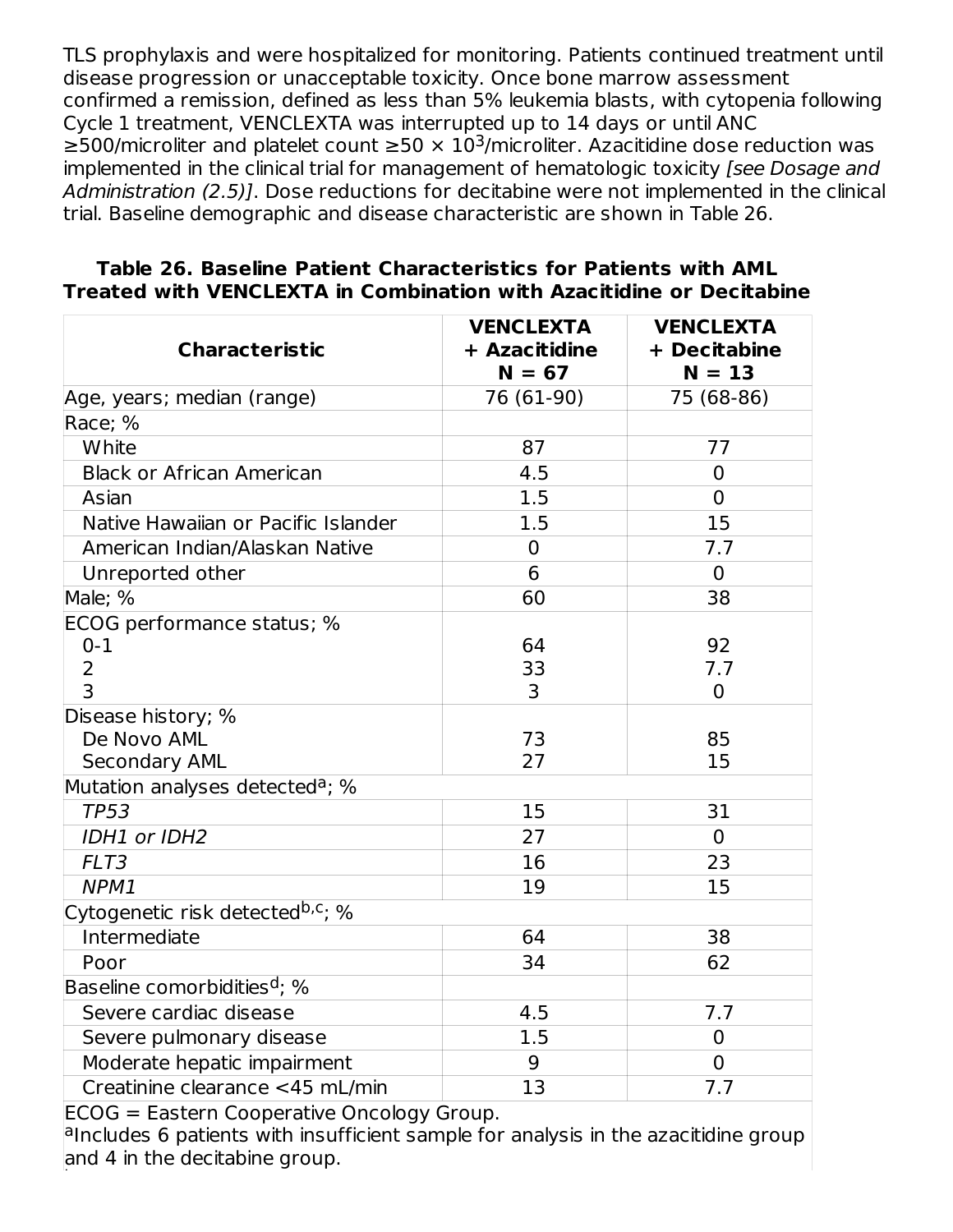TLS prophylaxis and were hospitalized for monitoring. Patients continued treatment until disease progression or unacceptable toxicity. Once bone marrow assessment confirmed a remission, defined as less than 5% leukemia blasts, with cytopenia following Cycle 1 treatment, VENCLEXTA was interrupted up to 14 days or until ANC ≥500/microliter and platelet count ≥50 × $10^3$/microliter. Azacitidine dose reduction was implemented in the clinical trial for management of hematologic toxicity *[see Dosage and Administration (2.5)]*. Dose reductions for decitabine were not implemented in the clinical trial. Baseline demographic and disease characteristic are shown in Table 26.

**Table 26. Baseline Patient Characteristics for Patients with AML Treated with VENCLEXTA in Combination with Azacitidine or Decitabine**

| Characteristic | VENCLEXTA + Azacitidine N = 67 | VENCLEXTA + Decitabine N = 13 |
|---|---|---|
| Age, years; median (range) | 76 (61-90) | 75 (68-86) |
| Race; % | | |
| White | 87 | 77 |
| Black or African American | 4.5 | 0 |
| Asian | 1.5 | 0 |
| Native Hawaiian or Pacific Islander | 1.5 | 15 |
| American Indian/Alaskan Native | 0 | 7.7 |
| Unreported other | 6 | 0 |
| Male; % | 60 | 38 |
| ECOG performance status; % | | |
| 0-1 | 64 | 92 |
| 2 | 33 | 7.7 |
| 3 | 3 | 0 |
| Disease history; % | | |
| De Novo AML | 73 | 85 |
| Secondary AML | 27 | 15 |
| Mutation analyses detected[a]; % | | |
| *TP53* | 15 | 31 |
| *IDH1 or IDH2* | 27 | 0 |
| *FLT3* | 16 | 23 |
| *NPM1* | 19 | 15 |
| Cytogenetic risk detected[b,c]; % | | |
| Intermediate | 64 | 38 |
| Poor | 34 | 62 |
| Baseline comorbidities[d]; % | | |
| Severe cardiac disease | 4.5 | 7.7 |
| Severe pulmonary disease | 1.5 | 0 |
| Moderate hepatic impairment | 9 | 0 |
| Creatinine clearance <45 mL/min | 13 | 7.7 |

ECOG = Eastern Cooperative Oncology Group.

[a]Includes 6 patients with insufficient sample for analysis in the azacitidine group and 4 in the decitabine group.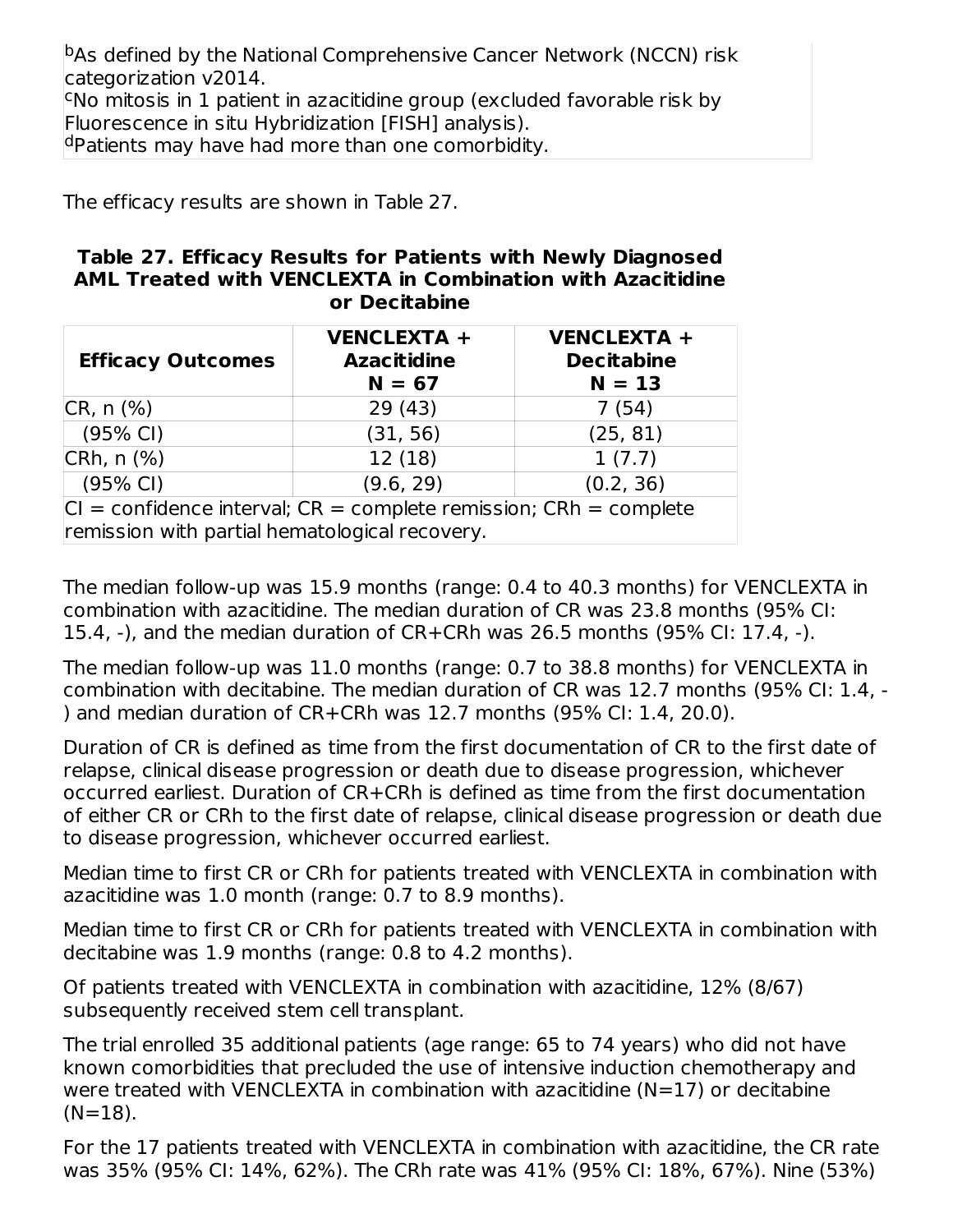[b]As defined by the National Comprehensive Cancer Network (NCCN) risk categorization v2014.
[c]No mitosis in 1 patient in azacitidine group (excluded favorable risk by Fluorescence in situ Hybridization [FISH] analysis).
[d]Patients may have had more than one comorbidity.

The efficacy results are shown in Table 27.

**Table 27. Efficacy Results for Patients with Newly Diagnosed AML Treated with VENCLEXTA in Combination with Azacitidine or Decitabine**

| Efficacy Outcomes | VENCLEXTA + Azacitidine N = 67 | VENCLEXTA + Decitabine N = 13 |
|---|---|---|
| CR, n (%) | 29 (43) | 7 (54) |
| (95% CI) | (31, 56) | (25, 81) |
| CRh, n (%) | 12 (18) | 1 (7.7) |
| (95% CI) | (9.6, 29) | (0.2, 36) |

CI = confidence interval; CR = complete remission; CRh = complete remission with partial hematological recovery.

The median follow-up was 15.9 months (range: 0.4 to 40.3 months) for VENCLEXTA in combination with azacitidine. The median duration of CR was 23.8 months (95% CI: 15.4, -), and the median duration of CR+CRh was 26.5 months (95% CI: 17.4, -).

The median follow-up was 11.0 months (range: 0.7 to 38.8 months) for VENCLEXTA in combination with decitabine. The median duration of CR was 12.7 months (95% CI: 1.4, -) and median duration of CR+CRh was 12.7 months (95% CI: 1.4, 20.0).

Duration of CR is defined as time from the first documentation of CR to the first date of relapse, clinical disease progression or death due to disease progression, whichever occurred earliest. Duration of CR+CRh is defined as time from the first documentation of either CR or CRh to the first date of relapse, clinical disease progression or death due to disease progression, whichever occurred earliest.

Median time to first CR or CRh for patients treated with VENCLEXTA in combination with azacitidine was 1.0 month (range: 0.7 to 8.9 months).

Median time to first CR or CRh for patients treated with VENCLEXTA in combination with decitabine was 1.9 months (range: 0.8 to 4.2 months).

Of patients treated with VENCLEXTA in combination with azacitidine, 12% (8/67) subsequently received stem cell transplant.

The trial enrolled 35 additional patients (age range: 65 to 74 years) who did not have known comorbidities that precluded the use of intensive induction chemotherapy and were treated with VENCLEXTA in combination with azacitidine (N=17) or decitabine (N=18).

For the 17 patients treated with VENCLEXTA in combination with azacitidine, the CR rate was 35% (95% CI: 14%, 62%). The CRh rate was 41% (95% CI: 18%, 67%). Nine (53%)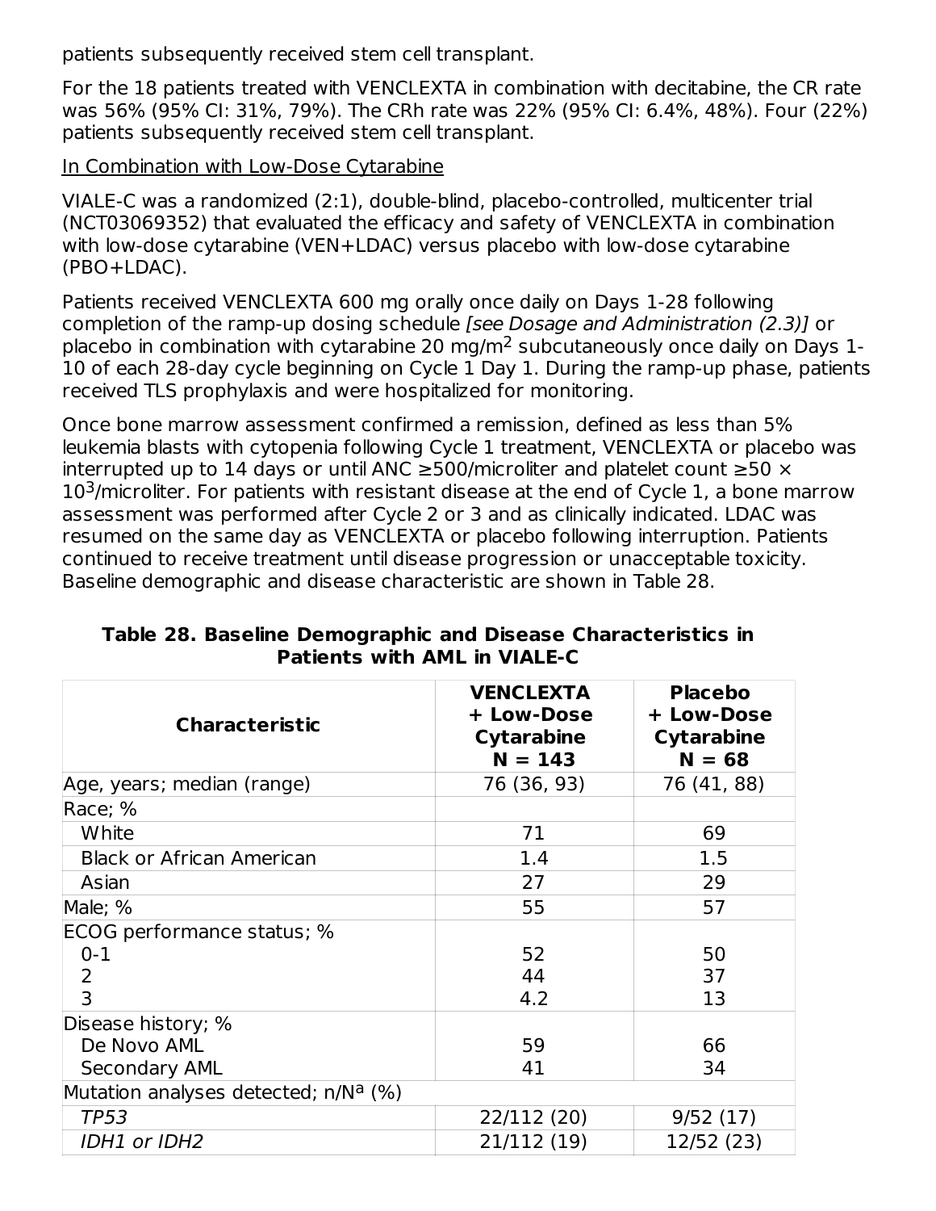patients subsequently received stem cell transplant.

For the 18 patients treated with VENCLEXTA in combination with decitabine, the CR rate was 56% (95% CI: 31%, 79%). The CRh rate was 22% (95% CI: 6.4%, 48%). Four (22%) patients subsequently received stem cell transplant.

In Combination with Low-Dose Cytarabine

VIALE-C was a randomized (2:1), double-blind, placebo-controlled, multicenter trial (NCT03069352) that evaluated the efficacy and safety of VENCLEXTA in combination with low-dose cytarabine (VEN+LDAC) versus placebo with low-dose cytarabine (PBO+LDAC).

Patients received VENCLEXTA 600 mg orally once daily on Days 1-28 following completion of the ramp-up dosing schedule *[see Dosage and Administration (2.3)]* or placebo in combination with cytarabine 20 mg/$m^2$ subcutaneously once daily on Days 1-10 of each 28-day cycle beginning on Cycle 1 Day 1. During the ramp-up phase, patients received TLS prophylaxis and were hospitalized for monitoring.

Once bone marrow assessment confirmed a remission, defined as less than 5% leukemia blasts with cytopenia following Cycle 1 treatment, VENCLEXTA or placebo was interrupted up to 14 days or until ANC ≥500/microliter and platelet count ≥50 × $10^3$/microliter. For patients with resistant disease at the end of Cycle 1, a bone marrow assessment was performed after Cycle 2 or 3 and as clinically indicated. LDAC was resumed on the same day as VENCLEXTA or placebo following interruption. Patients continued to receive treatment until disease progression or unacceptable toxicity. Baseline demographic and disease characteristic are shown in Table 28.

**Table 28. Baseline Demographic and Disease Characteristics in Patients with AML in VIALE-C**

| Characteristic | VENCLEXTA + Low-Dose Cytarabine N = 143 | Placebo + Low-Dose Cytarabine N = 68 |
|---|---|---|
| Age, years; median (range) | 76 (36, 93) | 76 (41, 88) |
| Race; % | | |
| White | 71 | 69 |
| Black or African American | 1.4 | 1.5 |
| Asian | 27 | 29 |
| Male; % | 55 | 57 |
| ECOG performance status; % | | |
| 0-1 | 52 | 50 |
| 2 | 44 | 37 |
| 3 | 4.2 | 13 |
| Disease history; % | | |
| De Novo AML | 59 | 66 |
| Secondary AML | 41 | 34 |
| Mutation analyses detected; n/N[a] (%) | | |
| *TP53* | 22/112 (20) | 9/52 (17) |
| *IDH1 or IDH2* | 21/112 (19) | 12/52 (23) |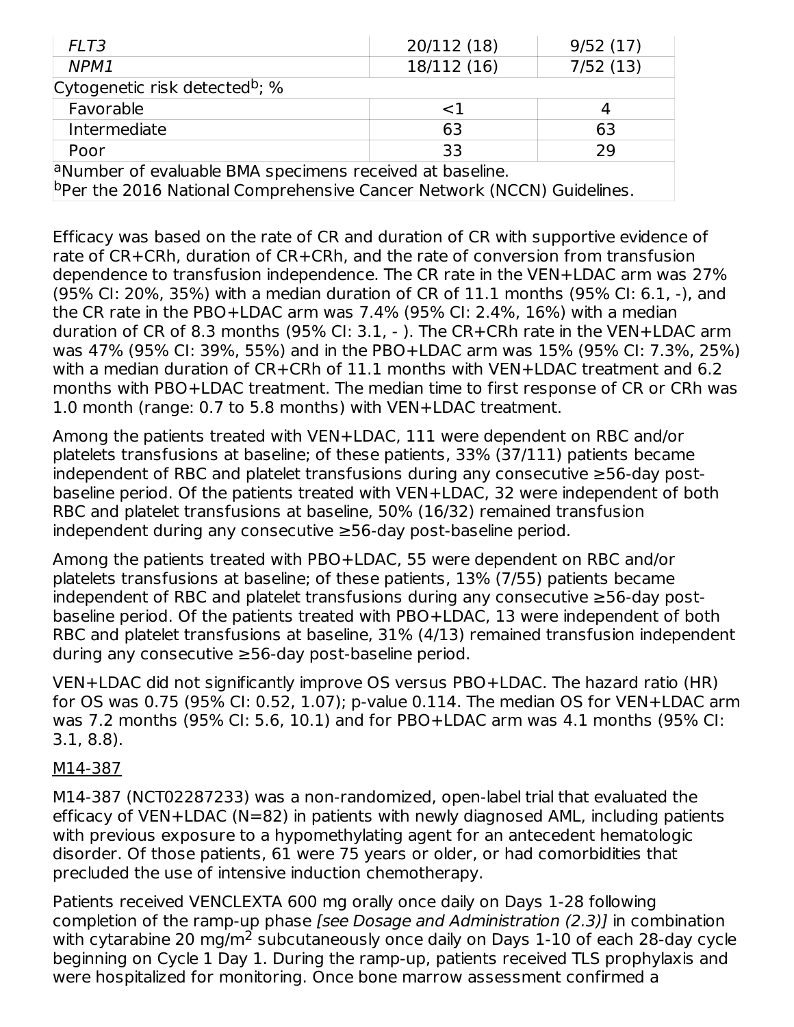| | | |
|---|---|---|
| *FLT3* | 20/112 (18) | 9/52 (17) |
| *NPM1* | 18/112 (16) | 7/52 (13) |
| Cytogenetic risk detected[b]; % | | |
| Favorable | <1 | 4 |
| Intermediate | 63 | 63 |
| Poor | 33 | 29 |

[a]Number of evaluable BMA specimens received at baseline.
[b]Per the 2016 National Comprehensive Cancer Network (NCCN) Guidelines.

Efficacy was based on the rate of CR and duration of CR with supportive evidence of rate of CR+CRh, duration of CR+CRh, and the rate of conversion from transfusion dependence to transfusion independence. The CR rate in the VEN+LDAC arm was 27% (95% CI: 20%, 35%) with a median duration of CR of 11.1 months (95% CI: 6.1, -), and the CR rate in the PBO+LDAC arm was 7.4% (95% CI: 2.4%, 16%) with a median duration of CR of 8.3 months (95% CI: 3.1, - ). The CR+CRh rate in the VEN+LDAC arm was 47% (95% CI: 39%, 55%) and in the PBO+LDAC arm was 15% (95% CI: 7.3%, 25%) with a median duration of CR+CRh of 11.1 months with VEN+LDAC treatment and 6.2 months with PBO+LDAC treatment. The median time to first response of CR or CRh was 1.0 month (range: 0.7 to 5.8 months) with VEN+LDAC treatment.

Among the patients treated with VEN+LDAC, 111 were dependent on RBC and/or platelets transfusions at baseline; of these patients, 33% (37/111) patients became independent of RBC and platelet transfusions during any consecutive ≥56-day post-baseline period. Of the patients treated with VEN+LDAC, 32 were independent of both RBC and platelet transfusions at baseline, 50% (16/32) remained transfusion independent during any consecutive ≥56-day post-baseline period.

Among the patients treated with PBO+LDAC, 55 were dependent on RBC and/or platelets transfusions at baseline; of these patients, 13% (7/55) patients became independent of RBC and platelet transfusions during any consecutive ≥56-day post-baseline period. Of the patients treated with PBO+LDAC, 13 were independent of both RBC and platelet transfusions at baseline, 31% (4/13) remained transfusion independent during any consecutive ≥56-day post-baseline period.

VEN+LDAC did not significantly improve OS versus PBO+LDAC. The hazard ratio (HR) for OS was 0.75 (95% CI: 0.52, 1.07); p-value 0.114. The median OS for VEN+LDAC arm was 7.2 months (95% CI: 5.6, 10.1) and for PBO+LDAC arm was 4.1 months (95% CI: 3.1, 8.8).

M14-387

M14-387 (NCT02287233) was a non-randomized, open-label trial that evaluated the efficacy of VEN+LDAC (N=82) in patients with newly diagnosed AML, including patients with previous exposure to a hypomethylating agent for an antecedent hematologic disorder. Of those patients, 61 were 75 years or older, or had comorbidities that precluded the use of intensive induction chemotherapy.

Patients received VENCLEXTA 600 mg orally once daily on Days 1-28 following completion of the ramp-up phase *[see Dosage and Administration (2.3)]* in combination with cytarabine 20 mg/$m^2$ subcutaneously once daily on Days 1-10 of each 28-day cycle beginning on Cycle 1 Day 1. During the ramp-up, patients received TLS prophylaxis and were hospitalized for monitoring. Once bone marrow assessment confirmed a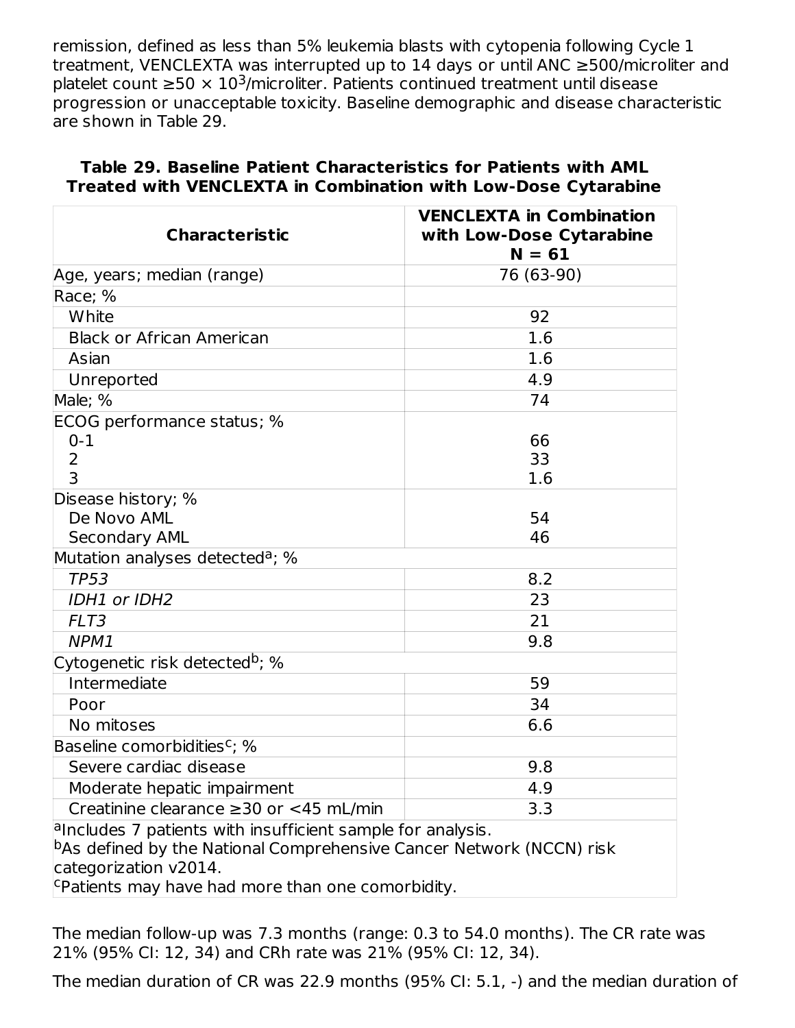remission, defined as less than 5% leukemia blasts with cytopenia following Cycle 1 treatment, VENCLEXTA was interrupted up to 14 days or until ANC ≥500/microliter and platelet count $\geq 50 \times 10^3$/microliter. Patients continued treatment until disease progression or unacceptable toxicity. Baseline demographic and disease characteristic are shown in Table 29.

**Table 29. Baseline Patient Characteristics for Patients with AML Treated with VENCLEXTA in Combination with Low-Dose Cytarabine**

| Characteristic | VENCLEXTA in Combination with Low-Dose Cytarabine N = 61 |
|---|---|
| Age, years; median (range) | 76 (63-90) |
| Race; % | |
| White | 92 |
| Black or African American | 1.6 |
| Asian | 1.6 |
| Unreported | 4.9 |
| Male; % | 74 |
| ECOG performance status; % | |
| 0-1 | 66 |
| 2 | 33 |
| 3 | 1.6 |
| Disease history; % | |
| De Novo AML | 54 |
| Secondary AML | 46 |
| Mutation analyses detected[a]; % | |
| *TP53* | 8.2 |
| *IDH1 or IDH2* | 23 |
| *FLT3* | 21 |
| *NPM1* | 9.8 |
| Cytogenetic risk detected[b]; % | |
| Intermediate | 59 |
| Poor | 34 |
| No mitoses | 6.6 |
| Baseline comorbidities[c]; % | |
| Severe cardiac disease | 9.8 |
| Moderate hepatic impairment | 4.9 |
| Creatinine clearance ≥30 or <45 mL/min | 3.3 |

[a]Includes 7 patients with insufficient sample for analysis.
[b]As defined by the National Comprehensive Cancer Network (NCCN) risk categorization v2014.
[c]Patients may have had more than one comorbidity.

The median follow-up was 7.3 months (range: 0.3 to 54.0 months). The CR rate was 21% (95% CI: 12, 34) and CRh rate was 21% (95% CI: 12, 34).

The median duration of CR was 22.9 months (95% CI: 5.1, -) and the median duration of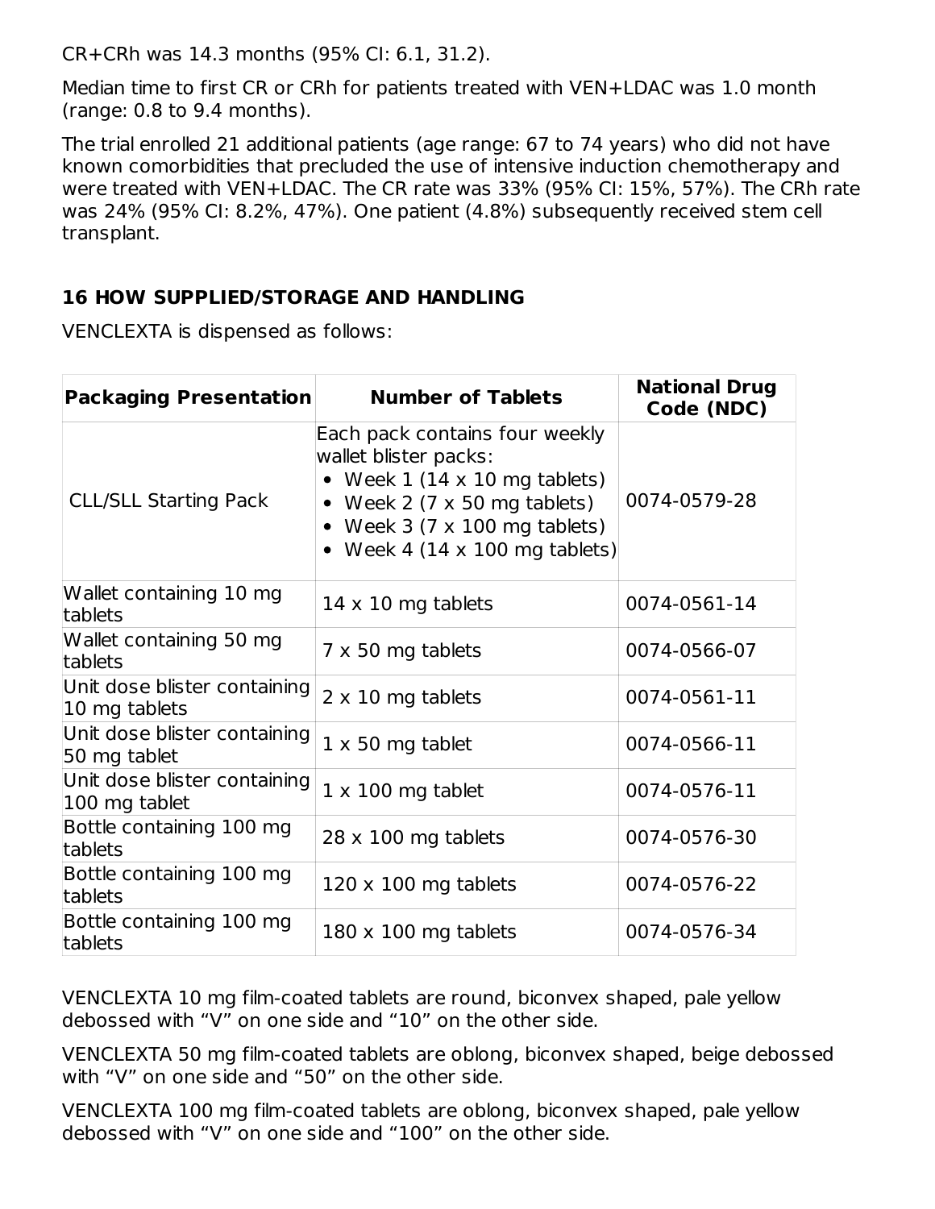CR+CRh was 14.3 months (95% CI: 6.1, 31.2).

Median time to first CR or CRh for patients treated with VEN+LDAC was 1.0 month (range: 0.8 to 9.4 months).

The trial enrolled 21 additional patients (age range: 67 to 74 years) who did not have known comorbidities that precluded the use of intensive induction chemotherapy and were treated with VEN+LDAC. The CR rate was 33% (95% CI: 15%, 57%). The CRh rate was 24% (95% CI: 8.2%, 47%). One patient (4.8%) subsequently received stem cell transplant.

## 16 HOW SUPPLIED/STORAGE AND HANDLING

VENCLEXTA is dispensed as follows:

| Packaging Presentation | Number of Tablets | National Drug Code (NDC) |
|---|---|---|
| CLL/SLL Starting Pack | Each pack contains four weekly wallet blister packs:<br>• Week 1 (14 x 10 mg tablets)<br>• Week 2 (7 x 50 mg tablets)<br>• Week 3 (7 x 100 mg tablets)<br>• Week 4 (14 x 100 mg tablets) | 0074-0579-28 |
| Wallet containing 10 mg tablets | 14 x 10 mg tablets | 0074-0561-14 |
| Wallet containing 50 mg tablets | 7 x 50 mg tablets | 0074-0566-07 |
| Unit dose blister containing 10 mg tablets | 2 x 10 mg tablets | 0074-0561-11 |
| Unit dose blister containing 50 mg tablet | 1 x 50 mg tablet | 0074-0566-11 |
| Unit dose blister containing 100 mg tablet | 1 x 100 mg tablet | 0074-0576-11 |
| Bottle containing 100 mg tablets | 28 x 100 mg tablets | 0074-0576-30 |
| Bottle containing 100 mg tablets | 120 x 100 mg tablets | 0074-0576-22 |
| Bottle containing 100 mg tablets | 180 x 100 mg tablets | 0074-0576-34 |

VENCLEXTA 10 mg film-coated tablets are round, biconvex shaped, pale yellow debossed with "V" on one side and "10" on the other side.

VENCLEXTA 50 mg film-coated tablets are oblong, biconvex shaped, beige debossed with "V" on one side and "50" on the other side.

VENCLEXTA 100 mg film-coated tablets are oblong, biconvex shaped, pale yellow debossed with "V" on one side and "100" on the other side.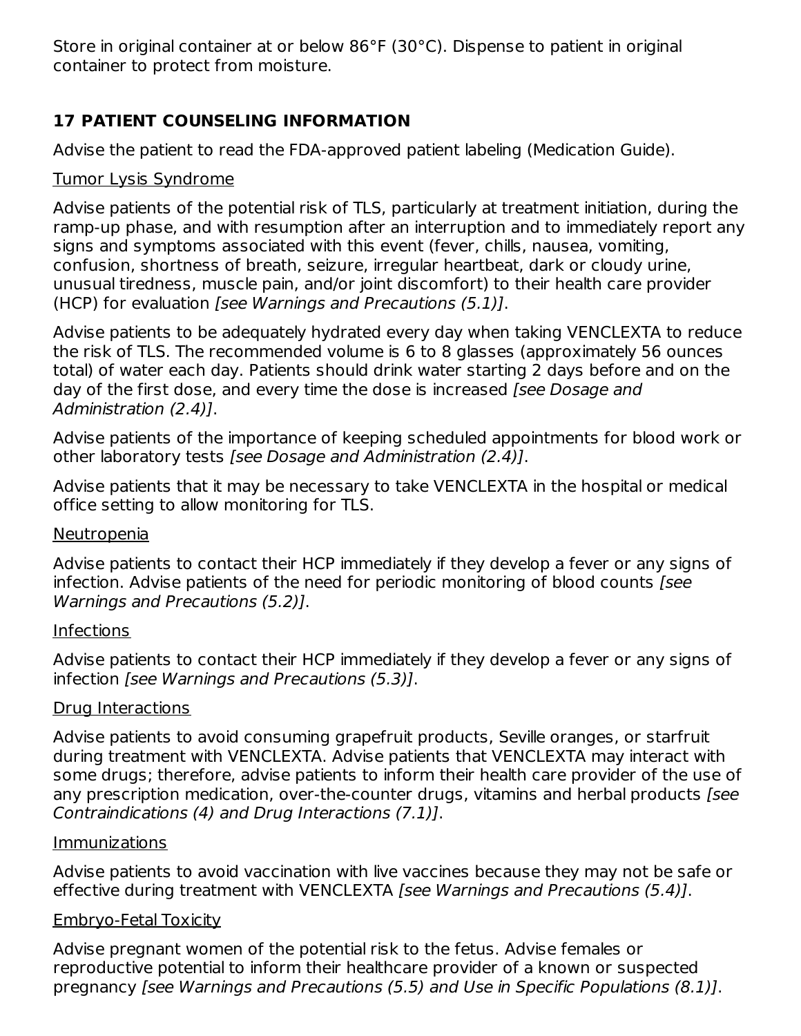Store in original container at or below 86°F (30°C). Dispense to patient in original container to protect from moisture.

## 17 PATIENT COUNSELING INFORMATION

Advise the patient to read the FDA-approved patient labeling (Medication Guide).

Tumor Lysis Syndrome

Advise patients of the potential risk of TLS, particularly at treatment initiation, during the ramp-up phase, and with resumption after an interruption and to immediately report any signs and symptoms associated with this event (fever, chills, nausea, vomiting, confusion, shortness of breath, seizure, irregular heartbeat, dark or cloudy urine, unusual tiredness, muscle pain, and/or joint discomfort) to their health care provider (HCP) for evaluation *[see Warnings and Precautions (5.1)]*.

Advise patients to be adequately hydrated every day when taking VENCLEXTA to reduce the risk of TLS. The recommended volume is 6 to 8 glasses (approximately 56 ounces total) of water each day. Patients should drink water starting 2 days before and on the day of the first dose, and every time the dose is increased *[see Dosage and Administration (2.4)]*.

Advise patients of the importance of keeping scheduled appointments for blood work or other laboratory tests *[see Dosage and Administration (2.4)]*.

Advise patients that it may be necessary to take VENCLEXTA in the hospital or medical office setting to allow monitoring for TLS.

Neutropenia

Advise patients to contact their HCP immediately if they develop a fever or any signs of infection. Advise patients of the need for periodic monitoring of blood counts *[see Warnings and Precautions (5.2)]*.

Infections

Advise patients to contact their HCP immediately if they develop a fever or any signs of infection *[see Warnings and Precautions (5.3)]*.

Drug Interactions

Advise patients to avoid consuming grapefruit products, Seville oranges, or starfruit during treatment with VENCLEXTA. Advise patients that VENCLEXTA may interact with some drugs; therefore, advise patients to inform their health care provider of the use of any prescription medication, over-the-counter drugs, vitamins and herbal products *[see Contraindications (4) and Drug Interactions (7.1)]*.

Immunizations

Advise patients to avoid vaccination with live vaccines because they may not be safe or effective during treatment with VENCLEXTA *[see Warnings and Precautions (5.4)]*.

Embryo-Fetal Toxicity

Advise pregnant women of the potential risk to the fetus. Advise females or reproductive potential to inform their healthcare provider of a known or suspected pregnancy *[see Warnings and Precautions (5.5) and Use in Specific Populations (8.1)]*.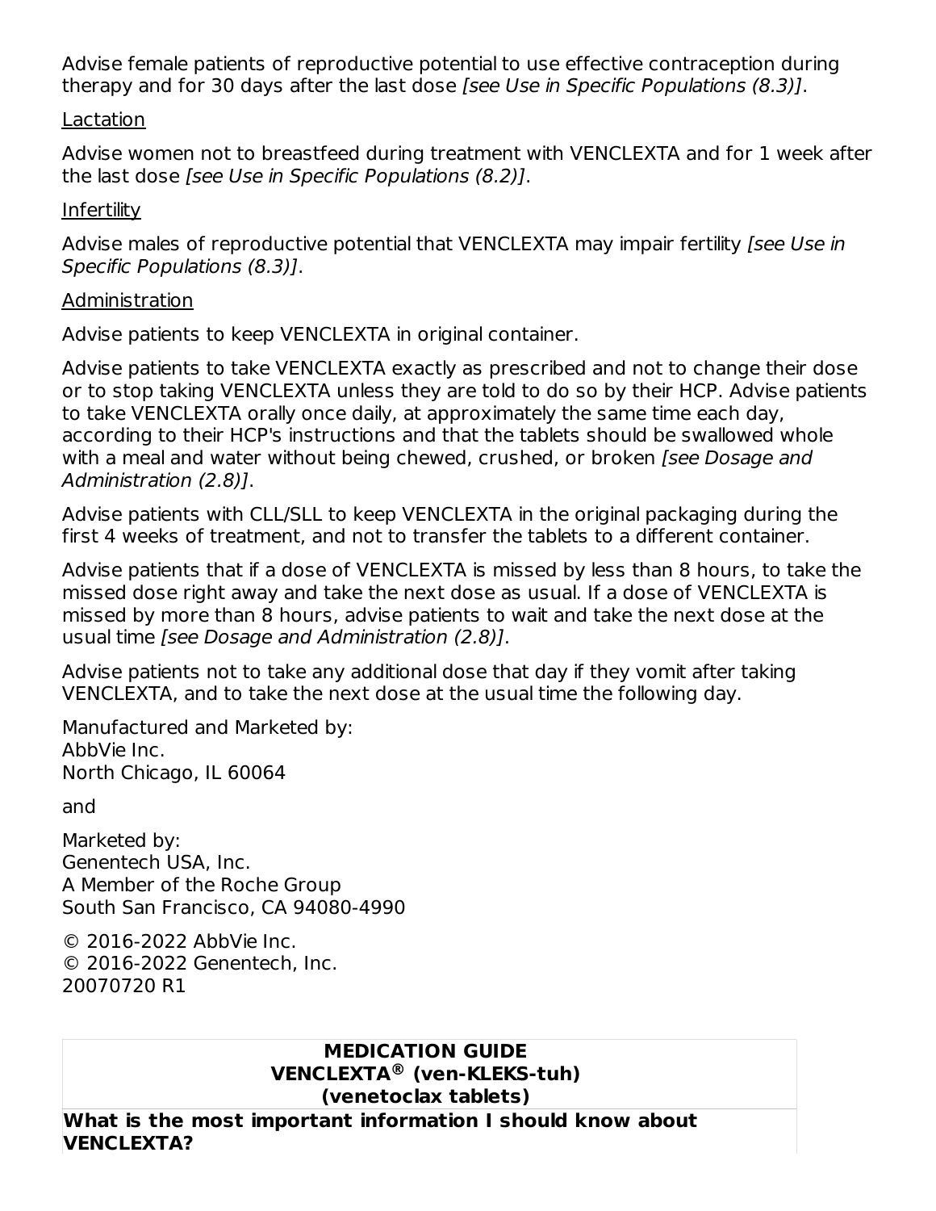Advise female patients of reproductive potential to use effective contraception during therapy and for 30 days after the last dose *[see Use in Specific Populations (8.3)]*.

Lactation

Advise women not to breastfeed during treatment with VENCLEXTA and for 1 week after the last dose *[see Use in Specific Populations (8.2)]*.

Infertility

Advise males of reproductive potential that VENCLEXTA may impair fertility *[see Use in Specific Populations (8.3)]*.

Administration

Advise patients to keep VENCLEXTA in original container.

Advise patients to take VENCLEXTA exactly as prescribed and not to change their dose or to stop taking VENCLEXTA unless they are told to do so by their HCP. Advise patients to take VENCLEXTA orally once daily, at approximately the same time each day, according to their HCP's instructions and that the tablets should be swallowed whole with a meal and water without being chewed, crushed, or broken *[see Dosage and Administration (2.8)]*.

Advise patients with CLL/SLL to keep VENCLEXTA in the original packaging during the first 4 weeks of treatment, and not to transfer the tablets to a different container.

Advise patients that if a dose of VENCLEXTA is missed by less than 8 hours, to take the missed dose right away and take the next dose as usual. If a dose of VENCLEXTA is missed by more than 8 hours, advise patients to wait and take the next dose at the usual time *[see Dosage and Administration (2.8)]*.

Advise patients not to take any additional dose that day if they vomit after taking VENCLEXTA, and to take the next dose at the usual time the following day.

Manufactured and Marketed by:
AbbVie Inc.
North Chicago, IL 60064

and

Marketed by:
Genentech USA, Inc.
A Member of the Roche Group
South San Francisco, CA 94080-4990

© 2016-2022 AbbVie Inc.
© 2016-2022 Genentech, Inc.
20070720 R1

| **MEDICATION GUIDE**<br>**VENCLEXTA® (ven-KLEKS-tuh)**<br>**(venetoclax tablets)** |
|---|
| **What is the most important information I should know about VENCLEXTA?** |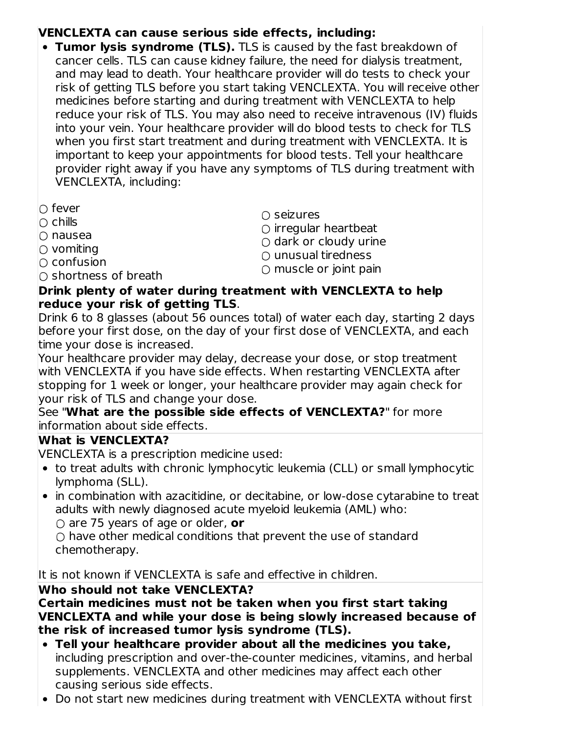**VENCLEXTA can cause serious side effects, including:**

- **Tumor lysis syndrome (TLS).** TLS is caused by the fast breakdown of cancer cells. TLS can cause kidney failure, the need for dialysis treatment, and may lead to death. Your healthcare provider will do tests to check your risk of getting TLS before you start taking VENCLEXTA. You will receive other medicines before starting and during treatment with VENCLEXTA to help reduce your risk of TLS. You may also need to receive intravenous (IV) fluids into your vein. Your healthcare provider will do blood tests to check for TLS when you first start treatment and during treatment with VENCLEXTA. It is important to keep your appointments for blood tests. Tell your healthcare provider right away if you have any symptoms of TLS during treatment with VENCLEXTA, including:

  - fever
  - chills
  - nausea
  - vomiting
  - confusion
  - shortness of breath
  - seizures
  - irregular heartbeat
  - dark or cloudy urine
  - unusual tiredness
  - muscle or joint pain

**Drink plenty of water during treatment with VENCLEXTA to help reduce your risk of getting TLS**.

Drink 6 to 8 glasses (about 56 ounces total) of water each day, starting 2 days before your first dose, on the day of your first dose of VENCLEXTA, and each time your dose is increased.

Your healthcare provider may delay, decrease your dose, or stop treatment with VENCLEXTA if you have side effects. When restarting VENCLEXTA after stopping for 1 week or longer, your healthcare provider may again check for your risk of TLS and change your dose.

See "**What are the possible side effects of VENCLEXTA?**" for more information about side effects.

**What is VENCLEXTA?**

VENCLEXTA is a prescription medicine used:

- to treat adults with chronic lymphocytic leukemia (CLL) or small lymphocytic lymphoma (SLL).
- in combination with azacitidine, or decitabine, or low-dose cytarabine to treat adults with newly diagnosed acute myeloid leukemia (AML) who:
  - are 75 years of age or older, **or**
  - have other medical conditions that prevent the use of standard chemotherapy.

It is not known if VENCLEXTA is safe and effective in children.

**Who should not take VENCLEXTA?**

**Certain medicines must not be taken when you first start taking VENCLEXTA and while your dose is being slowly increased because of the risk of increased tumor lysis syndrome (TLS).**

- **Tell your healthcare provider about all the medicines you take,** including prescription and over-the-counter medicines, vitamins, and herbal supplements. VENCLEXTA and other medicines may affect each other causing serious side effects.
- Do not start new medicines during treatment with VENCLEXTA without first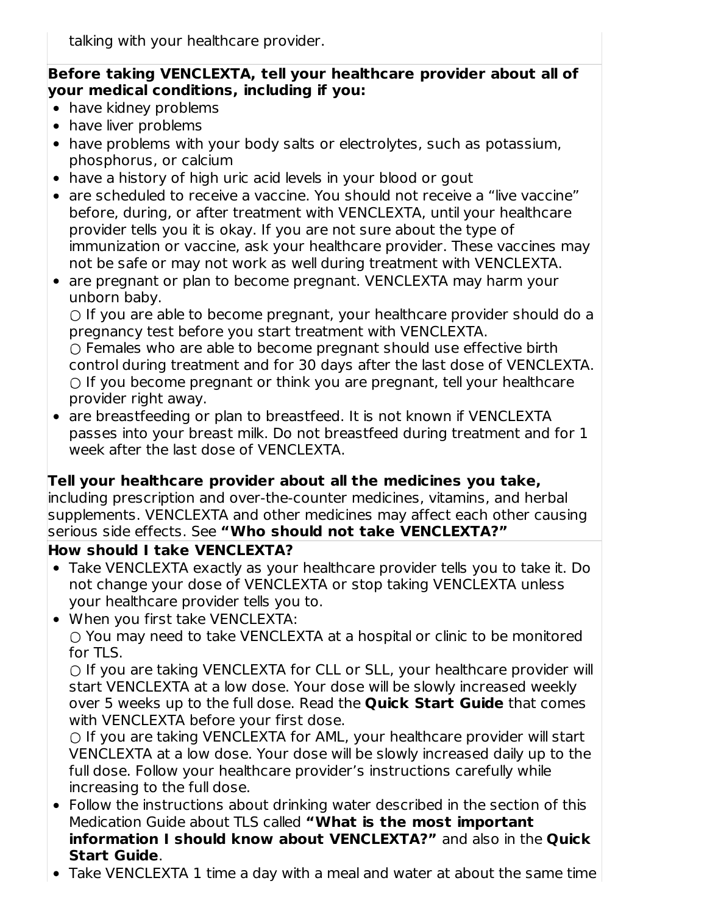talking with your healthcare provider.

**Before taking VENCLEXTA, tell your healthcare provider about all of your medical conditions, including if you:**

- have kidney problems
- have liver problems
- have problems with your body salts or electrolytes, such as potassium, phosphorus, or calcium
- have a history of high uric acid levels in your blood or gout
- are scheduled to receive a vaccine. You should not receive a "live vaccine" before, during, or after treatment with VENCLEXTA, until your healthcare provider tells you it is okay. If you are not sure about the type of immunization or vaccine, ask your healthcare provider. These vaccines may not be safe or may not work as well during treatment with VENCLEXTA.
- are pregnant or plan to become pregnant. VENCLEXTA may harm your unborn baby.
  - If you are able to become pregnant, your healthcare provider should do a pregnancy test before you start treatment with VENCLEXTA.
  - Females who are able to become pregnant should use effective birth control during treatment and for 30 days after the last dose of VENCLEXTA.
  - If you become pregnant or think you are pregnant, tell your healthcare provider right away.
- are breastfeeding or plan to breastfeed. It is not known if VENCLEXTA passes into your breast milk. Do not breastfeed during treatment and for 1 week after the last dose of VENCLEXTA.

**Tell your healthcare provider about all the medicines you take,** including prescription and over-the-counter medicines, vitamins, and herbal supplements. VENCLEXTA and other medicines may affect each other causing serious side effects. See **"Who should not take VENCLEXTA?"**

**How should I take VENCLEXTA?**

- Take VENCLEXTA exactly as your healthcare provider tells you to take it. Do not change your dose of VENCLEXTA or stop taking VENCLEXTA unless your healthcare provider tells you to.
- When you first take VENCLEXTA:
  - You may need to take VENCLEXTA at a hospital or clinic to be monitored for TLS.
  - If you are taking VENCLEXTA for CLL or SLL, your healthcare provider will start VENCLEXTA at a low dose. Your dose will be slowly increased weekly over 5 weeks up to the full dose. Read the **Quick Start Guide** that comes with VENCLEXTA before your first dose.
  - If you are taking VENCLEXTA for AML, your healthcare provider will start VENCLEXTA at a low dose. Your dose will be slowly increased daily up to the full dose. Follow your healthcare provider's instructions carefully while increasing to the full dose.
- Follow the instructions about drinking water described in the section of this Medication Guide about TLS called **"What is the most important information I should know about VENCLEXTA?"** and also in the **Quick Start Guide**.
- Take VENCLEXTA 1 time a day with a meal and water at about the same time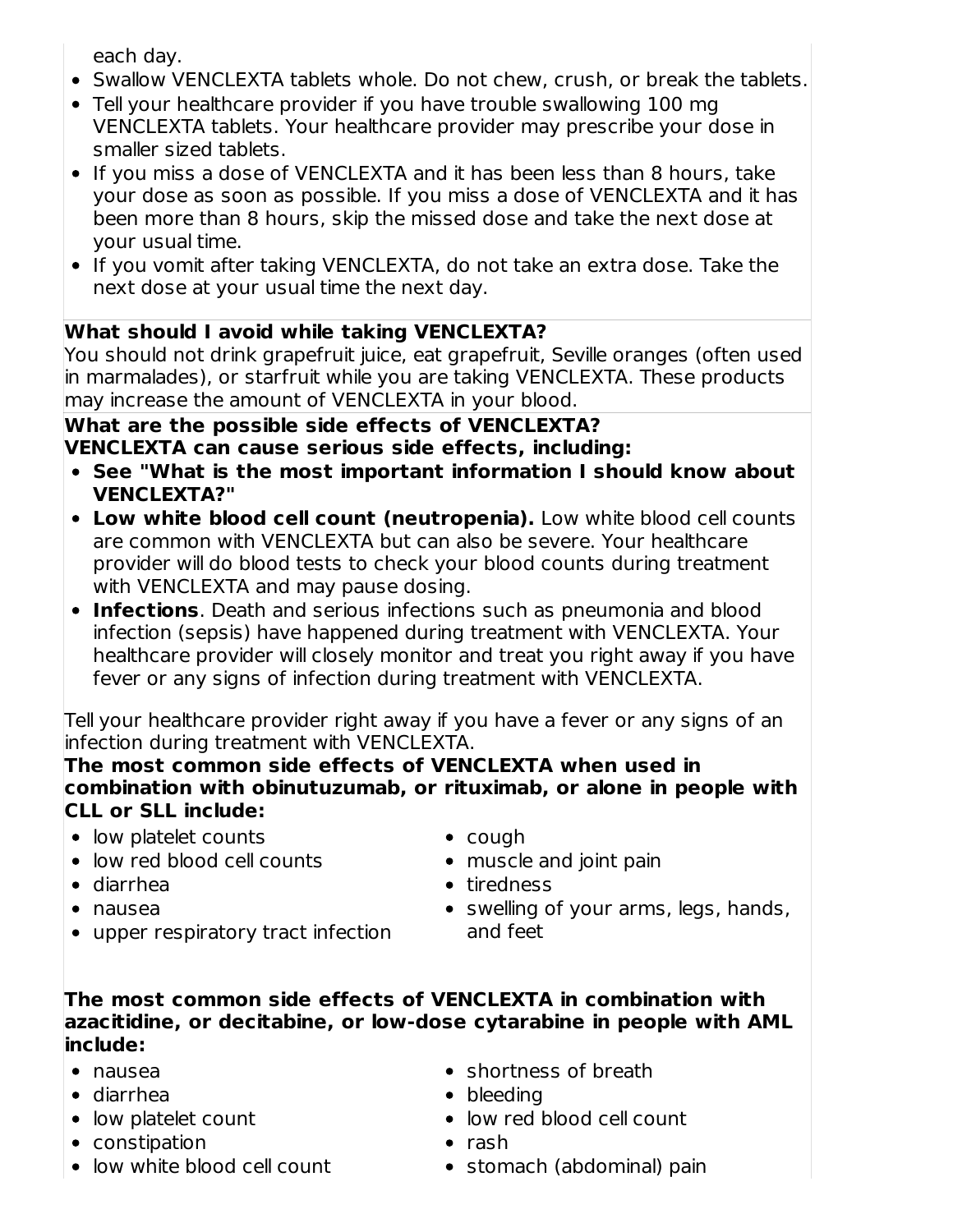each day.

- Swallow VENCLEXTA tablets whole. Do not chew, crush, or break the tablets.
- Tell your healthcare provider if you have trouble swallowing 100 mg VENCLEXTA tablets. Your healthcare provider may prescribe your dose in smaller sized tablets.
- If you miss a dose of VENCLEXTA and it has been less than 8 hours, take your dose as soon as possible. If you miss a dose of VENCLEXTA and it has been more than 8 hours, skip the missed dose and take the next dose at your usual time.
- If you vomit after taking VENCLEXTA, do not take an extra dose. Take the next dose at your usual time the next day.

**What should I avoid while taking VENCLEXTA?**

You should not drink grapefruit juice, eat grapefruit, Seville oranges (often used in marmalades), or starfruit while you are taking VENCLEXTA. These products may increase the amount of VENCLEXTA in your blood.

**What are the possible side effects of VENCLEXTA?**

**VENCLEXTA can cause serious side effects, including:**

- **See "What is the most important information I should know about VENCLEXTA?"**
- **Low white blood cell count (neutropenia).** Low white blood cell counts are common with VENCLEXTA but can also be severe. Your healthcare provider will do blood tests to check your blood counts during treatment with VENCLEXTA and may pause dosing.
- **Infections**. Death and serious infections such as pneumonia and blood infection (sepsis) have happened during treatment with VENCLEXTA. Your healthcare provider will closely monitor and treat you right away if you have fever or any signs of infection during treatment with VENCLEXTA.

Tell your healthcare provider right away if you have a fever or any signs of an infection during treatment with VENCLEXTA.

**The most common side effects of VENCLEXTA when used in combination with obinutuzumab, or rituximab, or alone in people with CLL or SLL include:**

- low platelet counts
- low red blood cell counts
- diarrhea
- nausea
- upper respiratory tract infection
- cough
- muscle and joint pain
- tiredness
- swelling of your arms, legs, hands, and feet

**The most common side effects of VENCLEXTA in combination with azacitidine, or decitabine, or low-dose cytarabine in people with AML include:**

- nausea
- diarrhea
- low platelet count
- constipation
- low white blood cell count
- shortness of breath
- bleeding
- low red blood cell count
- rash
- stomach (abdominal) pain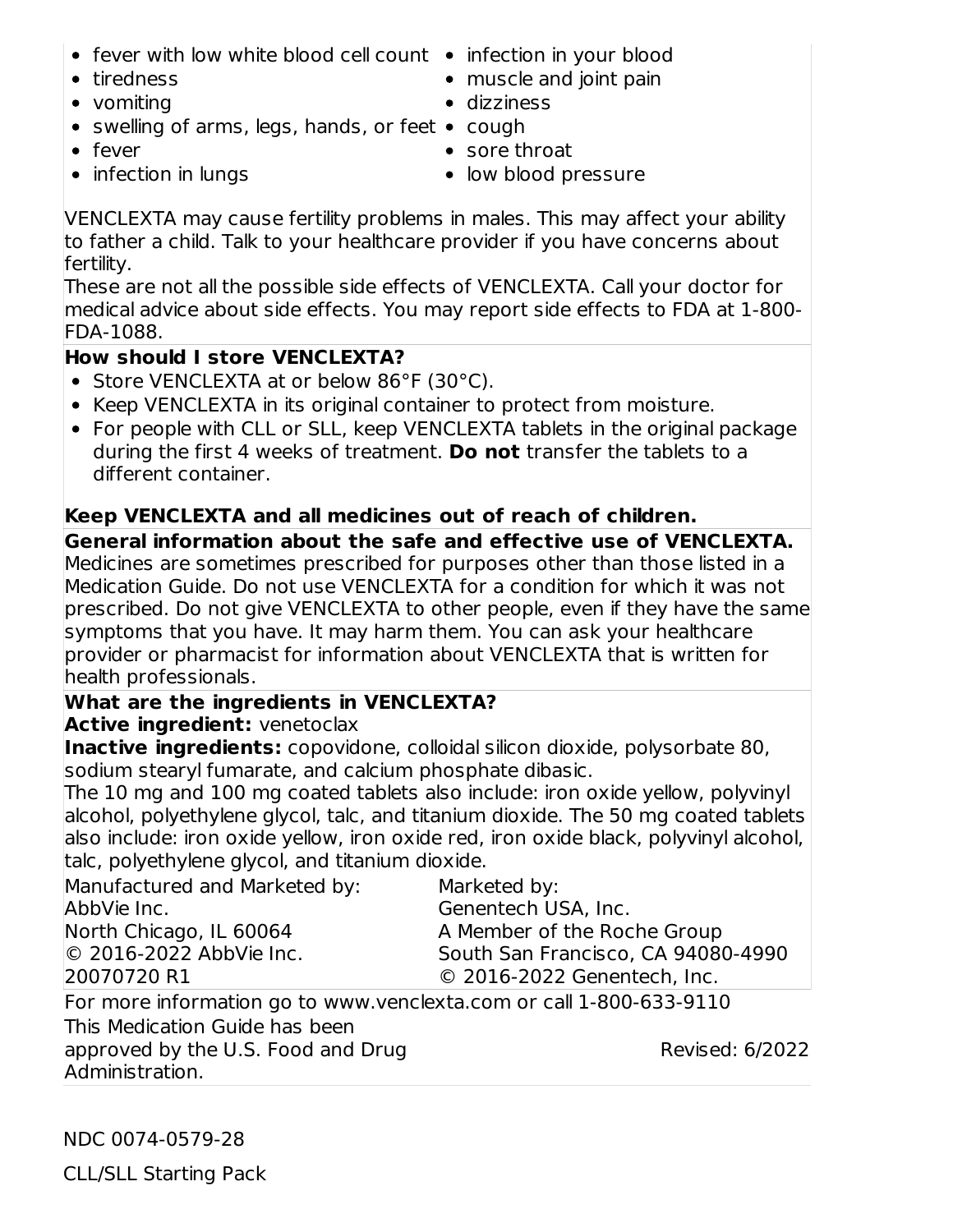- fever with low white blood cell count
- tiredness
- vomiting
- swelling of arms, legs, hands, or feet
- fever
- infection in lungs
- infection in your blood
- muscle and joint pain
- dizziness
- cough
- sore throat
- low blood pressure

VENCLEXTA may cause fertility problems in males. This may affect your ability to father a child. Talk to your healthcare provider if you have concerns about fertility.

These are not all the possible side effects of VENCLEXTA. Call your doctor for medical advice about side effects. You may report side effects to FDA at 1-800-FDA-1088.

**How should I store VENCLEXTA?**

- Store VENCLEXTA at or below 86°F (30°C).
- Keep VENCLEXTA in its original container to protect from moisture.
- For people with CLL or SLL, keep VENCLEXTA tablets in the original package during the first 4 weeks of treatment. **Do not** transfer the tablets to a different container.

**Keep VENCLEXTA and all medicines out of reach of children.**

**General information about the safe and effective use of VENCLEXTA.**

Medicines are sometimes prescribed for purposes other than those listed in a Medication Guide. Do not use VENCLEXTA for a condition for which it was not prescribed. Do not give VENCLEXTA to other people, even if they have the same symptoms that you have. It may harm them. You can ask your healthcare provider or pharmacist for information about VENCLEXTA that is written for health professionals.

**What are the ingredients in VENCLEXTA?**

**Active ingredient:** venetoclax

**Inactive ingredients:** copovidone, colloidal silicon dioxide, polysorbate 80, sodium stearyl fumarate, and calcium phosphate dibasic.

The 10 mg and 100 mg coated tablets also include: iron oxide yellow, polyvinyl alcohol, polyethylene glycol, talc, and titanium dioxide. The 50 mg coated tablets also include: iron oxide yellow, iron oxide red, iron oxide black, polyvinyl alcohol, talc, polyethylene glycol, and titanium dioxide.

Manufactured and Marketed by:
AbbVie Inc.
North Chicago, IL 60064
© 2016-2022 AbbVie Inc.
20070720 R1

Marketed by:
Genentech USA, Inc.
A Member of the Roche Group
South San Francisco, CA 94080-4990
© 2016-2022 Genentech, Inc.

For more information go to www.venclexta.com or call 1-800-633-9110

This Medication Guide has been approved by the U.S. Food and Drug Administration.

Revised: 6/2022

NDC 0074-0579-28

CLL/SLL Starting Pack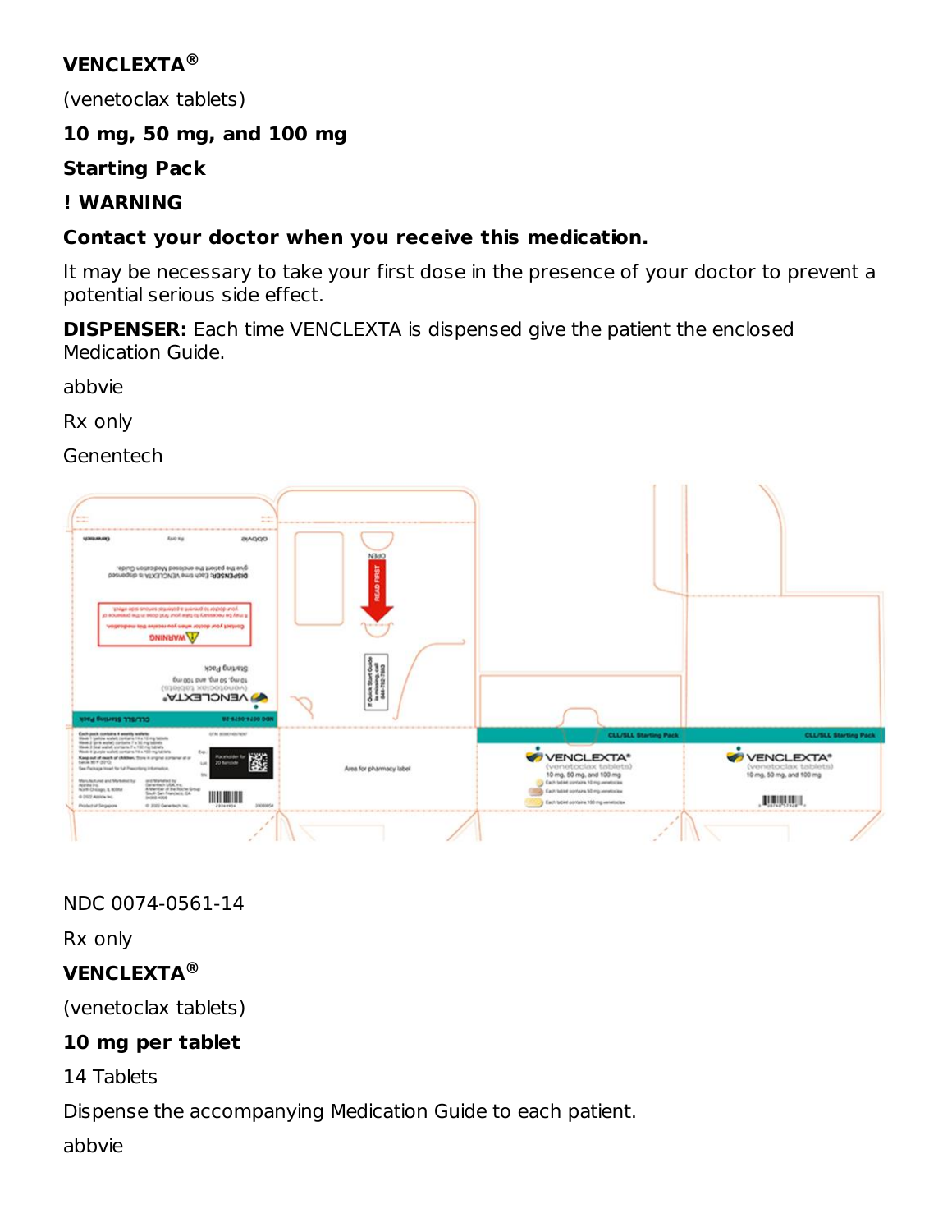**VENCLEXTA®**

(venetoclax tablets)

**10 mg, 50 mg, and 100 mg**

**Starting Pack**

**! WARNING**

**Contact your doctor when you receive this medication.**

It may be necessary to take your first dose in the presence of your doctor to prevent a potential serious side effect.

**DISPENSER:** Each time VENCLEXTA is dispensed give the patient the enclosed Medication Guide.

abbvie

Rx only

Genentech

NDC 0074-0561-14

Rx only

**VENCLEXTA®**

(venetoclax tablets)

**10 mg per tablet**

14 Tablets

Dispense the accompanying Medication Guide to each patient.

abbvie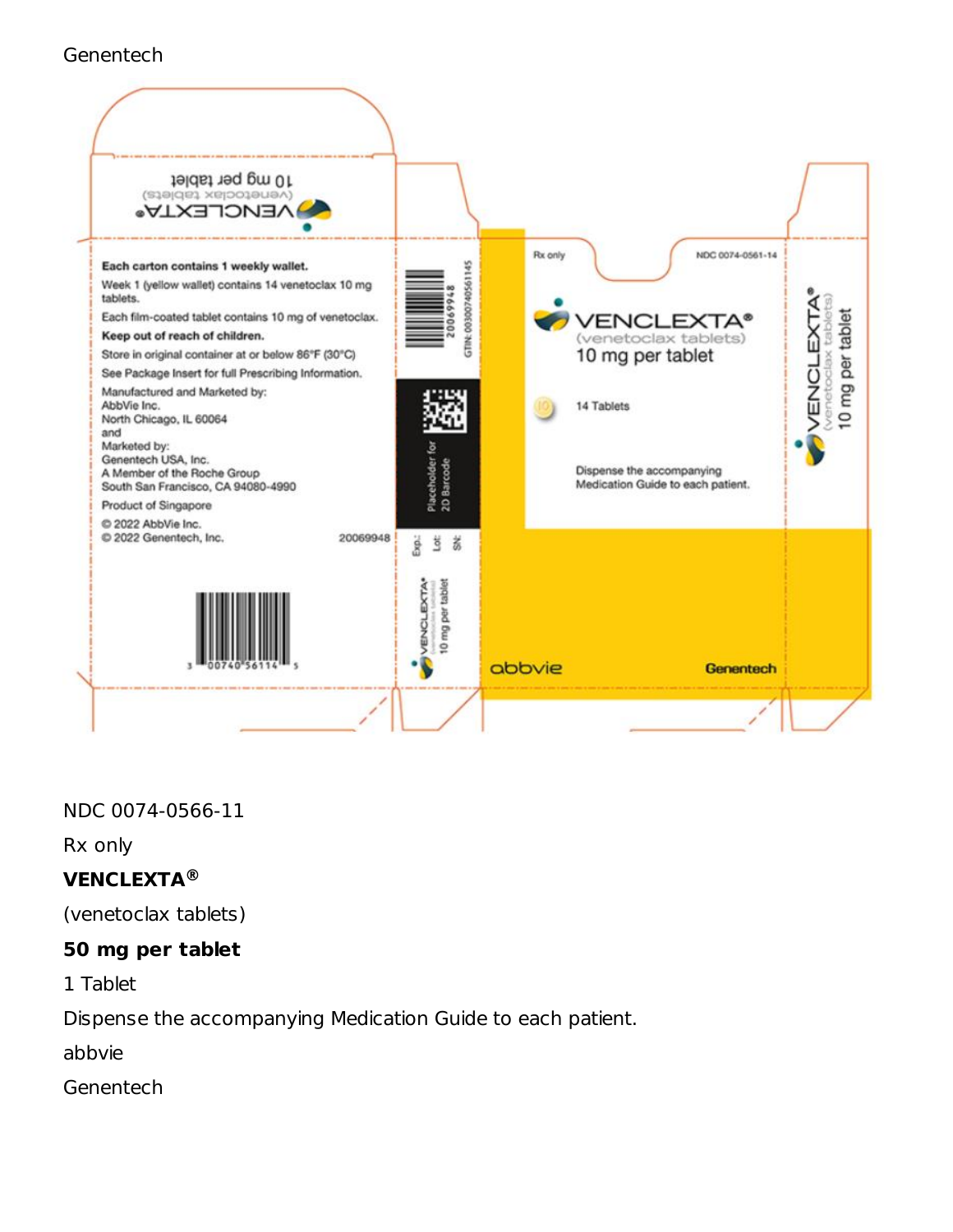Genentech

Each carton contains 1 weekly wallet.

Week 1 (yellow wallet) contains 14 venetoclax 10 mg tablets.

Each film-coated tablet contains 10 mg of venetoclax.

**Keep out of reach of children.**

Store in original container at or below 86°F (30°C)

See Package Insert for full Prescribing Information.

Manufactured and Marketed by:
AbbVie Inc.
North Chicago, IL 60064
and
Marketed by:
Genentech USA, Inc.
A Member of the Roche Group
South San Francisco, CA 94080-4990

Product of Singapore

© 2022 AbbVie Inc.
© 2022 Genentech, Inc.

20069948

3 00740 56114 5

GTIN: 00300740561145

20069948

Placeholder for 2D Barcode

Exp.:
Lot:
SN:

VENCLEXTA® (venetoclax tablets) 10 mg per tablet

Rx only

NDC 0074-0561-14

VENCLEXTA®
(venetoclax tablets)
10 mg per tablet

14 Tablets

Dispense the accompanying Medication Guide to each patient.

abbvie

Genentech

VENCLEXTA® (venetoclax tablets) 10 mg per tablet

NDC 0074-0566-11

Rx only

**VENCLEXTA®**

(venetoclax tablets)

**50 mg per tablet**

1 Tablet

Dispense the accompanying Medication Guide to each patient.

abbvie

Genentech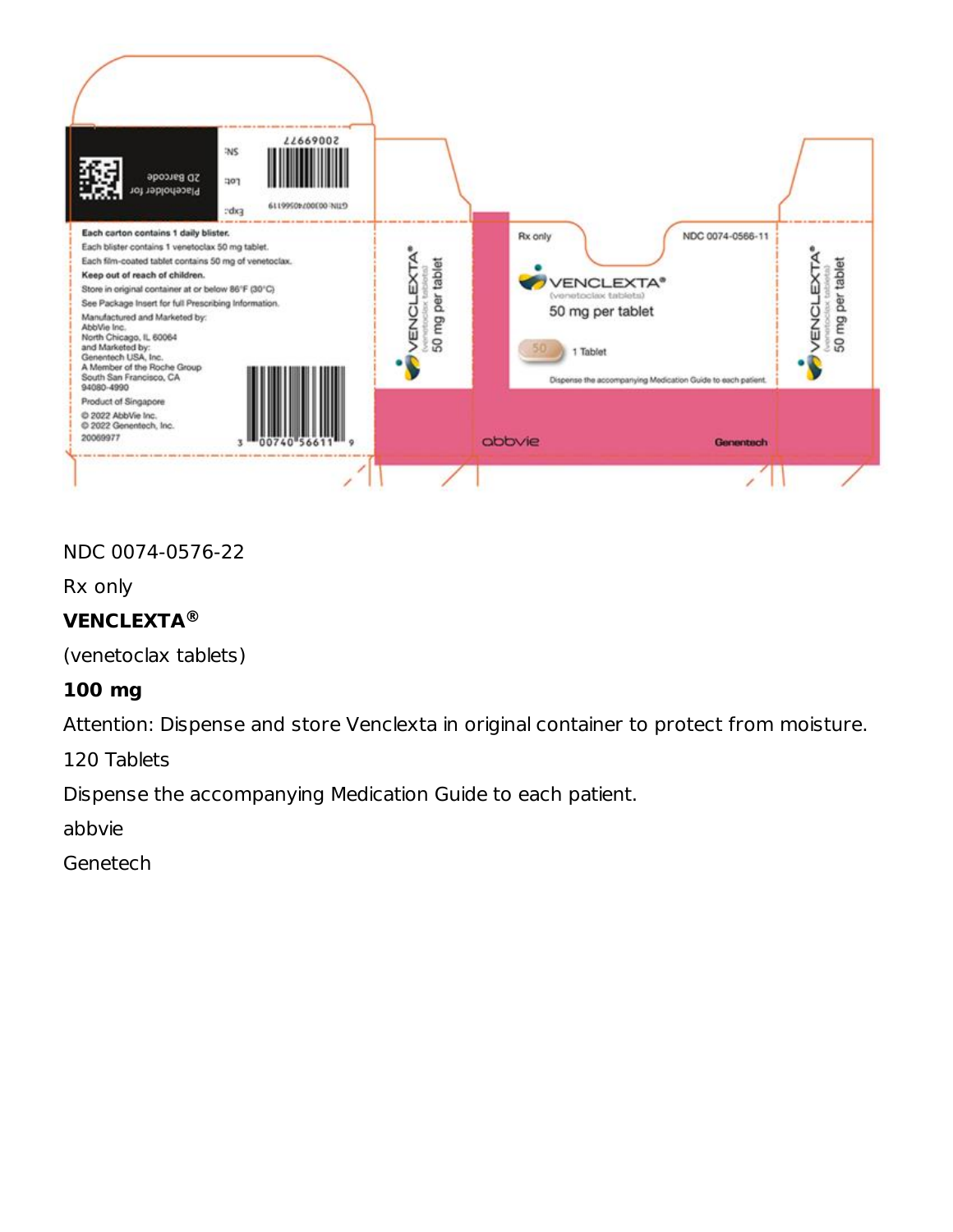Each carton contains 1 daily blister.

Each blister contains 1 venetoclax 50 mg tablet.

Each film-coated tablet contains 50 mg of venetoclax.

Keep out of reach of children.

Store in original container at or below 86°F (30°C)

See Package Insert for full Prescribing Information.

Manufactured and Marketed by:
AbbVie Inc.
North Chicago, IL 60064
and Marketed by:
Genentech USA, Inc.
A Member of the Roche Group
South San Francisco, CA
94080-4990

Product of Singapore

© 2022 AbbVie Inc.
© 2022 Genentech, Inc.
20069977

3 00740 56611 9

Placeholder for 2D Barcode

SN:

Lot:

Exp:

20069977

GTIN: 00300740566119

VENCLEXTA®
(venetoclax tablets)
50 mg per tablet

Rx only

NDC 0074-0566-11

VENCLEXTA®
(venetoclax tablets)
50 mg per tablet

50

1 Tablet

Dispense the accompanying Medication Guide to each patient.

abbvie

Genentech

VENCLEXTA®
(venetoclax tablets)
50 mg per tablet

NDC 0074-0576-22

Rx only

**VENCLEXTA®**

(venetoclax tablets)

**100 mg**

Attention: Dispense and store Venclexta in original container to protect from moisture.

120 Tablets

Dispense the accompanying Medication Guide to each patient.

abbvie

Genetech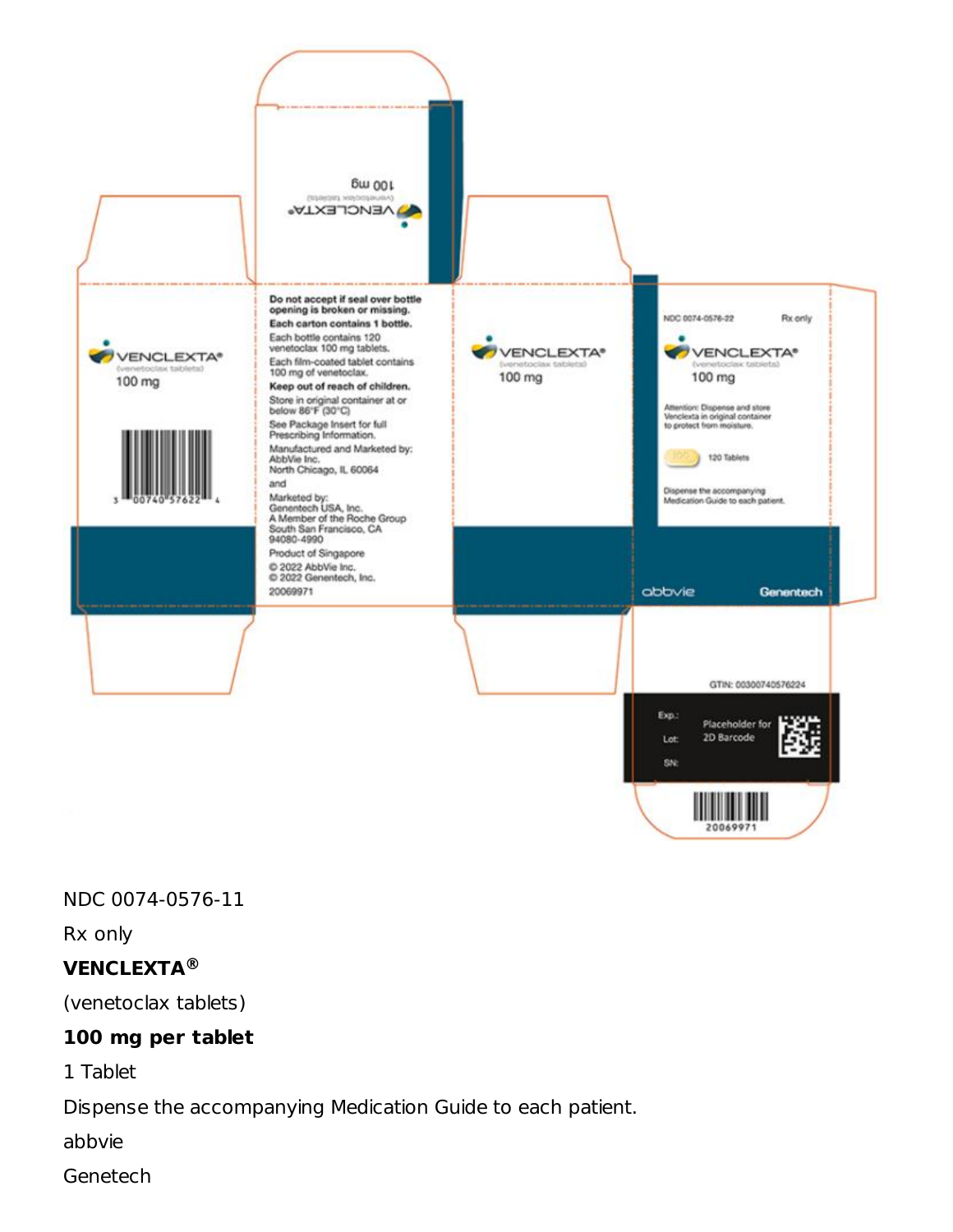VENCLEXTA®
(venetoclax tablets)
100 mg

Do not accept if seal over bottle opening is broken or missing.

**Each carton contains 1 bottle.**

Each bottle contains 120 venetoclax 100 mg tablets.

Each film-coated tablet contains 100 mg of venetoclax.

**Keep out of reach of children.**

Store in original container at or below 86°F (30°C)

See Package Insert for full Prescribing Information.

Manufactured and Marketed by:
AbbVie Inc.
North Chicago, IL 60064

and

Marketed by:
Genentech USA, Inc.
A Member of the Roche Group
South San Francisco, CA
94080-4990

Product of Singapore

© 2022 AbbVie Inc.
© 2022 Genentech, Inc.
20069971

NDC 0074-0576-22 Rx only

VENCLEXTA®
(venetoclax tablets)
100 mg

Attention: Dispense and store Venclexta in original container to protect from moisture.

120 Tablets

Dispense the accompanying Medication Guide to each patient.

abbvie Genentech

GTIN: 00300740576224

Exp.:
Lot:
SN:

Placeholder for 2D Barcode

20069971

NDC 0074-0576-11

Rx only

**VENCLEXTA®**

(venetoclax tablets)

**100 mg per tablet**

1 Tablet

Dispense the accompanying Medication Guide to each patient.

abbvie

Genetech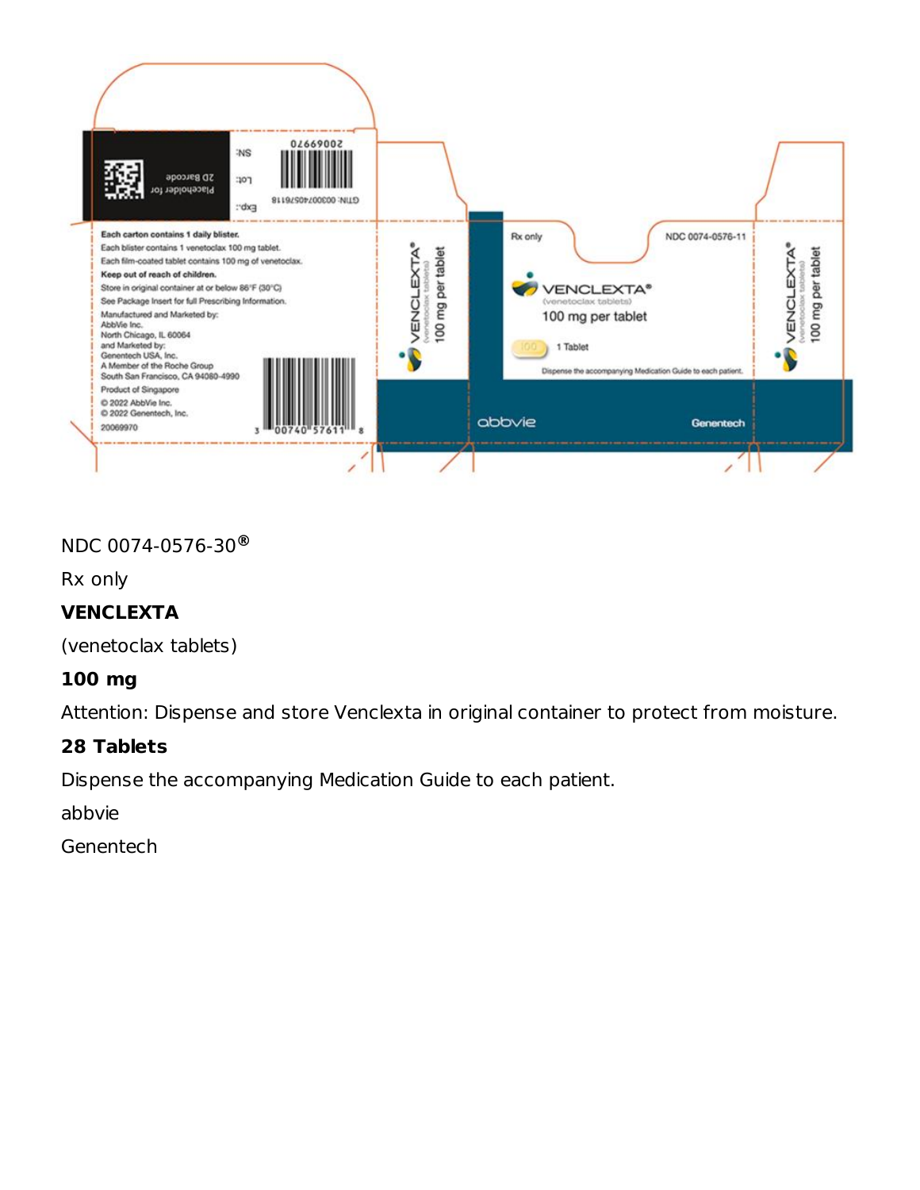Each carton contains 1 daily blister.

Each blister contains 1 venetoclax 100 mg tablet.

Each film-coated tablet contains 100 mg of venetoclax.

**Keep out of reach of children.**

Store in original container at or below 86°F (30°C)

See Package Insert for full Prescribing Information.

Manufactured and Marketed by:
AbbVie Inc.
North Chicago, IL 60064
and Marketed by:
Genentech USA, Inc.
A Member of the Roche Group
South San Francisco, CA 94080-4990

Product of Singapore

© 2022 AbbVie Inc.
© 2022 Genentech, Inc.

20069970

Placeholder for 2D Barcode

SN:

Lot:

Exp.:

20069970

GTIN: 00300740576118

3 00740 57611 8

VENCLEXTA® (venetoclax tablets) 100 mg per tablet

Rx only

NDC 0074-0576-11

VENCLEXTA®
(venetoclax tablets)
100 mg per tablet

1 Tablet

Dispense the accompanying Medication Guide to each patient.

abbvie

Genentech

NDC 0074-0576-30®

Rx only

**VENCLEXTA**

(venetoclax tablets)

**100 mg**

Attention: Dispense and store Venclexta in original container to protect from moisture.

**28 Tablets**

Dispense the accompanying Medication Guide to each patient.

abbvie

Genentech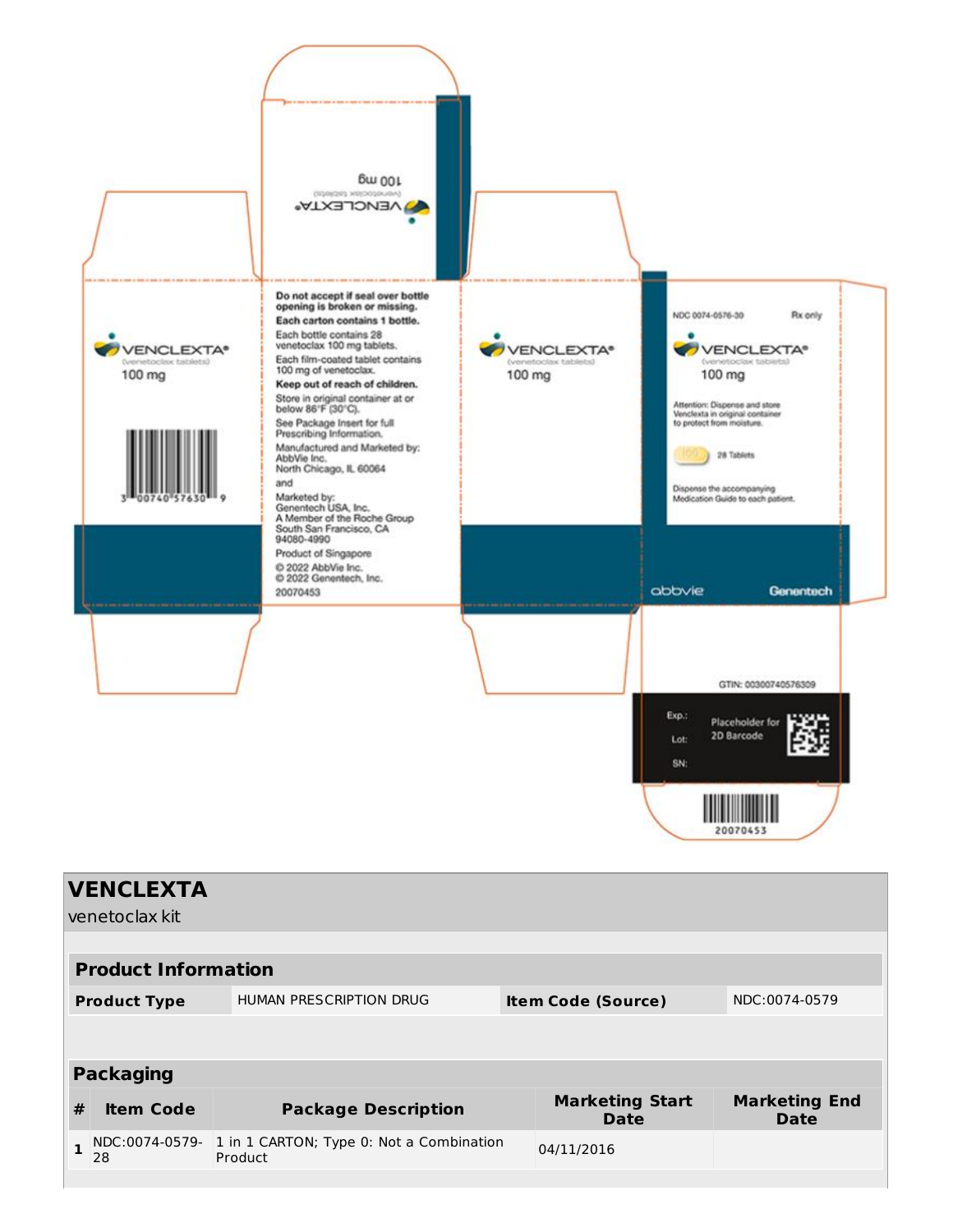100 mg

VENCLEXTA®
(venetoclax tablets)

VENCLEXTA®
(venetoclax tablets)
100 mg

3 00740 57630 9

**Do not accept if seal over bottle opening is broken or missing.**

**Each carton contains 1 bottle.**

Each bottle contains 28 venetoclax 100 mg tablets.

Each film-coated tablet contains 100 mg of venetoclax.

**Keep out of reach of children.**

Store in original container at or below 86°F (30°C).

See Package Insert for full Prescribing Information.

Manufactured and Marketed by:
AbbVie Inc.
North Chicago, IL 60064

and

Marketed by:
Genentech USA, Inc.
A Member of the Roche Group
South San Francisco, CA
94080-4990

Product of Singapore

© 2022 AbbVie Inc.
© 2022 Genentech, Inc.

20070453

VENCLEXTA®
(venetoclax tablets)
100 mg

NDC 0074-0576-30 Rx only

VENCLEXTA®
(venetoclax tablets)
100 mg

Attention: Dispense and store Venclexta in original container to protect from moisture.

100 28 Tablets

Dispense the accompanying Medication Guide to each patient.

abbvie Genentech

GTIN: 00300740576309

Exp.:
Lot:
SN:

Placeholder for 2D Barcode

20070453

## VENCLEXTA

venetoclax kit

| Product Information | | | |
|---|---|---|---|
| **Product Type** | HUMAN PRESCRIPTION DRUG | **Item Code (Source)** | NDC:0074-0579 |

| Packaging | | | | |
|---|---|---|---|---|
| **#** | **Item Code** | **Package Description** | **Marketing Start Date** | **Marketing End Date** |
| 1 | NDC:0074-0579-28 | 1 in 1 CARTON; Type 0: Not a Combination Product | 04/11/2016 | |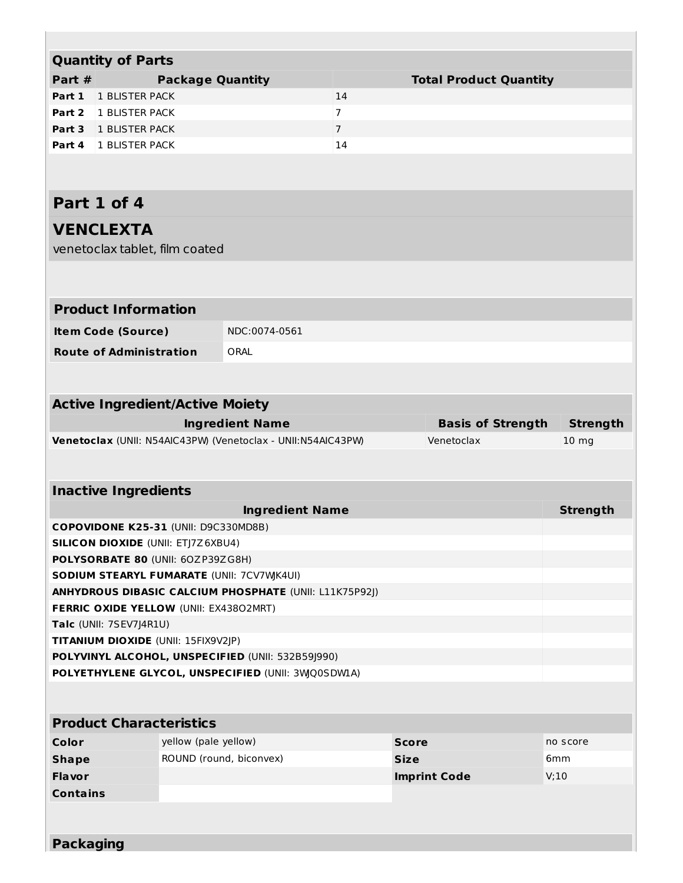| Quantity of Parts | | |
|---|---|---|
| **Part #** | **Package Quantity** | **Total Product Quantity** |
| **Part 1** | 1 BLISTER PACK | 14 |
| **Part 2** | 1 BLISTER PACK | 7 |
| **Part 3** | 1 BLISTER PACK | 7 |
| **Part 4** | 1 BLISTER PACK | 14 |

## Part 1 of 4

## VENCLEXTA

venetoclax tablet, film coated

| Product Information | |
|---|---|
| **Item Code (Source)** | NDC:0074-0561 |
| **Route of Administration** | ORAL |

| Active Ingredient/Active Moiety | | |
|---|---|---|
| **Ingredient Name** | **Basis of Strength** | **Strength** |
| **Venetoclax** (UNII: N54AIC43PW) (Venetoclax - UNII:N54AIC43PW) | Venetoclax | 10 mg |

| Inactive Ingredients | |
|---|---|
| **Ingredient Name** | **Strength** |
| **COPOVIDONE K25-31** (UNII: D9C330MD8B) | |
| **SILICON DIOXIDE** (UNII: ETJ7Z6XBU4) | |
| **POLYSORBATE 80** (UNII: 6OZP39ZG8H) | |
| **SODIUM STEARYL FUMARATE** (UNII: 7CV7WJK4UI) | |
| **ANHYDROUS DIBASIC CALCIUM PHOSPHATE** (UNII: L11K75P92J) | |
| **FERRIC OXIDE YELLOW** (UNII: EX438O2MRT) | |
| **Talc** (UNII: 7SEV7J4R1U) | |
| **TITANIUM DIOXIDE** (UNII: 15FIX9V2JP) | |
| **POLYVINYL ALCOHOL, UNSPECIFIED** (UNII: 532B59J990) | |
| **POLYETHYLENE GLYCOL, UNSPECIFIED** (UNII: 3WQ0SDW1A) | |

| Product Characteristics | | | |
|---|---|---|---|
| **Color** | yellow (pale yellow) | **Score** | no score |
| **Shape** | ROUND (round, biconvex) | **Size** | 6mm |
| **Flavor** | | **Imprint Code** | V;10 |
| **Contains** | | | |

## Packaging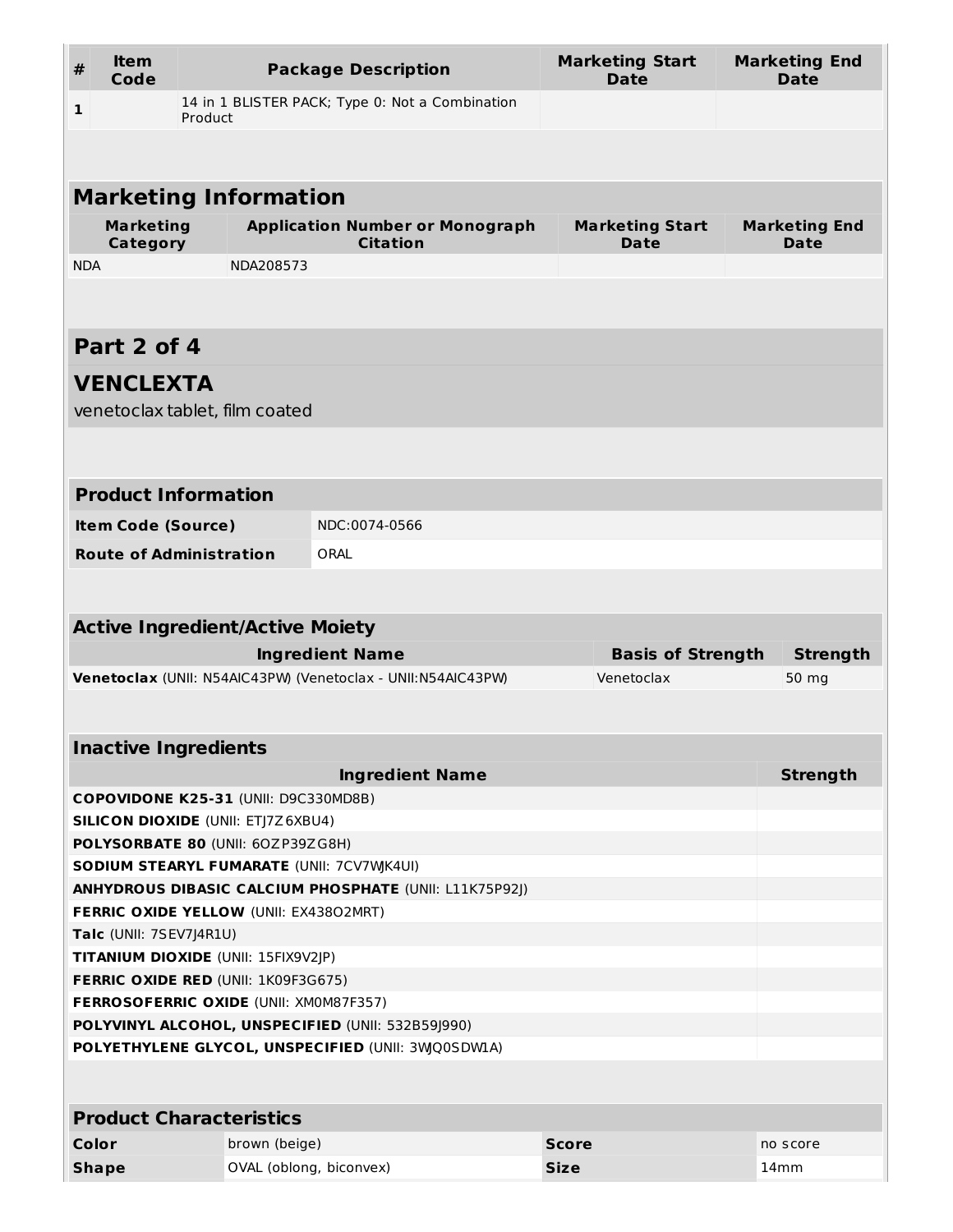| # | Item Code | Package Description | Marketing Start Date | Marketing End Date |
|---|---|---|---|---|
| 1 | | 14 in 1 BLISTER PACK; Type 0: Not a Combination Product | | |

## Marketing Information

| Marketing Category | Application Number or Monograph Citation | Marketing Start Date | Marketing End Date |
|---|---|---|---|
| NDA | NDA208573 | | |

## Part 2 of 4

## VENCLEXTA

venetoclax tablet, film coated

### Product Information

| | |
|---|---|
| **Item Code (Source)** | NDC:0074-0566 |
| **Route of Administration** | ORAL |

### Active Ingredient/Active Moiety

| Ingredient Name | Basis of Strength | Strength |
|---|---|---|
| **Venetoclax** (UNII: N54AIC43PW) (Venetoclax - UNII:N54AIC43PW) | Venetoclax | 50 mg |

### Inactive Ingredients

| Ingredient Name | Strength |
|---|---|
| **COPOVIDONE K25-31** (UNII: D9C330MD8B) | |
| **SILICON DIOXIDE** (UNII: ETJ7Z6XBU4) | |
| **POLYSORBATE 80** (UNII: 6OZP39ZG8H) | |
| **SODIUM STEARYL FUMARATE** (UNII: 7CV7WJK4UI) | |
| **ANHYDROUS DIBASIC CALCIUM PHOSPHATE** (UNII: L11K75P92J) | |
| **FERRIC OXIDE YELLOW** (UNII: EX438O2MRT) | |
| **Talc** (UNII: 7SEV7J4R1U) | |
| **TITANIUM DIOXIDE** (UNII: 15FIX9V2JP) | |
| **FERRIC OXIDE RED** (UNII: 1K09F3G675) | |
| **FERROSOFERRIC OXIDE** (UNII: XM0M87F357) | |
| **POLYVINYL ALCOHOL, UNSPECIFIED** (UNII: 532B59J990) | |
| **POLYETHYLENE GLYCOL, UNSPECIFIED** (UNII: 3WJQ0SDW1A) | |

### Product Characteristics

| | | | |
|---|---|---|---|
| **Color** | brown (beige) | **Score** | no score |
| **Shape** | OVAL (oblong, biconvex) | **Size** | 14mm |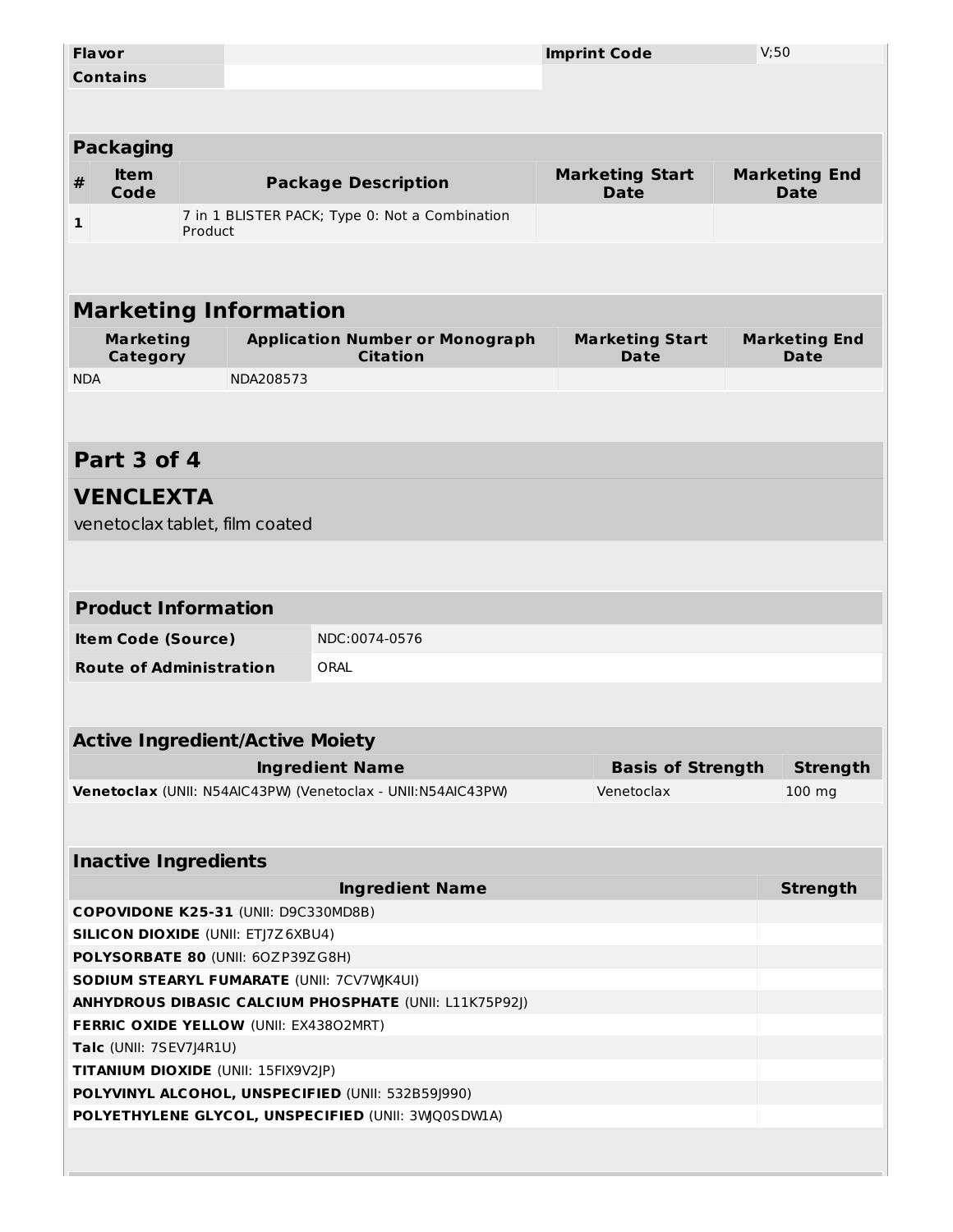| Flavor | | Imprint Code | V;50 |
| --- | --- | --- | --- |
| Contains | | | |

| Packaging | | | | |
| --- | --- | --- | --- | --- |
| # | Item Code | Package Description | Marketing Start Date | Marketing End Date |
| 1 | | 7 in 1 BLISTER PACK; Type 0: Not a Combination Product | | |

| Marketing Information | | | |
| --- | --- | --- | --- |
| Marketing Category | Application Number or Monograph Citation | Marketing Start Date | Marketing End Date |
| NDA | NDA208573 | | |

## Part 3 of 4

## VENCLEXTA

venetoclax tablet, film coated

| Product Information | |
| --- | --- |
| Item Code (Source) | NDC:0074-0576 |
| Route of Administration | ORAL |

| Active Ingredient/Active Moiety | | |
| --- | --- | --- |
| Ingredient Name | Basis of Strength | Strength |
| **Venetoclax** (UNII: N54AIC43PW) (Venetoclax - UNII:N54AIC43PW) | Venetoclax | 100 mg |

| Inactive Ingredients | |
| --- | --- |
| Ingredient Name | Strength |
| **COPOVIDONE K25-31** (UNII: D9C330MD8B) | |
| **SILICON DIOXIDE** (UNII: ETJ7Z6XBU4) | |
| **POLYSORBATE 80** (UNII: 6OZP39ZG8H) | |
| **SODIUM STEARYL FUMARATE** (UNII: 7CV7WJK4UI) | |
| **ANHYDROUS DIBASIC CALCIUM PHOSPHATE** (UNII: L11K75P92J) | |
| **FERRIC OXIDE YELLOW** (UNII: EX438O2MRT) | |
| **Talc** (UNII: 7SEV7J4R1U) | |
| **TITANIUM DIOXIDE** (UNII: 15FIX9V2JP) | |
| **POLYVINYL ALCOHOL, UNSPECIFIED** (UNII: 532B59J990) | |
| **POLYETHYLENE GLYCOL, UNSPECIFIED** (UNII: 3WJQ0SDW1A) | |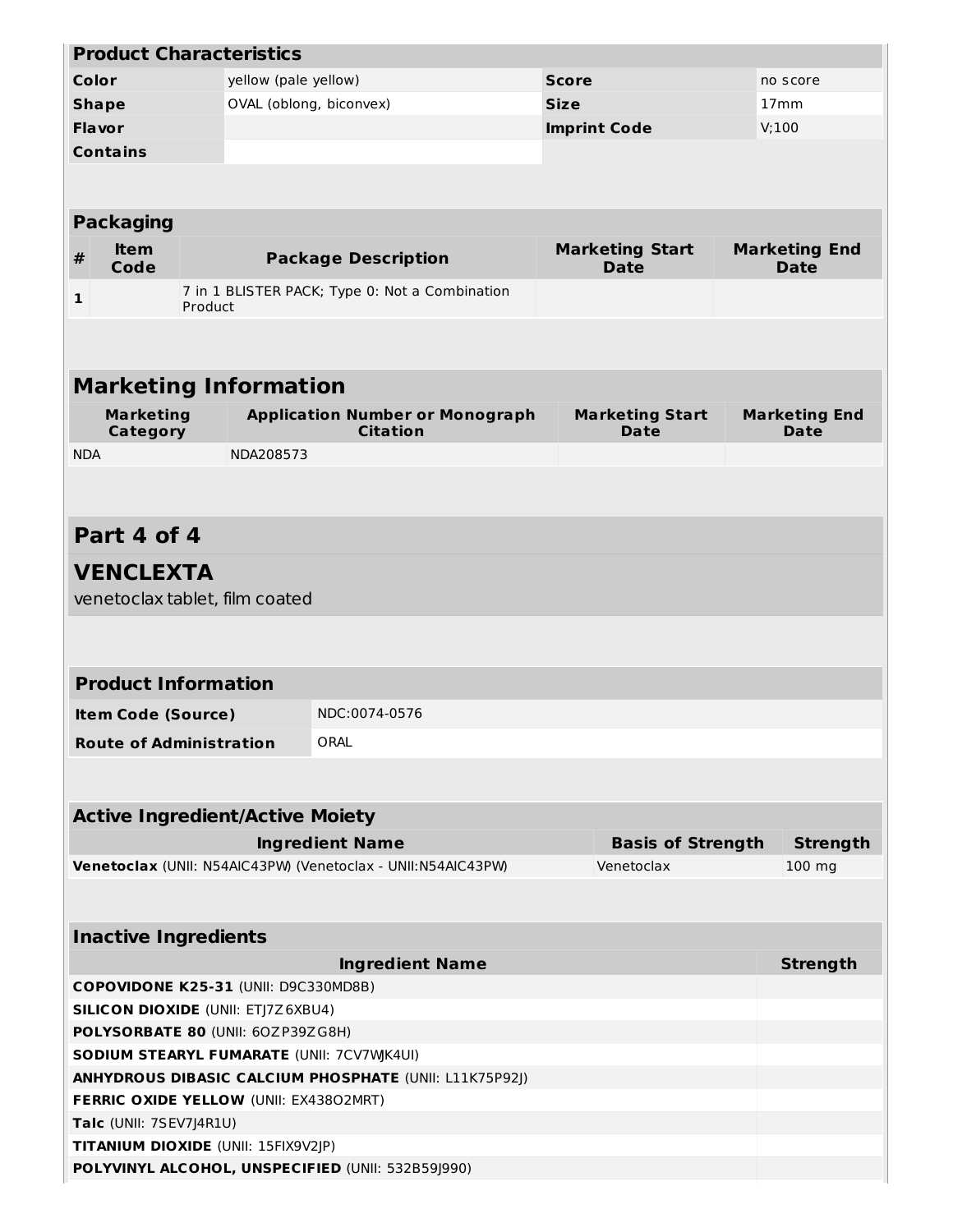| Product Characteristics | | | |
|---|---|---|---|
| **Color** | yellow (pale yellow) | **Score** | no score |
| **Shape** | OVAL (oblong, biconvex) | **Size** | 17mm |
| **Flavor** | | **Imprint Code** | V;100 |
| **Contains** | | | |

| Packaging | | | | |
|---|---|---|---|---|
| **#** | **Item Code** | **Package Description** | **Marketing Start Date** | **Marketing End Date** |
| **1** | | 7 in 1 BLISTER PACK; Type 0: Not a Combination Product | | |

## Marketing Information

| Marketing Category | Application Number or Monograph Citation | Marketing Start Date | Marketing End Date |
|---|---|---|---|
| NDA | NDA208573 | | |

## Part 4 of 4

## VENCLEXTA

venetoclax tablet, film coated

| Product Information | |
|---|---|
| **Item Code (Source)** | NDC:0074-0576 |
| **Route of Administration** | ORAL |

| Active Ingredient/Active Moiety | | |
|---|---|---|
| **Ingredient Name** | **Basis of Strength** | **Strength** |
| **Venetoclax** (UNII: N54AIC43PW) (Venetoclax - UNII:N54AIC43PW) | Venetoclax | 100 mg |

| Inactive Ingredients | |
|---|---|
| **Ingredient Name** | **Strength** |
| **COPOVIDONE K25-31** (UNII: D9C330MD8B) | |
| **SILICON DIOXIDE** (UNII: ETJ7Z6XBU4) | |
| **POLYSORBATE 80** (UNII: 6OZP39ZG8H) | |
| **SODIUM STEARYL FUMARATE** (UNII: 7CV7WJK4UI) | |
| **ANHYDROUS DIBASIC CALCIUM PHOSPHATE** (UNII: L11K75P92J) | |
| **FERRIC OXIDE YELLOW** (UNII: EX438O2MRT) | |
| **Talc** (UNII: 7SEV7J4R1U) | |
| **TITANIUM DIOXIDE** (UNII: 15FIX9V2JP) | |
| **POLYVINYL ALCOHOL, UNSPECIFIED** (UNII: 532B59J990) | |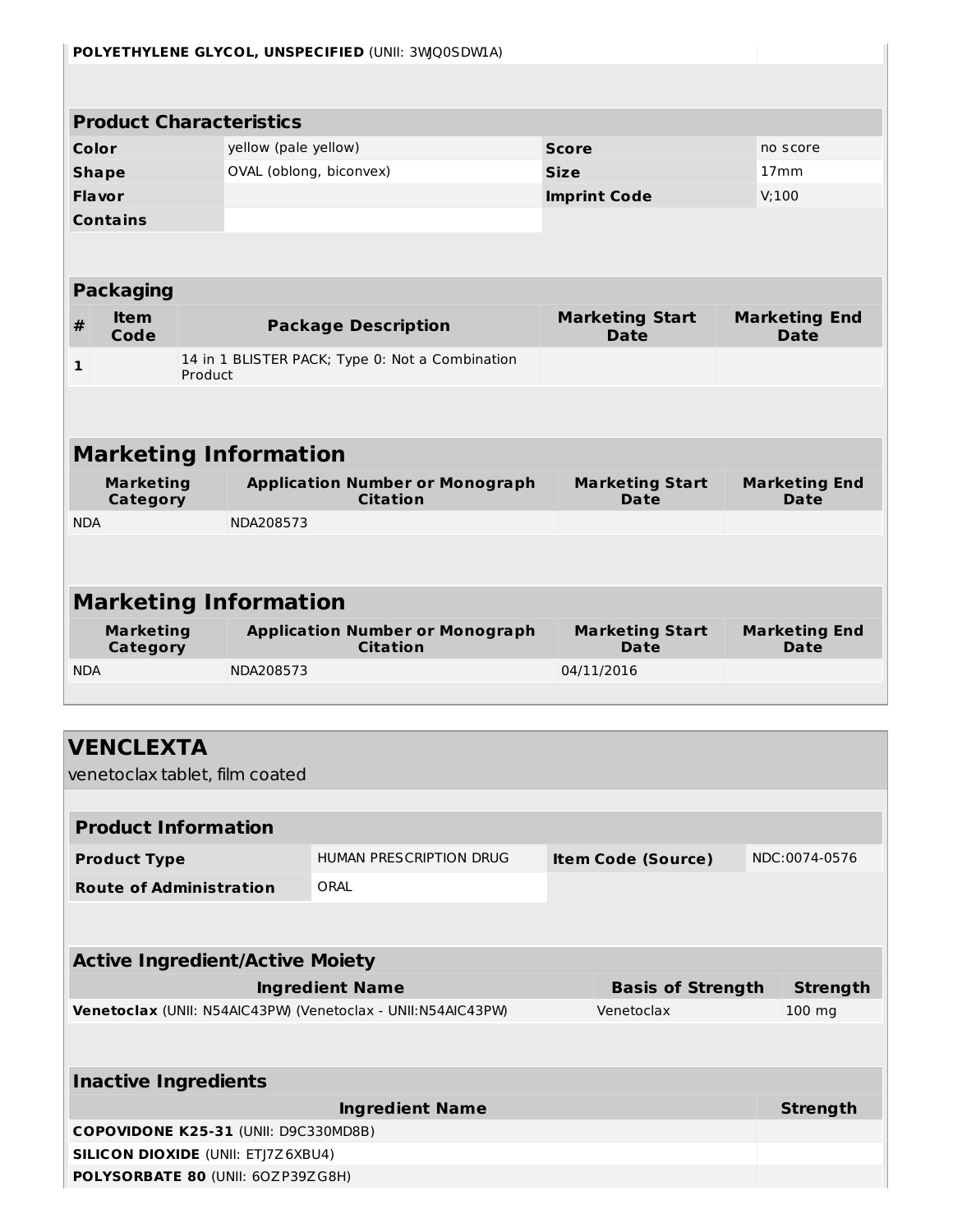| **POLYETHYLENE GLYCOL, UNSPECIFIED** (UNII: 3WJQ0SDW1A) | |
| --- | --- |

## Product Characteristics

| | | | |
| --- | --- | --- | --- |
| **Color** | yellow (pale yellow) | **Score** | no score |
| **Shape** | OVAL (oblong, biconvex) | **Size** | 17mm |
| **Flavor** | | **Imprint Code** | V;100 |
| **Contains** | | | |

## Packaging

| # | Item Code | Package Description | Marketing Start Date | Marketing End Date |
| --- | --- | --- | --- | --- |
| 1 | | 14 in 1 BLISTER PACK; Type 0: Not a Combination Product | | |

## Marketing Information

| Marketing Category | Application Number or Monograph Citation | Marketing Start Date | Marketing End Date |
| --- | --- | --- | --- |
| NDA | NDA208573 | | |

## Marketing Information

| Marketing Category | Application Number or Monograph Citation | Marketing Start Date | Marketing End Date |
| --- | --- | --- | --- |
| NDA | NDA208573 | 04/11/2016 | |

# VENCLEXTA

venetoclax tablet, film coated

## Product Information

| | | | |
| --- | --- | --- | --- |
| **Product Type** | HUMAN PRESCRIPTION DRUG | **Item Code (Source)** | NDC:0074-0576 |
| **Route of Administration** | ORAL | | |

## Active Ingredient/Active Moiety

| Ingredient Name | Basis of Strength | Strength |
| --- | --- | --- |
| **Venetoclax** (UNII: N54AIC43PW) (Venetoclax - UNII:N54AIC43PW) | Venetoclax | 100 mg |

## Inactive Ingredients

| Ingredient Name | Strength |
| --- | --- |
| **COPOVIDONE K25-31** (UNII: D9C330MD8B) | |
| **SILICON DIOXIDE** (UNII: ETJ7Z6XBU4) | |
| **POLYSORBATE 80** (UNII: 6OZP39ZG8H) | |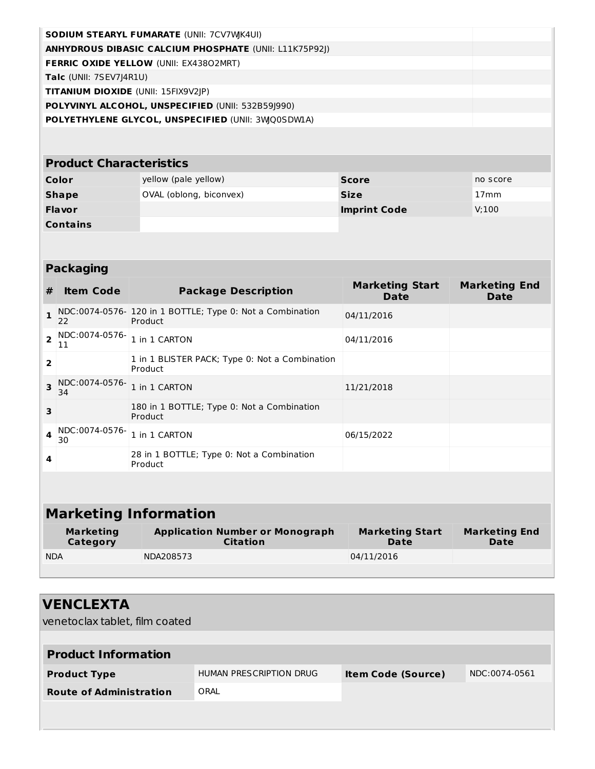| | |
|---|---|
| **SODIUM STEARYL FUMARATE** (UNII: 7CV7WJK4UI) | |
| **ANHYDROUS DIBASIC CALCIUM PHOSPHATE** (UNII: L11K75P92J) | |
| **FERRIC OXIDE YELLOW** (UNII: EX438O2MRT) | |
| **Talc** (UNII: 7SEV7J4R1U) | |
| **TITANIUM DIOXIDE** (UNII: 15FIX9V2JP) | |
| **POLYVINYL ALCOHOL, UNSPECIFIED** (UNII: 532B59J990) | |
| **POLYETHYLENE GLYCOL, UNSPECIFIED** (UNII: 3WJQ0SDW1A) | |

| **Product Characteristics** | | | |
|---|---|---|---|
| **Color** | yellow (pale yellow) | **Score** | no score |
| **Shape** | OVAL (oblong, biconvex) | **Size** | 17mm |
| **Flavor** | | **Imprint Code** | V;100 |
| **Contains** | | | |

**Packaging**

| # | Item Code | Package Description | Marketing Start Date | Marketing End Date |
|---|---|---|---|---|
| 1 | NDC:0074-0576-22 | 120 in 1 BOTTLE; Type 0: Not a Combination Product | 04/11/2016 | |
| 2 | NDC:0074-0576-11 | 1 in 1 CARTON | 04/11/2016 | |
| 2 | | 1 in 1 BLISTER PACK; Type 0: Not a Combination Product | | |
| 3 | NDC:0074-0576-34 | 1 in 1 CARTON | 11/21/2018 | |
| 3 | | 180 in 1 BOTTLE; Type 0: Not a Combination Product | | |
| 4 | NDC:0074-0576-30 | 1 in 1 CARTON | 06/15/2022 | |
| 4 | | 28 in 1 BOTTLE; Type 0: Not a Combination Product | | |

## Marketing Information

| Marketing Category | Application Number or Monograph Citation | Marketing Start Date | Marketing End Date |
|---|---|---|---|
| NDA | NDA208573 | 04/11/2016 | |

# VENCLEXTA

venetoclax tablet, film coated

| **Product Information** | | | |
|---|---|---|---|
| **Product Type** | HUMAN PRESCRIPTION DRUG | **Item Code (Source)** | NDC:0074-0561 |
| **Route of Administration** | ORAL | | |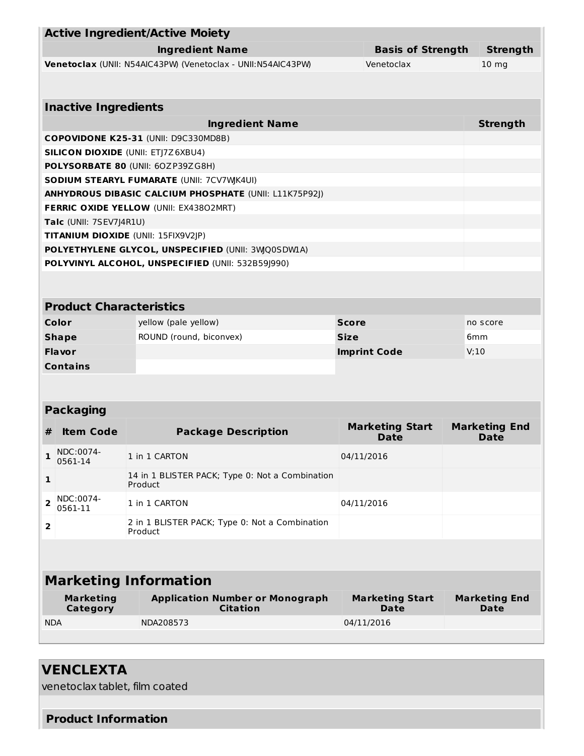| Active Ingredient/Active Moiety | | |
|---|---|---|
| **Ingredient Name** | **Basis of Strength** | **Strength** |
| **Venetoclax** (UNII: N54AIC43PW) (Venetoclax - UNII:N54AIC43PW) | Venetoclax | 10 mg |

| Inactive Ingredients | |
|---|---|
| **Ingredient Name** | **Strength** |
| **COPOVIDONE K25-31** (UNII: D9C330MD8B) | |
| **SILICON DIOXIDE** (UNII: ETJ7Z6XBU4) | |
| **POLYSORBATE 80** (UNII: 6OZP39ZG8H) | |
| **SODIUM STEARYL FUMARATE** (UNII: 7CV7WJK4UI) | |
| **ANHYDROUS DIBASIC CALCIUM PHOSPHATE** (UNII: L11K75P92J) | |
| **FERRIC OXIDE YELLOW** (UNII: EX438O2MRT) | |
| **Talc** (UNII: 7SEV7J4R1U) | |
| **TITANIUM DIOXIDE** (UNII: 15FIX9V2JP) | |
| **POLYETHYLENE GLYCOL, UNSPECIFIED** (UNII: 3WQ0SDW1A) | |
| **POLYVINYL ALCOHOL, UNSPECIFIED** (UNII: 532B59J990) | |

| Product Characteristics | | | |
|---|---|---|---|
| **Color** | yellow (pale yellow) | **Score** | no score |
| **Shape** | ROUND (round, biconvex) | **Size** | 6mm |
| **Flavor** | | **Imprint Code** | V;10 |
| **Contains** | | | |

| Packaging | | | | |
|---|---|---|---|---|
| **#** | **Item Code** | **Package Description** | **Marketing Start Date** | **Marketing End Date** |
| **1** | NDC:0074-0561-14 | 1 in 1 CARTON | 04/11/2016 | |
| **1** | | 14 in 1 BLISTER PACK; Type 0: Not a Combination Product | | |
| **2** | NDC:0074-0561-11 | 1 in 1 CARTON | 04/11/2016 | |
| **2** | | 2 in 1 BLISTER PACK; Type 0: Not a Combination Product | | |

| Marketing Information | | | |
|---|---|---|---|
| **Marketing Category** | **Application Number or Monograph Citation** | **Marketing Start Date** | **Marketing End Date** |
| NDA | NDA208573 | 04/11/2016 | |

## VENCLEXTA

venetoclax tablet, film coated

### Product Information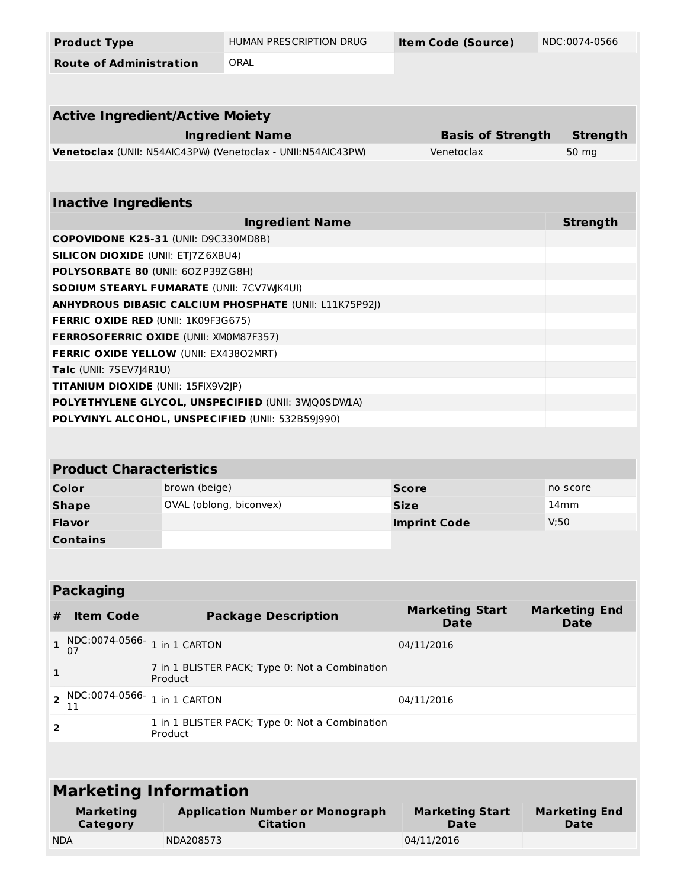| Product Type | HUMAN PRESCRIPTION DRUG | Item Code (Source) | NDC:0074-0566 |
| --- | --- | --- | --- |
| Route of Administration | ORAL | | |

| Active Ingredient/Active Moiety | | |
| --- | --- | --- |
| Ingredient Name | Basis of Strength | Strength |
| **Venetoclax** (UNII: N54AIC43PW) (Venetoclax - UNII:N54AIC43PW) | Venetoclax | 50 mg |

| Inactive Ingredients | |
| --- | --- |
| Ingredient Name | Strength |
| **COPOVIDONE K25-31** (UNII: D9C330MD8B) | |
| **SILICON DIOXIDE** (UNII: ETJ7Z6XBU4) | |
| **POLYSORBATE 80** (UNII: 6OZP39ZG8H) | |
| **SODIUM STEARYL FUMARATE** (UNII: 7CV7WJK4UI) | |
| **ANHYDROUS DIBASIC CALCIUM PHOSPHATE** (UNII: L11K75P92J) | |
| **FERRIC OXIDE RED** (UNII: 1K09F3G675) | |
| **FERROSOFERRIC OXIDE** (UNII: XM0M87F357) | |
| **FERRIC OXIDE YELLOW** (UNII: EX438O2MRT) | |
| **Talc** (UNII: 7SEV7J4R1U) | |
| **TITANIUM DIOXIDE** (UNII: 15FIX9V2JP) | |
| **POLYETHYLENE GLYCOL, UNSPECIFIED** (UNII: 3WJQ0SDW1A) | |
| **POLYVINYL ALCOHOL, UNSPECIFIED** (UNII: 532B59J990) | |

| Product Characteristics | | | |
| --- | --- | --- | --- |
| Color | brown (beige) | Score | no score |
| Shape | OVAL (oblong, biconvex) | Size | 14mm |
| Flavor | | Imprint Code | V;50 |
| Contains | | | |

| Packaging | | | | |
| --- | --- | --- | --- | --- |
| # | Item Code | Package Description | Marketing Start Date | Marketing End Date |
| 1 | NDC:0074-0566-07 | 1 in 1 CARTON | 04/11/2016 | |
| 1 | | 7 in 1 BLISTER PACK; Type 0: Not a Combination Product | | |
| 2 | NDC:0074-0566-11 | 1 in 1 CARTON | 04/11/2016 | |
| 2 | | 1 in 1 BLISTER PACK; Type 0: Not a Combination Product | | |

| Marketing Information | | | |
| --- | --- | --- | --- |
| Marketing Category | Application Number or Monograph Citation | Marketing Start Date | Marketing End Date |
| NDA | NDA208573 | 04/11/2016 | |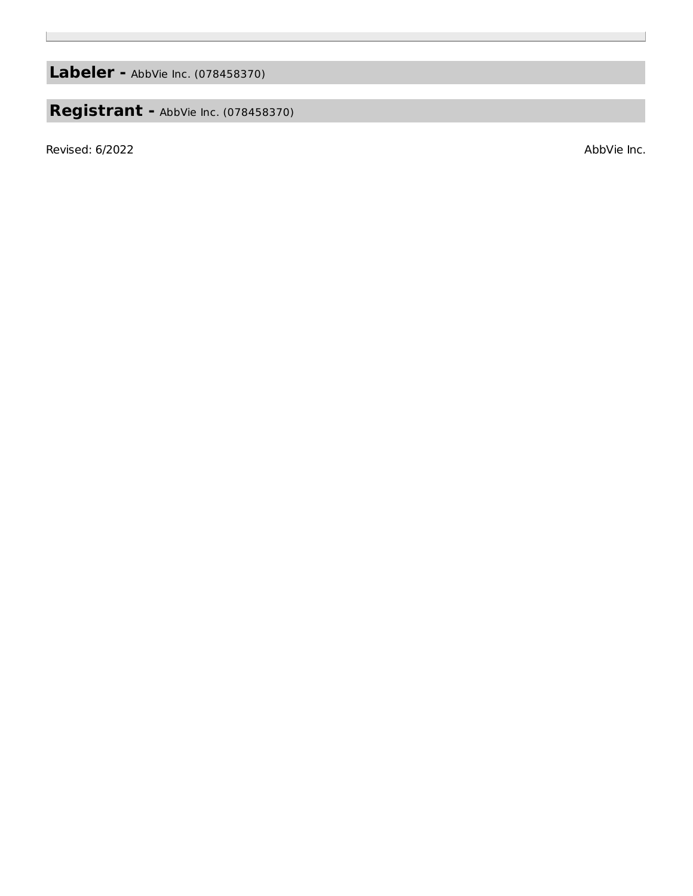**Labeler -** AbbVie Inc. (078458370)

**Registrant -** AbbVie Inc. (078458370)

Revised: 6/2022

AbbVie Inc.